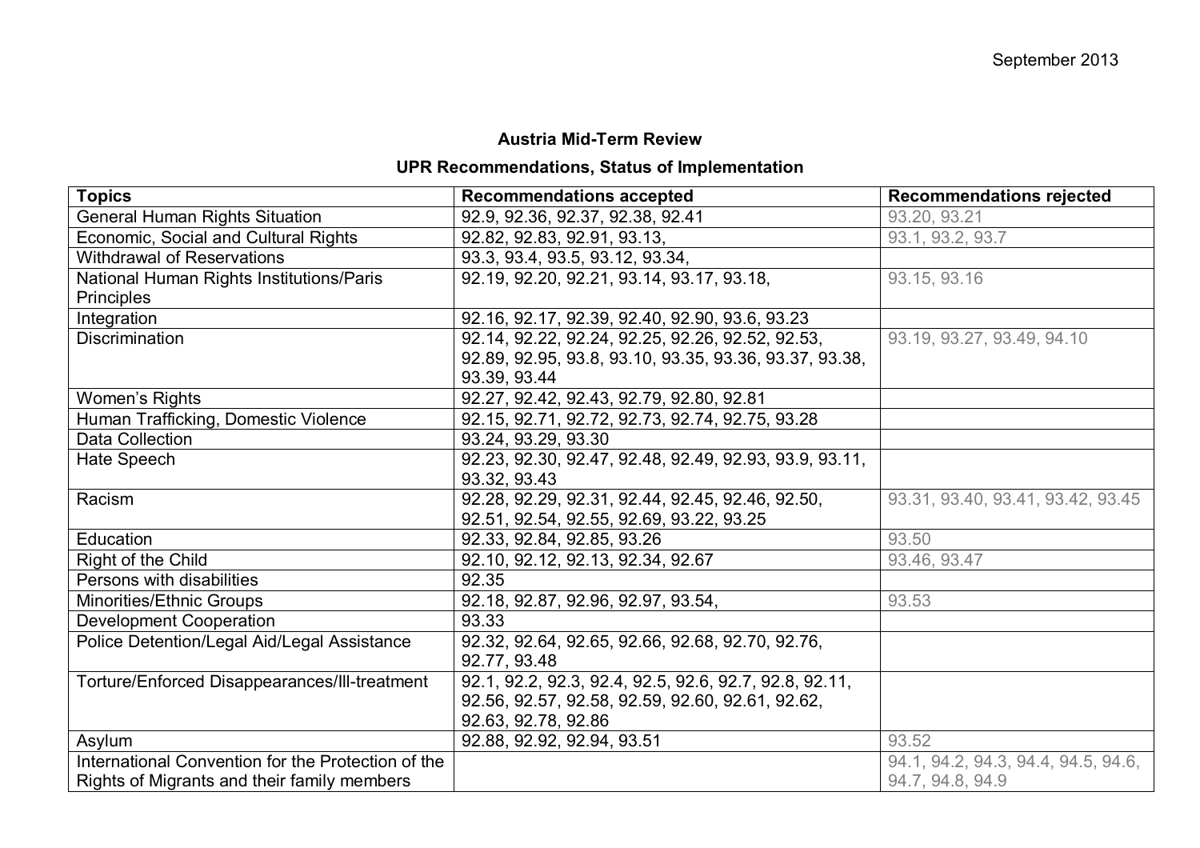September 2013

**Austria Mid-Term Review**

**UPR Recommendations, Status of Implementation**

| Topics | Recommendations accepted | Recommendations rejected |
|---|---|---|
| General Human Rights Situation | 92.9, 92.36, 92.37, 92.38, 92.41 | 93.20, 93.21 |
| Economic, Social and Cultural Rights | 92.82, 92.83, 92.91, 93.13, | 93.1, 93.2, 93.7 |
| Withdrawal of Reservations | 93.3, 93.4, 93.5, 93.12, 93.34, | |
| National Human Rights Institutions/Paris Principles | 92.19, 92.20, 92.21, 93.14, 93.17, 93.18, | 93.15, 93.16 |
| Integration | 92.16, 92.17, 92.39, 92.40, 92.90, 93.6, 93.23 | |
| Discrimination | 92.14, 92.22, 92.24, 92.25, 92.26, 92.52, 92.53, 92.89, 92.95, 93.8, 93.10, 93.35, 93.36, 93.37, 93.38, 93.39, 93.44 | 93.19, 93.27, 93.49, 94.10 |
| Women's Rights | 92.27, 92.42, 92.43, 92.79, 92.80, 92.81 | |
| Human Trafficking, Domestic Violence | 92.15, 92.71, 92.72, 92.73, 92.74, 92.75, 93.28 | |
| Data Collection | 93.24, 93.29, 93.30 | |
| Hate Speech | 92.23, 92.30, 92.47, 92.48, 92.49, 92.93, 93.9, 93.11, 93.32, 93.43 | |
| Racism | 92.28, 92.29, 92.31, 92.44, 92.45, 92.46, 92.50, 92.51, 92.54, 92.55, 92.69, 93.22, 93.25 | 93.31, 93.40, 93.41, 93.42, 93.45 |
| Education | 92.33, 92.84, 92.85, 93.26 | 93.50 |
| Right of the Child | 92.10, 92.12, 92.13, 92.34, 92.67 | 93.46, 93.47 |
| Persons with disabilities | 92.35 | |
| Minorities/Ethnic Groups | 92.18, 92.87, 92.96, 92.97, 93.54, | 93.53 |
| Development Cooperation | 93.33 | |
| Police Detention/Legal Aid/Legal Assistance | 92.32, 92.64, 92.65, 92.66, 92.68, 92.70, 92.76, 92.77, 93.48 | |
| Torture/Enforced Disappearances/Ill-treatment | 92.1, 92.2, 92.3, 92.4, 92.5, 92.6, 92.7, 92.8, 92.11, 92.56, 92.57, 92.58, 92.59, 92.60, 92.61, 92.62, 92.63, 92.78, 92.86 | |
| Asylum | 92.88, 92.92, 92.94, 93.51 | 93.52 |
| International Convention for the Protection of the Rights of Migrants and their family members | | 94.1, 94.2, 94.3, 94.4, 94.5, 94.6, 94.7, 94.8, 94.9 |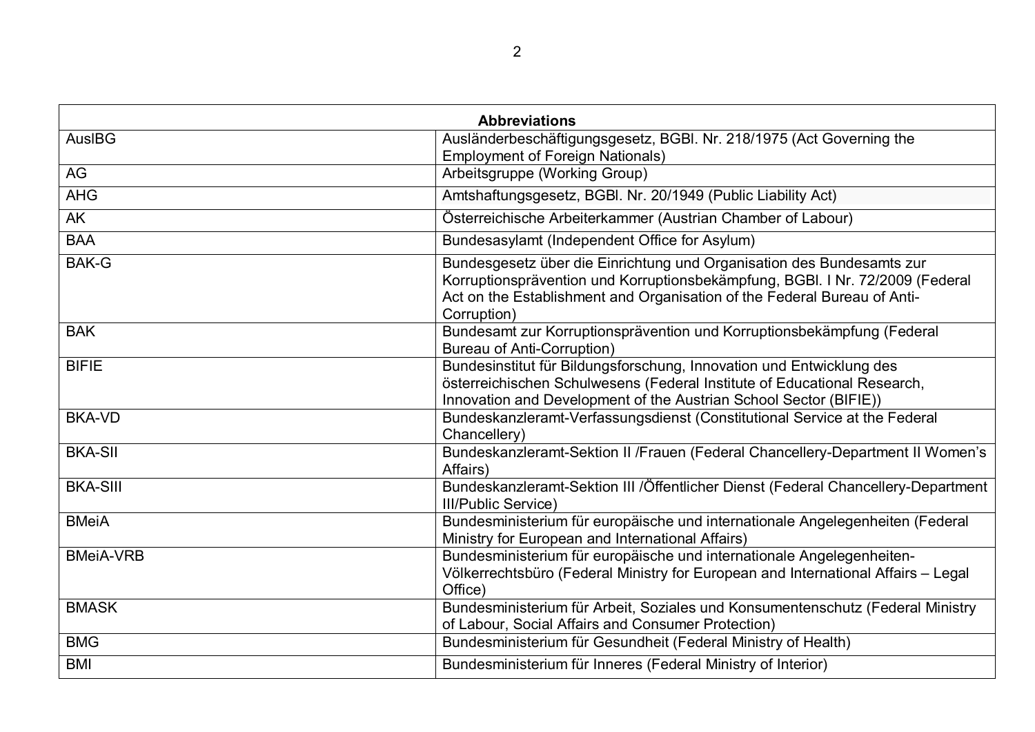| Abbreviations | |
|---|---|
| AuslBG | Ausländerbeschäftigungsgesetz, BGBl. Nr. 218/1975 (Act Governing the Employment of Foreign Nationals) |
| AG | Arbeitsgruppe (Working Group) |
| AHG | Amtshaftungsgesetz, BGBl. Nr. 20/1949 (Public Liability Act) |
| AK | Österreichische Arbeiterkammer (Austrian Chamber of Labour) |
| BAA | Bundesasylamt (Independent Office for Asylum) |
| BAK-G | Bundesgesetz über die Einrichtung und Organisation des Bundesamts zur Korruptionsprävention und Korruptionsbekämpfung, BGBl. I Nr. 72/2009 (Federal Act on the Establishment and Organisation of the Federal Bureau of Anti-Corruption) |
| BAK | Bundesamt zur Korruptionsprävention und Korruptionsbekämpfung (Federal Bureau of Anti-Corruption) |
| BIFIE | Bundesinstitut für Bildungsforschung, Innovation und Entwicklung des österreichischen Schulwesens (Federal Institute of Educational Research, Innovation and Development of the Austrian School Sector (BIFIE)) |
| BKA-VD | Bundeskanzleramt-Verfassungsdienst (Constitutional Service at the Federal Chancellery) |
| BKA-SII | Bundeskanzleramt-Sektion II /Frauen (Federal Chancellery-Department II Women's Affairs) |
| BKA-SIII | Bundeskanzleramt-Sektion III /Öffentlicher Dienst (Federal Chancellery-Department III/Public Service) |
| BMeiA | Bundesministerium für europäische und internationale Angelegenheiten (Federal Ministry for European and International Affairs) |
| BMeiA-VRB | Bundesministerium für europäische und internationale Angelegenheiten-Völkerrechtsbüro (Federal Ministry for European and International Affairs – Legal Office) |
| BMASK | Bundesministerium für Arbeit, Soziales und Konsumentenschutz (Federal Ministry of Labour, Social Affairs and Consumer Protection) |
| BMG | Bundesministerium für Gesundheit (Federal Ministry of Health) |
| BMI | Bundesministerium für Inneres (Federal Ministry of Interior) |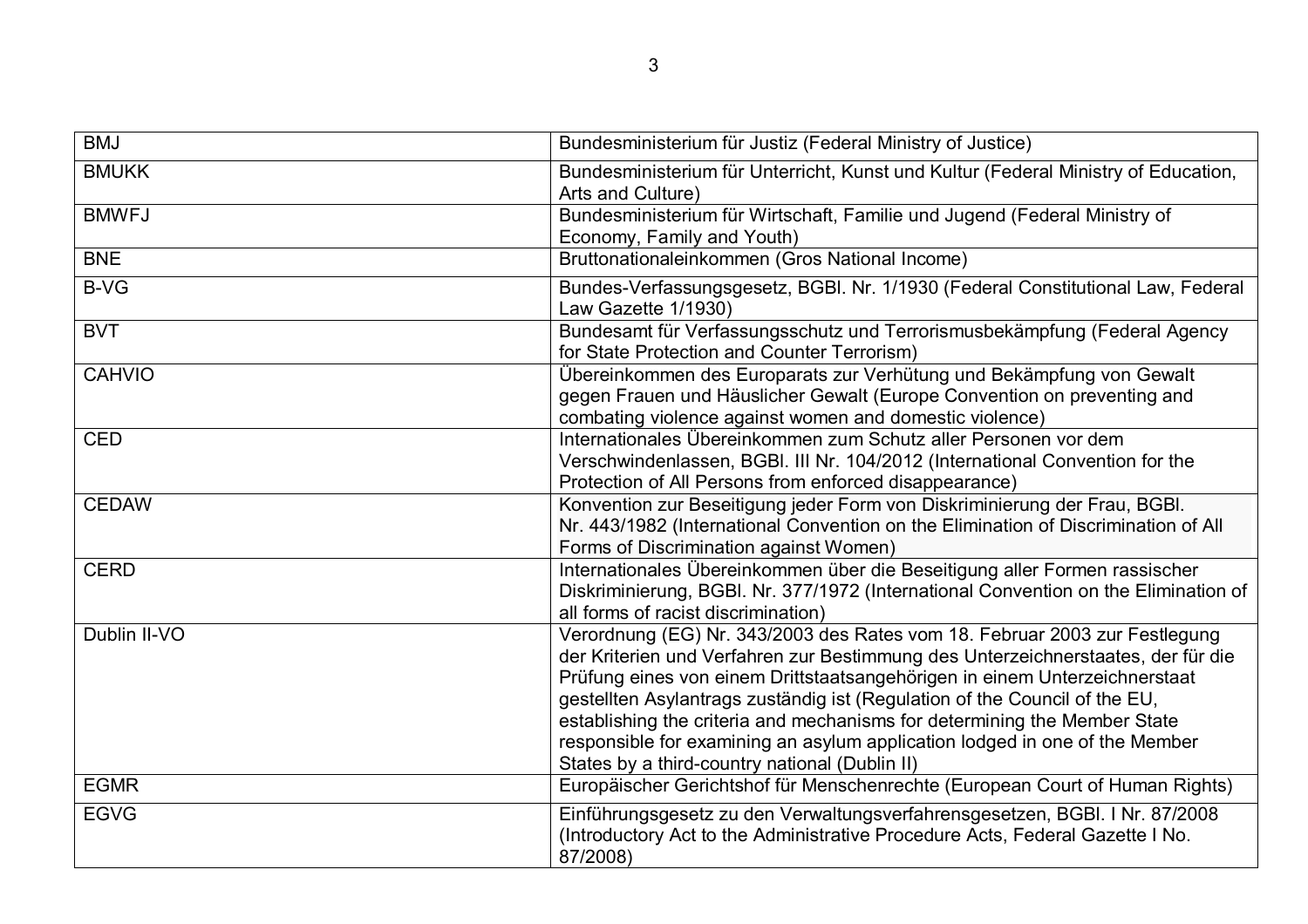| | |
|---|---|
| BMJ | Bundesministerium für Justiz (Federal Ministry of Justice) |
| BMUKK | Bundesministerium für Unterricht, Kunst und Kultur (Federal Ministry of Education, Arts and Culture) |
| BMWFJ | Bundesministerium für Wirtschaft, Familie und Jugend (Federal Ministry of Economy, Family and Youth) |
| BNE | Bruttonationaleinkommen (Gros National Income) |
| B-VG | Bundes-Verfassungsgesetz, BGBl. Nr. 1/1930 (Federal Constitutional Law, Federal Law Gazette 1/1930) |
| BVT | Bundesamt für Verfassungsschutz und Terrorismusbekämpfung (Federal Agency for State Protection and Counter Terrorism) |
| CAHVIO | Übereinkommen des Europarats zur Verhütung und Bekämpfung von Gewalt gegen Frauen und Häuslicher Gewalt (Europe Convention on preventing and combating violence against women and domestic violence) |
| CED | Internationales Übereinkommen zum Schutz aller Personen vor dem Verschwindenlassen, BGBl. III Nr. 104/2012 (International Convention for the Protection of All Persons from enforced disappearance) |
| CEDAW | Konvention zur Beseitigung jeder Form von Diskriminierung der Frau, BGBl. Nr. 443/1982 (International Convention on the Elimination of Discrimination of All Forms of Discrimination against Women) |
| CERD | Internationales Übereinkommen über die Beseitigung aller Formen rassischer Diskriminierung, BGBl. Nr. 377/1972 (International Convention on the Elimination of all forms of racist discrimination) |
| Dublin II-VO | Verordnung (EG) Nr. 343/2003 des Rates vom 18. Februar 2003 zur Festlegung der Kriterien und Verfahren zur Bestimmung des Unterzeichnerstaates, der für die Prüfung eines von einem Drittstaatsangehörigen in einem Unterzeichnerstaat gestellten Asylantrags zuständig ist (Regulation of the Council of the EU, establishing the criteria and mechanisms for determining the Member State responsible for examining an asylum application lodged in one of the Member States by a third-country national (Dublin II) |
| EGMR | Europäischer Gerichtshof für Menschenrechte (European Court of Human Rights) |
| EGVG | Einführungsgesetz zu den Verwaltungsverfahrensgesetzen, BGBl. I Nr. 87/2008 (Introductory Act to the Administrative Procedure Acts, Federal Gazette I No. 87/2008) |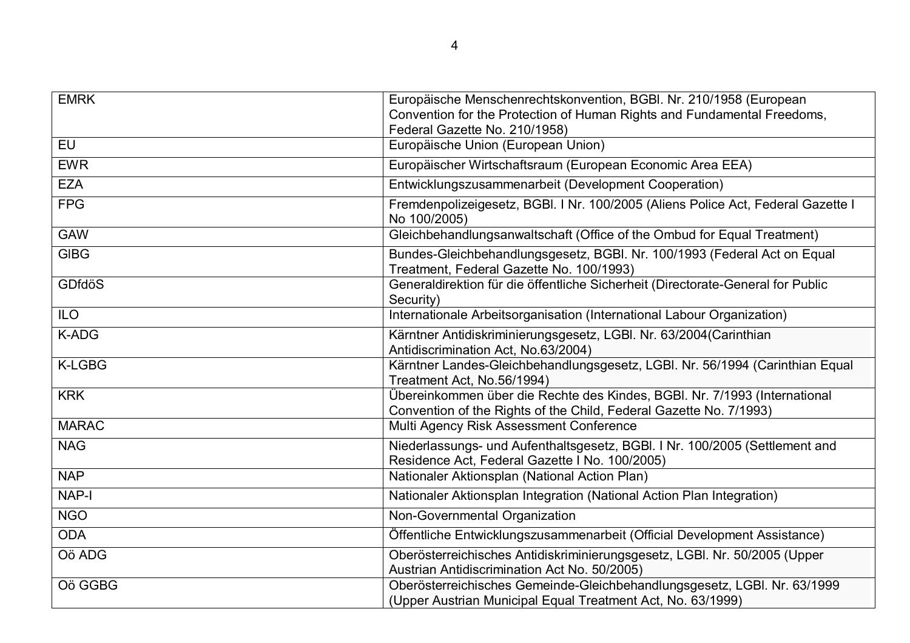| | |
|---|---|
| EMRK | Europäische Menschenrechtskonvention, BGBl. Nr. 210/1958 (European Convention for the Protection of Human Rights and Fundamental Freedoms, Federal Gazette No. 210/1958) |
| EU | Europäische Union (European Union) |
| EWR | Europäischer Wirtschaftsraum (European Economic Area EEA) |
| EZA | Entwicklungszusammenarbeit (Development Cooperation) |
| FPG | Fremdenpolizeigesetz, BGBl. I Nr. 100/2005 (Aliens Police Act, Federal Gazette I No 100/2005) |
| GAW | Gleichbehandlungsanwaltschaft (Office of the Ombud for Equal Treatment) |
| GlBG | Bundes-Gleichbehandlungsgesetz, BGBl. Nr. 100/1993 (Federal Act on Equal Treatment, Federal Gazette No. 100/1993) |
| GDfdöS | Generaldirektion für die öffentliche Sicherheit (Directorate-General for Public Security) |
| ILO | Internationale Arbeitsorganisation (International Labour Organization) |
| K-ADG | Kärntner Antidiskriminierungsgesetz, LGBl. Nr. 63/2004(Carinthian Antidiscrimination Act, No.63/2004) |
| K-LGBG | Kärntner Landes-Gleichbehandlungsgesetz, LGBl. Nr. 56/1994 (Carinthian Equal Treatment Act, No.56/1994) |
| KRK | Übereinkommen über die Rechte des Kindes, BGBl. Nr. 7/1993 (International Convention of the Rights of the Child, Federal Gazette No. 7/1993) |
| MARAC | Multi Agency Risk Assessment Conference |
| NAG | Niederlassungs- und Aufenthaltsgesetz, BGBl. I Nr. 100/2005 (Settlement and Residence Act, Federal Gazette I No. 100/2005) |
| NAP | Nationaler Aktionsplan (National Action Plan) |
| NAP-I | Nationaler Aktionsplan Integration (National Action Plan Integration) |
| NGO | Non-Governmental Organization |
| ODA | Öffentliche Entwicklungszusammenarbeit (Official Development Assistance) |
| Oö ADG | Oberösterreichisches Antidiskriminierungsgesetz, LGBl. Nr. 50/2005 (Upper Austrian Antidiscrimination Act No. 50/2005) |
| Oö GGBG | Oberösterreichisches Gemeinde-Gleichbehandlungsgesetz, LGBl. Nr. 63/1999 (Upper Austrian Municipal Equal Treatment Act, No. 63/1999) |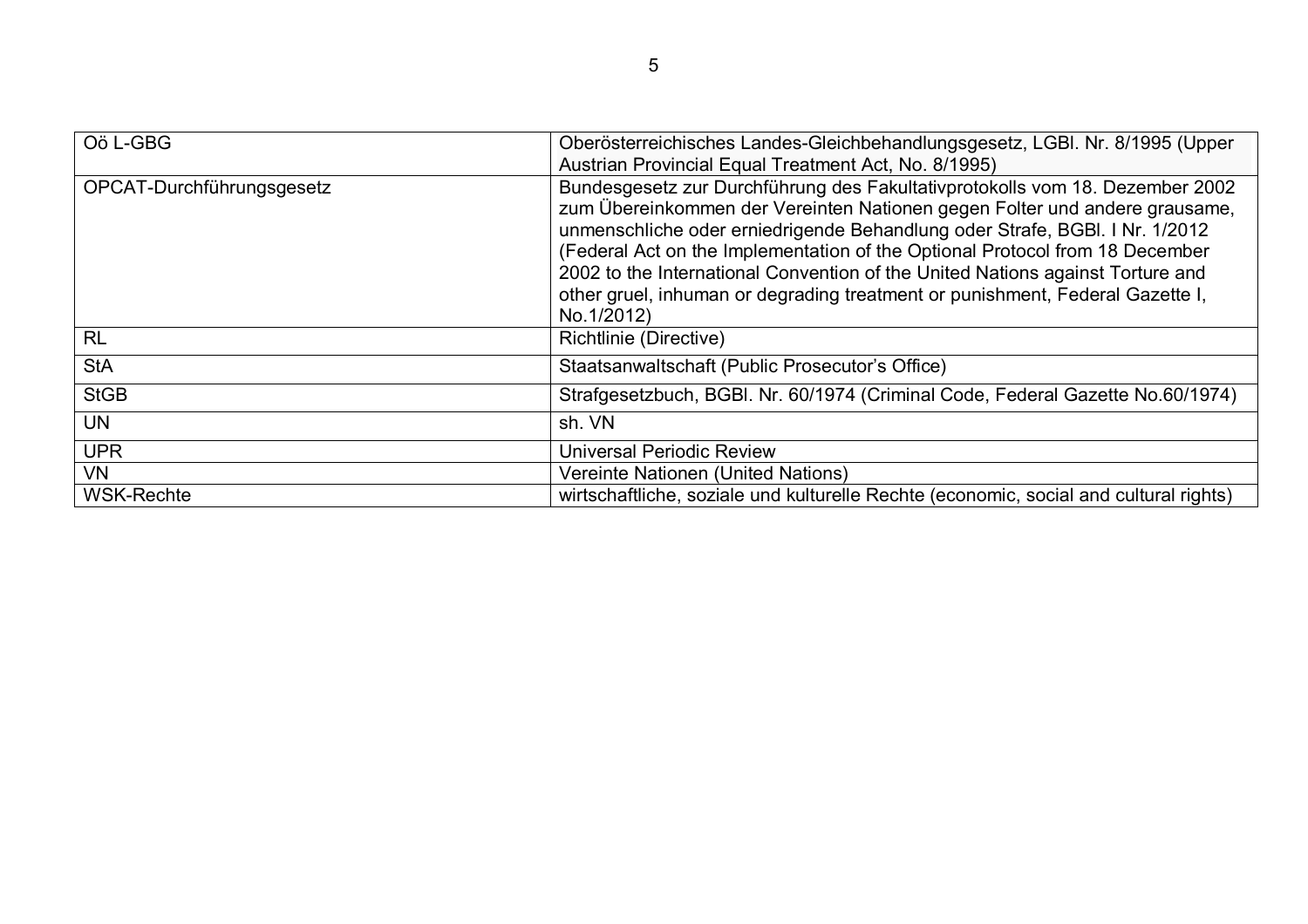| Oö L-GBG | Oberösterreichisches Landes-Gleichbehandlungsgesetz, LGBl. Nr. 8/1995 (Upper Austrian Provincial Equal Treatment Act, No. 8/1995) |
|---|---|
| OPCAT-Durchführungsgesetz | Bundesgesetz zur Durchführung des Fakultativprotokolls vom 18. Dezember 2002 zum Übereinkommen der Vereinten Nationen gegen Folter und andere grausame, unmenschliche oder erniedrigende Behandlung oder Strafe, BGBl. I Nr. 1/2012 (Federal Act on the Implementation of the Optional Protocol from 18 December 2002 to the International Convention of the United Nations against Torture and other gruel, inhuman or degrading treatment or punishment, Federal Gazette I, No.1/2012) |
| RL | Richtlinie (Directive) |
| StA | Staatsanwaltschaft (Public Prosecutor's Office) |
| StGB | Strafgesetzbuch, BGBl. Nr. 60/1974 (Criminal Code, Federal Gazette No.60/1974) |
| UN | sh. VN |
| UPR | Universal Periodic Review |
| VN | Vereinte Nationen (United Nations) |
| WSK-Rechte | wirtschaftliche, soziale und kulturelle Rechte (economic, social and cultural rights) |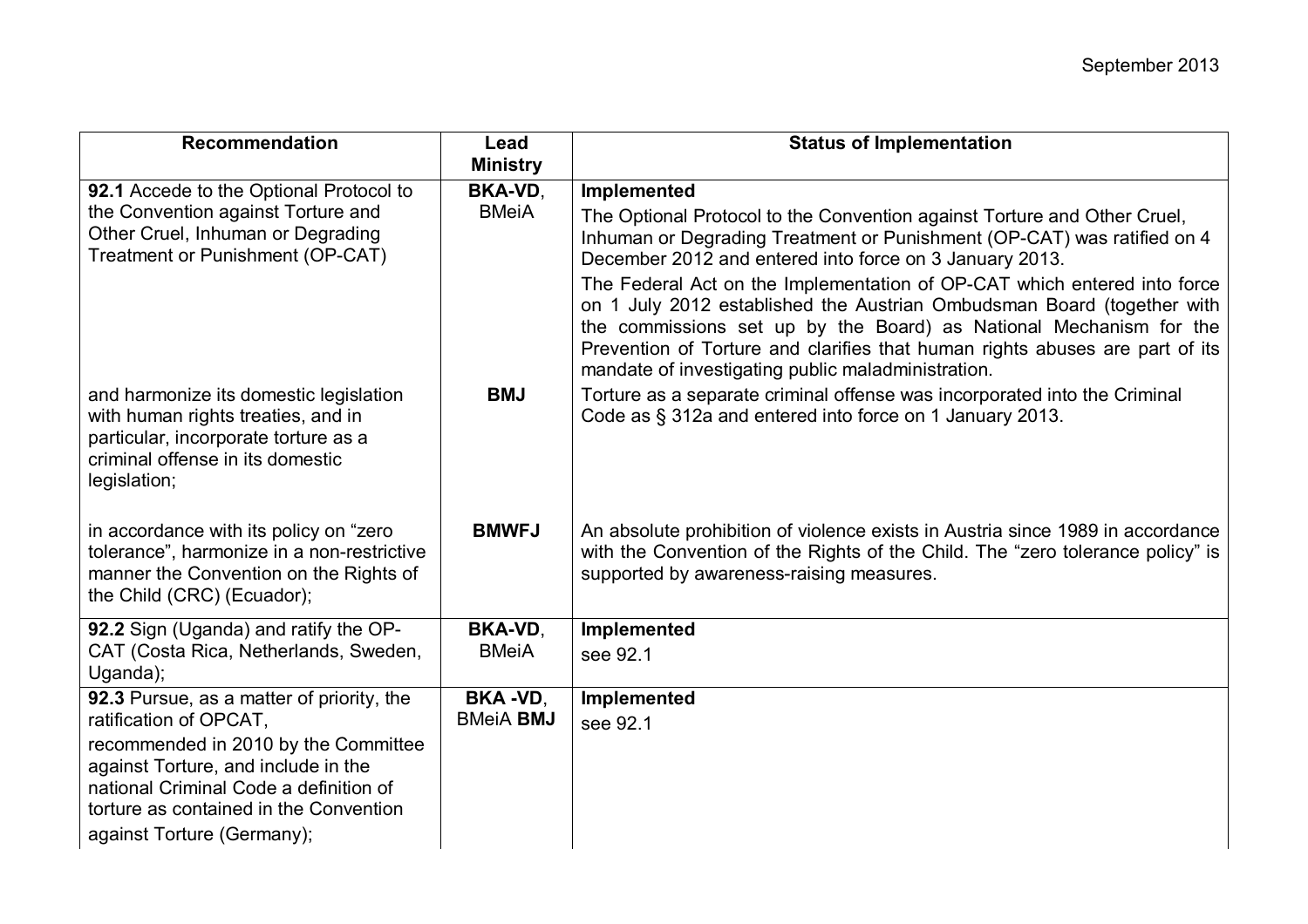September 2013

| Recommendation | Lead Ministry | Status of Implementation |
|---|---|---|
| **92.1** Accede to the Optional Protocol to the Convention against Torture and Other Cruel, Inhuman or Degrading Treatment or Punishment (OP-CAT) | **BKA-VD**, BMeiA | **Implemented**<br>The Optional Protocol to the Convention against Torture and Other Cruel, Inhuman or Degrading Treatment or Punishment (OP-CAT) was ratified on 4 December 2012 and entered into force on 3 January 2013.<br>The Federal Act on the Implementation of OP-CAT which entered into force on 1 July 2012 established the Austrian Ombudsman Board (together with the commissions set up by the Board) as National Mechanism for the Prevention of Torture and clarifies that human rights abuses are part of its mandate of investigating public maladministration. |
| and harmonize its domestic legislation with human rights treaties, and in particular, incorporate torture as a criminal offense in its domestic legislation; | **BMJ** | Torture as a separate criminal offense was incorporated into the Criminal Code as § 312a and entered into force on 1 January 2013. |
| in accordance with its policy on "zero tolerance", harmonize in a non-restrictive manner the Convention on the Rights of the Child (CRC) (Ecuador); | **BMWFJ** | An absolute prohibition of violence exists in Austria since 1989 in accordance with the Convention of the Rights of the Child. The "zero tolerance policy" is supported by awareness-raising measures. |
| **92.2** Sign (Uganda) and ratify the OP-CAT (Costa Rica, Netherlands, Sweden, Uganda); | **BKA-VD**, BMeiA | **Implemented**<br>see 92.1 |
| **92.3** Pursue, as a matter of priority, the ratification of OPCAT, recommended in 2010 by the Committee against Torture, and include in the national Criminal Code a definition of torture as contained in the Convention against Torture (Germany); | **BKA -VD**, BMeiA **BMJ** | **Implemented**<br>see 92.1 |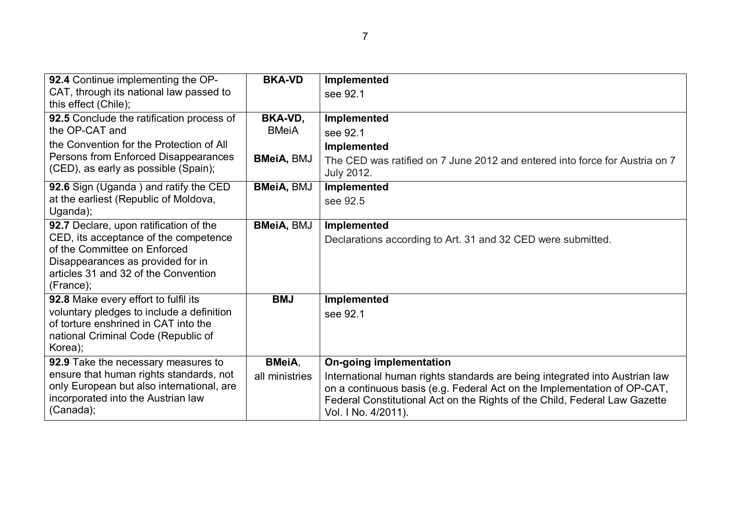| | | |
|---|---|---|
| **92.4** Continue implementing the OP-CAT, through its national law passed to this effect (Chile); | **BKA-VD** | **Implemented**<br>see 92.1 |
| **92.5** Conclude the ratification process of the OP-CAT and<br>the Convention for the Protection of All Persons from Enforced Disappearances (CED), as early as possible (Spain); | **BKA-VD,** BMeiA<br><br>**BMeiA,** BMJ | **Implemented**<br>see 92.1<br>**Implemented**<br>The CED was ratified on 7 June 2012 and entered into force for Austria on 7 July 2012. |
| **92.6** Sign (Uganda ) and ratify the CED at the earliest (Republic of Moldova, Uganda); | **BMeiA,** BMJ | **Implemented**<br>see 92.5 |
| **92.7** Declare, upon ratification of the CED, its acceptance of the competence of the Committee on Enforced Disappearances as provided for in articles 31 and 32 of the Convention (France); | **BMeiA,** BMJ | **Implemented**<br>Declarations according to Art. 31 and 32 CED were submitted. |
| **92.8** Make every effort to fulfil its voluntary pledges to include a definition of torture enshrined in CAT into the national Criminal Code (Republic of Korea); | **BMJ** | **Implemented**<br>see 92.1 |
| **92.9** Take the necessary measures to ensure that human rights standards, not only European but also international, are incorporated into the Austrian law (Canada); | **BMeiA**,<br>all ministries | **On-going implementation**<br>International human rights standards are being integrated into Austrian law on a continuous basis (e.g. Federal Act on the Implementation of OP-CAT, Federal Constitutional Act on the Rights of the Child, Federal Law Gazette Vol. I No. 4/2011). |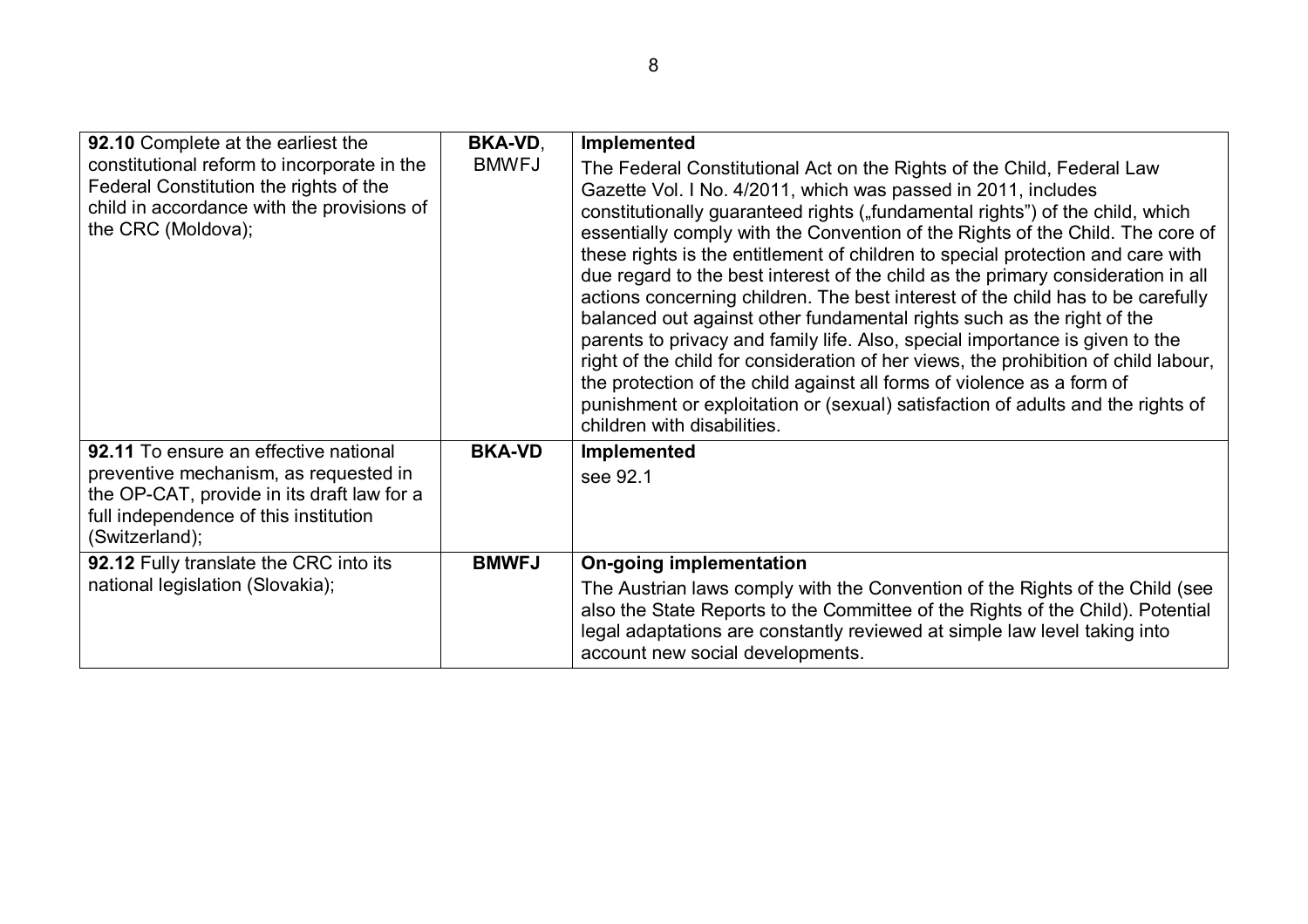| | | |
|---|---|---|
| **92.10** Complete at the earliest the constitutional reform to incorporate in the Federal Constitution the rights of the child in accordance with the provisions of the CRC (Moldova); | **BKA-VD**, BMWFJ | **Implemented**<br>The Federal Constitutional Act on the Rights of the Child, Federal Law Gazette Vol. I No. 4/2011, which was passed in 2011, includes constitutionally guaranteed rights („fundamental rights") of the child, which essentially comply with the Convention of the Rights of the Child. The core of these rights is the entitlement of children to special protection and care with due regard to the best interest of the child as the primary consideration in all actions concerning children. The best interest of the child has to be carefully balanced out against other fundamental rights such as the right of the parents to privacy and family life. Also, special importance is given to the right of the child for consideration of her views, the prohibition of child labour, the protection of the child against all forms of violence as a form of punishment or exploitation or (sexual) satisfaction of adults and the rights of children with disabilities. |
| **92.11** To ensure an effective national preventive mechanism, as requested in the OP-CAT, provide in its draft law for a full independence of this institution (Switzerland); | **BKA-VD** | **Implemented**<br>see 92.1 |
| **92.12** Fully translate the CRC into its national legislation (Slovakia); | **BMWFJ** | **On-going implementation**<br>The Austrian laws comply with the Convention of the Rights of the Child (see also the State Reports to the Committee of the Rights of the Child). Potential legal adaptations are constantly reviewed at simple law level taking into account new social developments. |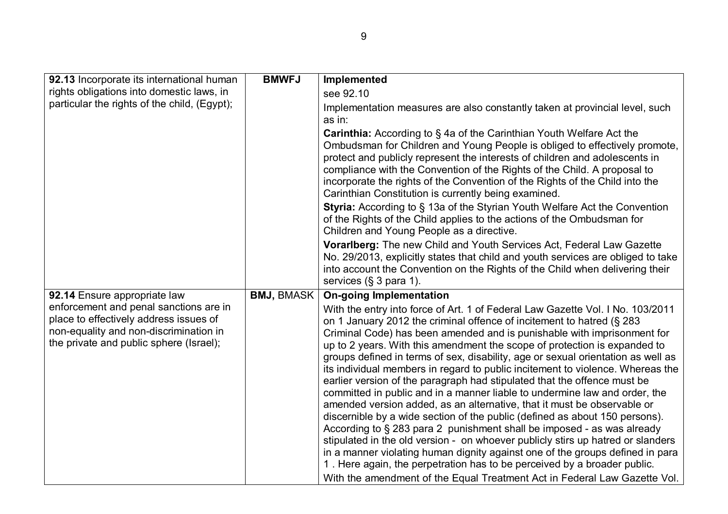| | | |
|---|---|---|
| **92.13** Incorporate its international human rights obligations into domestic laws, in particular the rights of the child, (Egypt); | **BMWFJ** | **Implemented**<br>see 92.10<br>Implementation measures are also constantly taken at provincial level, such as in:<br>**Carinthia:** According to § 4a of the Carinthian Youth Welfare Act the Ombudsman for Children and Young People is obliged to effectively promote, protect and publicly represent the interests of children and adolescents in compliance with the Convention of the Rights of the Child. A proposal to incorporate the rights of the Convention of the Rights of the Child into the Carinthian Constitution is currently being examined.<br>**Styria:** According to § 13a of the Styrian Youth Welfare Act the Convention of the Rights of the Child applies to the actions of the Ombudsman for Children and Young People as a directive.<br>**Vorarlberg:** The new Child and Youth Services Act, Federal Law Gazette No. 29/2013, explicitly states that child and youth services are obliged to take into account the Convention on the Rights of the Child when delivering their services (§ 3 para 1). |
| **92.14** Ensure appropriate law enforcement and penal sanctions are in place to effectively address issues of non-equality and non-discrimination in the private and public sphere (Israel); | **BMJ,** BMASK | **On-going Implementation**<br>With the entry into force of Art. 1 of Federal Law Gazette Vol. I No. 103/2011 on 1 January 2012 the criminal offence of incitement to hatred (§ 283 Criminal Code) has been amended and is punishable with imprisonment for up to 2 years. With this amendment the scope of protection is expanded to groups defined in terms of sex, disability, age or sexual orientation as well as its individual members in regard to public incitement to violence. Whereas the earlier version of the paragraph had stipulated that the offence must be committed in public and in a manner liable to undermine law and order, the amended version added, as an alternative, that it must be observable or discernible by a wide section of the public (defined as about 150 persons). According to § 283 para 2 punishment shall be imposed - as was already stipulated in the old version - on whoever publicly stirs up hatred or slanders in a manner violating human dignity against one of the groups defined in para 1 . Here again, the perpetration has to be perceived by a broader public.<br>With the amendment of the Equal Treatment Act in Federal Law Gazette Vol. |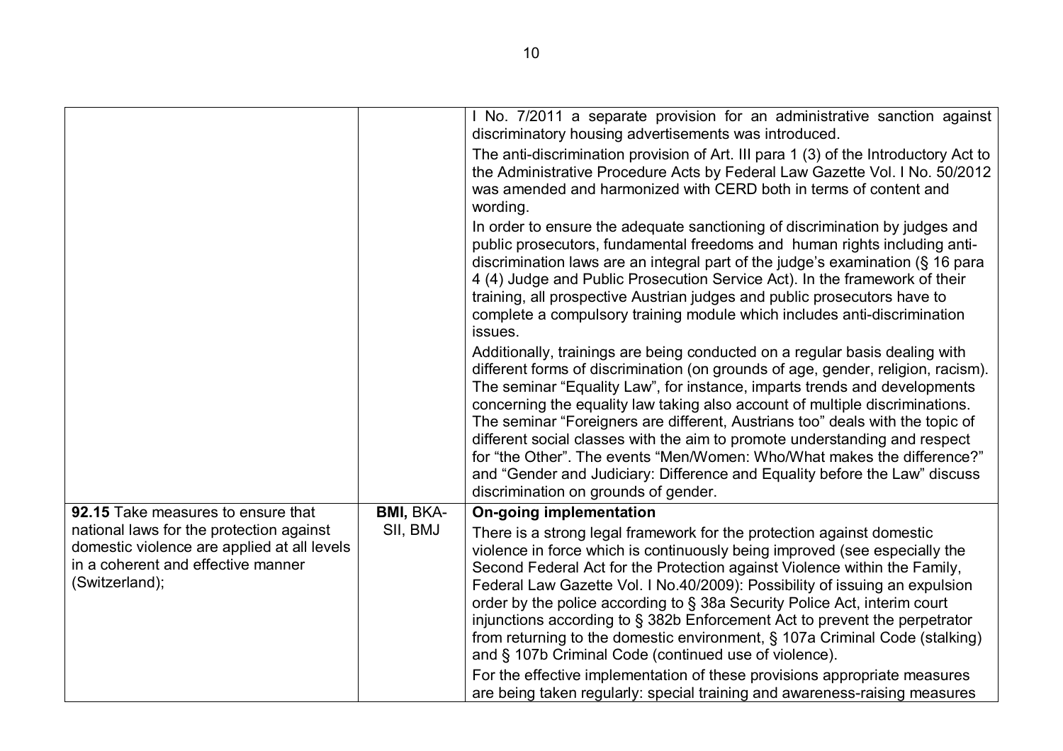| | | |
|---|---|---|
| | | I No. 7/2011 a separate provision for an administrative sanction against discriminatory housing advertisements was introduced.<br>The anti-discrimination provision of Art. III para 1 (3) of the Introductory Act to the Administrative Procedure Acts by Federal Law Gazette Vol. I No. 50/2012 was amended and harmonized with CERD both in terms of content and wording.<br>In order to ensure the adequate sanctioning of discrimination by judges and public prosecutors, fundamental freedoms and human rights including anti-discrimination laws are an integral part of the judge's examination (§ 16 para 4 (4) Judge and Public Prosecution Service Act). In the framework of their training, all prospective Austrian judges and public prosecutors have to complete a compulsory training module which includes anti-discrimination issues.<br>Additionally, trainings are being conducted on a regular basis dealing with different forms of discrimination (on grounds of age, gender, religion, racism). The seminar "Equality Law", for instance, imparts trends and developments concerning the equality law taking also account of multiple discriminations. The seminar "Foreigners are different, Austrians too" deals with the topic of different social classes with the aim to promote understanding and respect for "the Other". The events "Men/Women: Who/What makes the difference?" and "Gender and Judiciary: Difference and Equality before the Law" discuss discrimination on grounds of gender. |
| **92.15** Take measures to ensure that national laws for the protection against domestic violence are applied at all levels in a coherent and effective manner (Switzerland); | **BMI,** BKA-SII, BMJ | **On-going implementation**<br>There is a strong legal framework for the protection against domestic violence in force which is continuously being improved (see especially the Second Federal Act for the Protection against Violence within the Family, Federal Law Gazette Vol. I No.40/2009): Possibility of issuing an expulsion order by the police according to § 38a Security Police Act, interim court injunctions according to § 382b Enforcement Act to prevent the perpetrator from returning to the domestic environment, § 107a Criminal Code (stalking) and § 107b Criminal Code (continued use of violence).<br>For the effective implementation of these provisions appropriate measures are being taken regularly: special training and awareness-raising measures |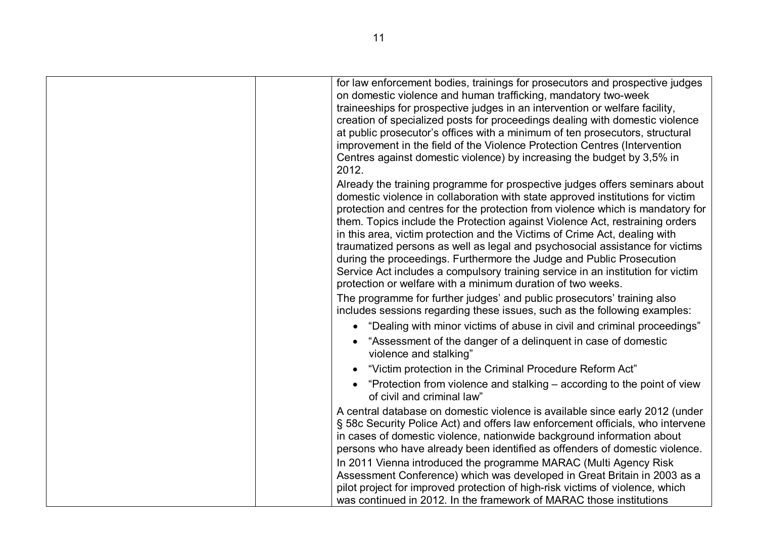|  |  | for law enforcement bodies, trainings for prosecutors and prospective judges on domestic violence and human trafficking, mandatory two-week traineeships for prospective judges in an intervention or welfare facility, creation of specialized posts for proceedings dealing with domestic violence at public prosecutor's offices with a minimum of ten prosecutors, structural improvement in the field of the Violence Protection Centres (Intervention Centres against domestic violence) by increasing the budget by 3,5% in 2012.<br>Already the training programme for prospective judges offers seminars about domestic violence in collaboration with state approved institutions for victim protection and centres for the protection from violence which is mandatory for them. Topics include the Protection against Violence Act, restraining orders in this area, victim protection and the Victims of Crime Act, dealing with traumatized persons as well as legal and psychosocial assistance for victims during the proceedings. Furthermore the Judge and Public Prosecution Service Act includes a compulsory training service in an institution for victim protection or welfare with a minimum duration of two weeks.<br>The programme for further judges' and public prosecutors' training also includes sessions regarding these issues, such as the following examples:<br>• "Dealing with minor victims of abuse in civil and criminal proceedings"<br>• "Assessment of the danger of a delinquent in case of domestic violence and stalking"<br>• "Victim protection in the Criminal Procedure Reform Act"<br>• "Protection from violence and stalking – according to the point of view of civil and criminal law"<br>A central database on domestic violence is available since early 2012 (under § 58c Security Police Act) and offers law enforcement officials, who intervene in cases of domestic violence, nationwide background information about persons who have already been identified as offenders of domestic violence.<br>In 2011 Vienna introduced the programme MARAC (Multi Agency Risk Assessment Conference) which was developed in Great Britain in 2003 as a pilot project for improved protection of high-risk victims of violence, which was continued in 2012. In the framework of MARAC those institutions |
|---|---|---|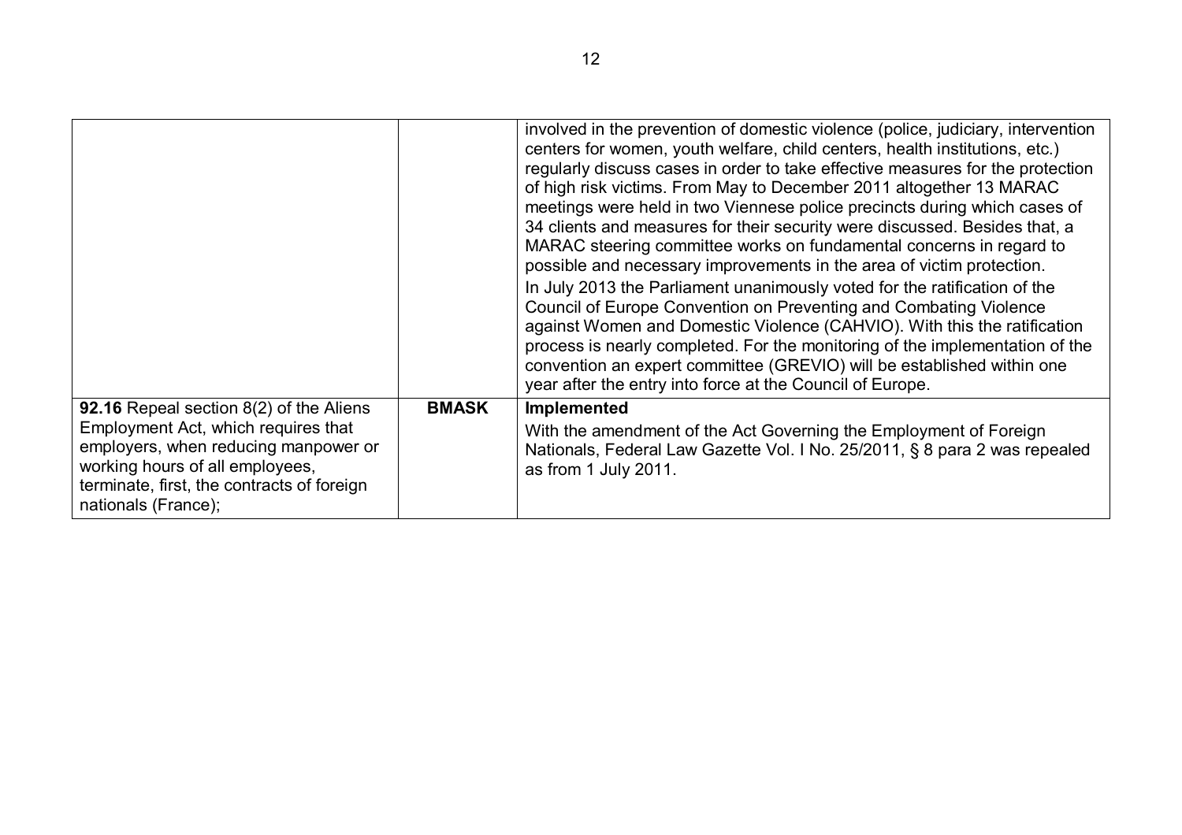| | | |
|---|---|---|
| | | involved in the prevention of domestic violence (police, judiciary, intervention centers for women, youth welfare, child centers, health institutions, etc.) regularly discuss cases in order to take effective measures for the protection of high risk victims. From May to December 2011 altogether 13 MARAC meetings were held in two Viennese police precincts during which cases of 34 clients and measures for their security were discussed. Besides that, a MARAC steering committee works on fundamental concerns in regard to possible and necessary improvements in the area of victim protection.<br>In July 2013 the Parliament unanimously voted for the ratification of the Council of Europe Convention on Preventing and Combating Violence against Women and Domestic Violence (CAHVIO). With this the ratification process is nearly completed. For the monitoring of the implementation of the convention an expert committee (GREVIO) will be established within one year after the entry into force at the Council of Europe. |
| **92.16** Repeal section 8(2) of the Aliens Employment Act, which requires that employers, when reducing manpower or working hours of all employees, terminate, first, the contracts of foreign nationals (France); | **BMASK** | **Implemented**<br>With the amendment of the Act Governing the Employment of Foreign Nationals, Federal Law Gazette Vol. I No. 25/2011, § 8 para 2 was repealed as from 1 July 2011. |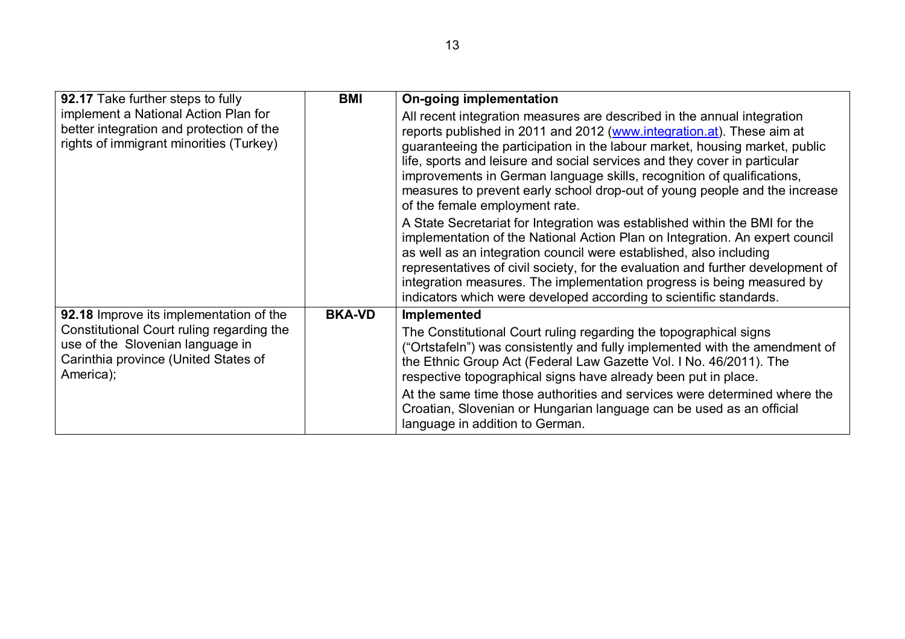| | | |
|---|---|---|
| **92.17** Take further steps to fully implement a National Action Plan for better integration and protection of the rights of immigrant minorities (Turkey) | **BMI** | **On-going implementation**<br><br>All recent integration measures are described in the annual integration reports published in 2011 and 2012 (www.integration.at). These aim at guaranteeing the participation in the labour market, housing market, public life, sports and leisure and social services and they cover in particular improvements in German language skills, recognition of qualifications, measures to prevent early school drop-out of young people and the increase of the female employment rate.<br><br>A State Secretariat for Integration was established within the BMI for the implementation of the National Action Plan on Integration. An expert council as well as an integration council were established, also including representatives of civil society, for the evaluation and further development of integration measures. The implementation progress is being measured by indicators which were developed according to scientific standards. |
| **92.18** Improve its implementation of the Constitutional Court ruling regarding the use of the Slovenian language in Carinthia province (United States of America); | **BKA-VD** | **Implemented**<br><br>The Constitutional Court ruling regarding the topographical signs ("Ortstafeln") was consistently and fully implemented with the amendment of the Ethnic Group Act (Federal Law Gazette Vol. I No. 46/2011). The respective topographical signs have already been put in place.<br><br>At the same time those authorities and services were determined where the Croatian, Slovenian or Hungarian language can be used as an official language in addition to German. |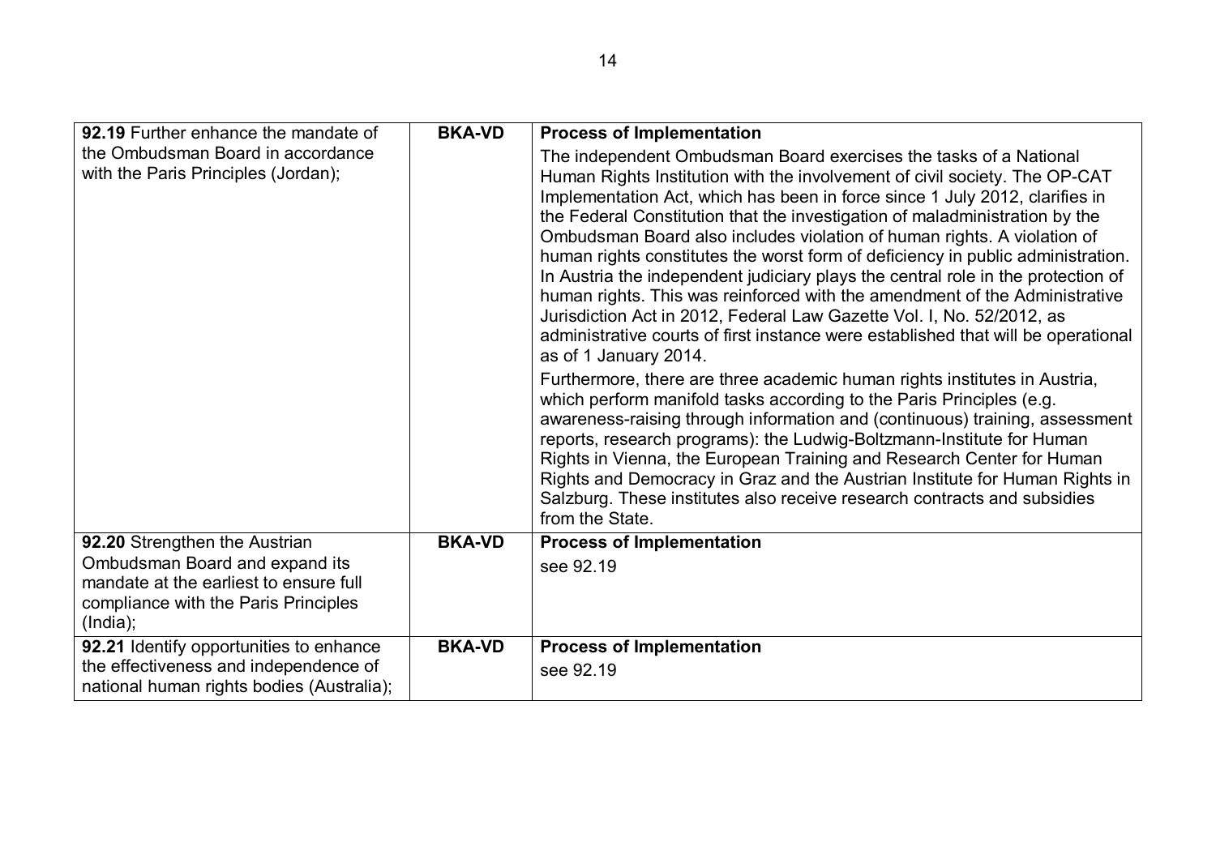| | | |
|---|---|---|
| **92.19** Further enhance the mandate of the Ombudsman Board in accordance with the Paris Principles (Jordan); | **BKA-VD** | **Process of Implementation**<br>The independent Ombudsman Board exercises the tasks of a National Human Rights Institution with the involvement of civil society. The OP-CAT Implementation Act, which has been in force since 1 July 2012, clarifies in the Federal Constitution that the investigation of maladministration by the Ombudsman Board also includes violation of human rights. A violation of human rights constitutes the worst form of deficiency in public administration. In Austria the independent judiciary plays the central role in the protection of human rights. This was reinforced with the amendment of the Administrative Jurisdiction Act in 2012, Federal Law Gazette Vol. I, No. 52/2012, as administrative courts of first instance were established that will be operational as of 1 January 2014.<br>Furthermore, there are three academic human rights institutes in Austria, which perform manifold tasks according to the Paris Principles (e.g. awareness-raising through information and (continuous) training, assessment reports, research programs): the Ludwig-Boltzmann-Institute for Human Rights in Vienna, the European Training and Research Center for Human Rights and Democracy in Graz and the Austrian Institute for Human Rights in Salzburg. These institutes also receive research contracts and subsidies from the State. |
| **92.20** Strengthen the Austrian Ombudsman Board and expand its mandate at the earliest to ensure full compliance with the Paris Principles (India); | **BKA-VD** | **Process of Implementation**<br>see 92.19 |
| **92.21** Identify opportunities to enhance the effectiveness and independence of national human rights bodies (Australia); | **BKA-VD** | **Process of Implementation**<br>see 92.19 |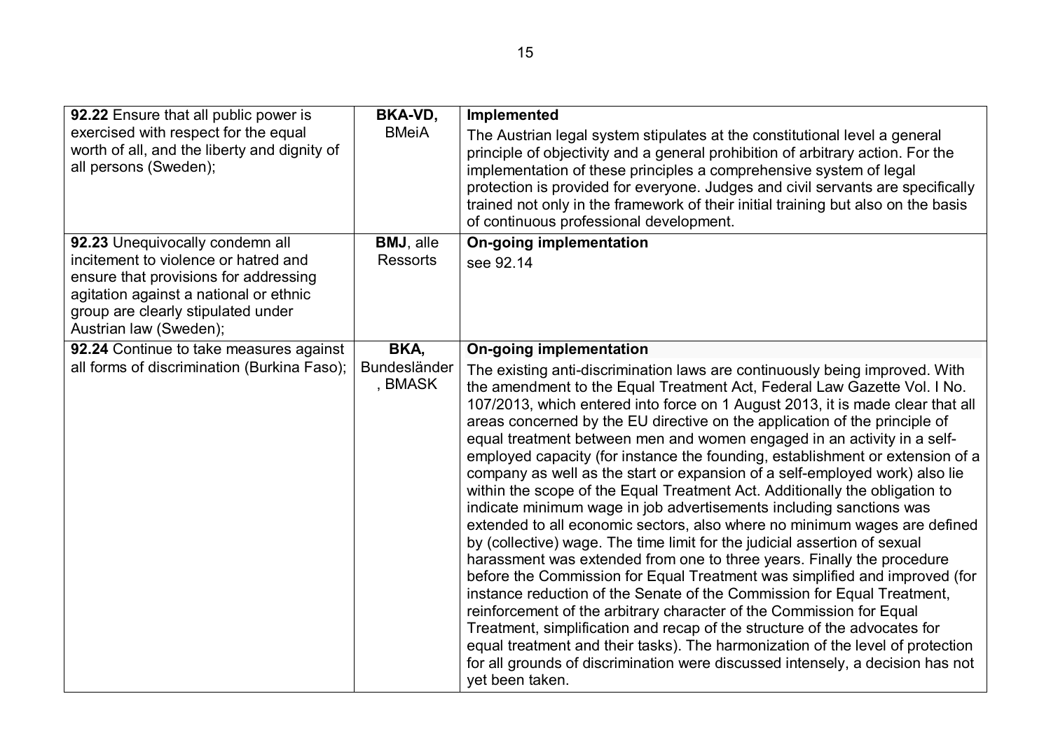| | | |
|---|---|---|
| **92.22** Ensure that all public power is exercised with respect for the equal worth of all, and the liberty and dignity of all persons (Sweden); | **BKA-VD,** BMeiA | **Implemented**<br>The Austrian legal system stipulates at the constitutional level a general principle of objectivity and a general prohibition of arbitrary action. For the implementation of these principles a comprehensive system of legal protection is provided for everyone. Judges and civil servants are specifically trained not only in the framework of their initial training but also on the basis of continuous professional development. |
| **92.23** Unequivocally condemn all incitement to violence or hatred and ensure that provisions for addressing agitation against a national or ethnic group are clearly stipulated under Austrian law (Sweden); | **BMJ**, alle Ressorts | **On-going implementation**<br>see 92.14 |
| **92.24** Continue to take measures against all forms of discrimination (Burkina Faso); | **BKA,** Bundesländer, BMASK | **On-going implementation**<br>The existing anti-discrimination laws are continuously being improved. With the amendment to the Equal Treatment Act, Federal Law Gazette Vol. I No. 107/2013, which entered into force on 1 August 2013, it is made clear that all areas concerned by the EU directive on the application of the principle of equal treatment between men and women engaged in an activity in a self-employed capacity (for instance the founding, establishment or extension of a company as well as the start or expansion of a self-employed work) also lie within the scope of the Equal Treatment Act. Additionally the obligation to indicate minimum wage in job advertisements including sanctions was extended to all economic sectors, also where no minimum wages are defined by (collective) wage. The time limit for the judicial assertion of sexual harassment was extended from one to three years. Finally the procedure before the Commission for Equal Treatment was simplified and improved (for instance reduction of the Senate of the Commission for Equal Treatment, reinforcement of the arbitrary character of the Commission for Equal Treatment, simplification and recap of the structure of the advocates for equal treatment and their tasks). The harmonization of the level of protection for all grounds of discrimination were discussed intensely, a decision has not yet been taken. |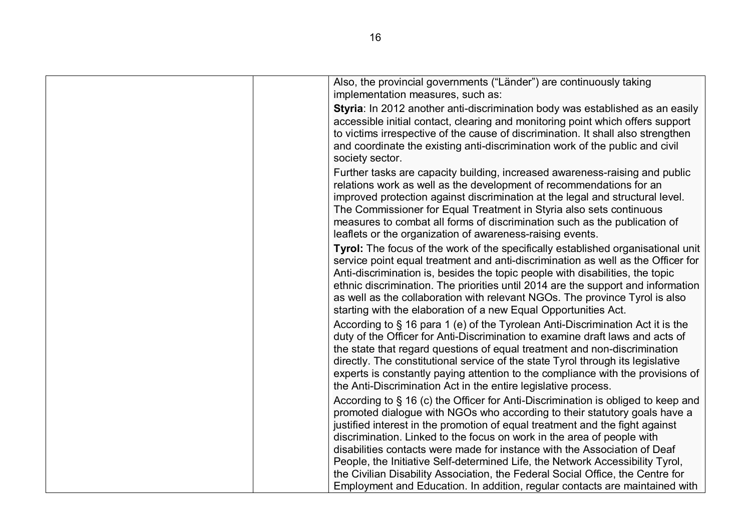| | | Also, the provincial governments ("Länder") are continuously taking implementation measures, such as:<br>**Styria**: In 2012 another anti-discrimination body was established as an easily accessible initial contact, clearing and monitoring point which offers support to victims irrespective of the cause of discrimination. It shall also strengthen and coordinate the existing anti-discrimination work of the public and civil society sector.<br>Further tasks are capacity building, increased awareness-raising and public relations work as well as the development of recommendations for an improved protection against discrimination at the legal and structural level. The Commissioner for Equal Treatment in Styria also sets continuous measures to combat all forms of discrimination such as the publication of leaflets or the organization of awareness-raising events.<br>**Tyrol:** The focus of the work of the specifically established organisational unit service point equal treatment and anti-discrimination as well as the Officer for Anti-discrimination is, besides the topic people with disabilities, the topic ethnic discrimination. The priorities until 2014 are the support and information as well as the collaboration with relevant NGOs. The province Tyrol is also starting with the elaboration of a new Equal Opportunities Act.<br>According to § 16 para 1 (e) of the Tyrolean Anti-Discrimination Act it is the duty of the Officer for Anti-Discrimination to examine draft laws and acts of the state that regard questions of equal treatment and non-discrimination directly. The constitutional service of the state Tyrol through its legislative experts is constantly paying attention to the compliance with the provisions of the Anti-Discrimination Act in the entire legislative process.<br>According to § 16 (c) the Officer for Anti-Discrimination is obliged to keep and promoted dialogue with NGOs who according to their statutory goals have a justified interest in the promotion of equal treatment and the fight against discrimination. Linked to the focus on work in the area of people with disabilities contacts were made for instance with the Association of Deaf People, the Initiative Self-determined Life, the Network Accessibility Tyrol, the Civilian Disability Association, the Federal Social Office, the Centre for Employment and Education. In addition, regular contacts are maintained with |
|---|---|---|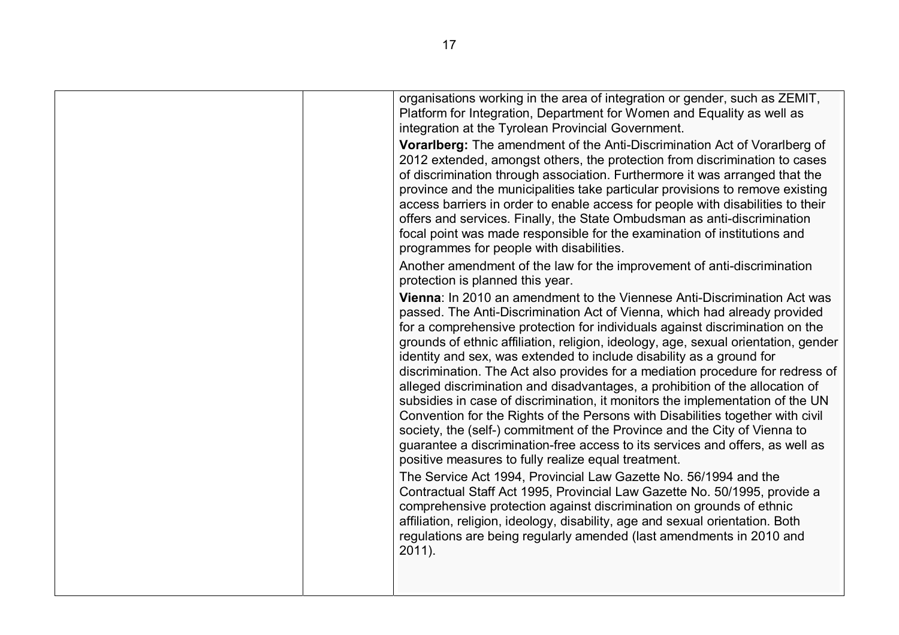| | | |
|---|---|---|
| | | organisations working in the area of integration or gender, such as ZEMIT, Platform for Integration, Department for Women and Equality as well as integration at the Tyrolean Provincial Government.<br>**Vorarlberg:** The amendment of the Anti-Discrimination Act of Vorarlberg of 2012 extended, amongst others, the protection from discrimination to cases of discrimination through association. Furthermore it was arranged that the province and the municipalities take particular provisions to remove existing access barriers in order to enable access for people with disabilities to their offers and services. Finally, the State Ombudsman as anti-discrimination focal point was made responsible for the examination of institutions and programmes for people with disabilities.<br>Another amendment of the law for the improvement of anti-discrimination protection is planned this year.<br>**Vienna**: In 2010 an amendment to the Viennese Anti-Discrimination Act was passed. The Anti-Discrimination Act of Vienna, which had already provided for a comprehensive protection for individuals against discrimination on the grounds of ethnic affiliation, religion, ideology, age, sexual orientation, gender identity and sex, was extended to include disability as a ground for discrimination. The Act also provides for a mediation procedure for redress of alleged discrimination and disadvantages, a prohibition of the allocation of subsidies in case of discrimination, it monitors the implementation of the UN Convention for the Rights of the Persons with Disabilities together with civil society, the (self-) commitment of the Province and the City of Vienna to guarantee a discrimination-free access to its services and offers, as well as positive measures to fully realize equal treatment.<br>The Service Act 1994, Provincial Law Gazette No. 56/1994 and the Contractual Staff Act 1995, Provincial Law Gazette No. 50/1995, provide a comprehensive protection against discrimination on grounds of ethnic affiliation, religion, ideology, disability, age and sexual orientation. Both regulations are being regularly amended (last amendments in 2010 and 2011). |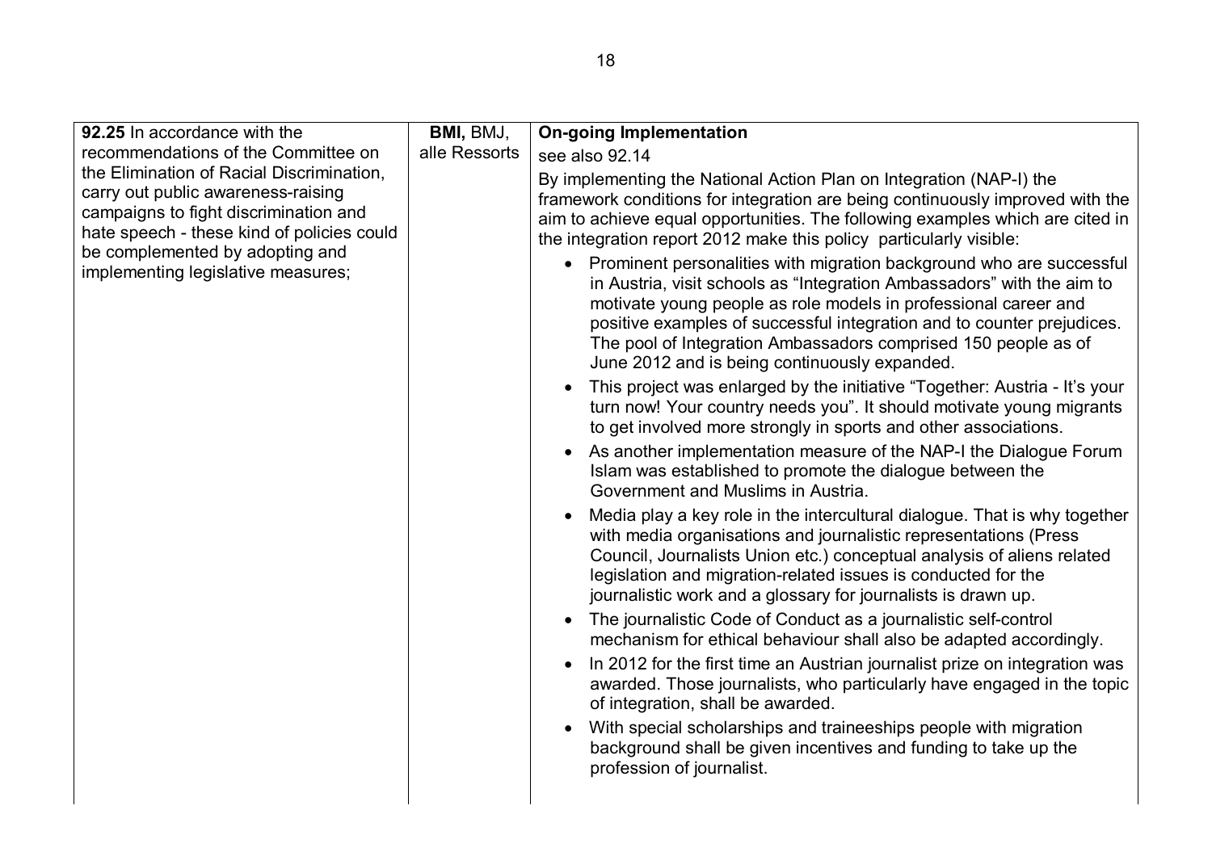| | | |
|---|---|---|
| **92.25** In accordance with the recommendations of the Committee on the Elimination of Racial Discrimination, carry out public awareness-raising campaigns to fight discrimination and hate speech - these kind of policies could be complemented by adopting and implementing legislative measures; | **BMI,** BMJ, alle Ressorts | **On-going Implementation**<br>see also 92.14<br>By implementing the National Action Plan on Integration (NAP-I) the framework conditions for integration are being continuously improved with the aim to achieve equal opportunities. The following examples which are cited in the integration report 2012 make this policy particularly visible:<br>• Prominent personalities with migration background who are successful in Austria, visit schools as "Integration Ambassadors" with the aim to motivate young people as role models in professional career and positive examples of successful integration and to counter prejudices. The pool of Integration Ambassadors comprised 150 people as of June 2012 and is being continuously expanded.<br>• This project was enlarged by the initiative "Together: Austria - It's your turn now! Your country needs you". It should motivate young migrants to get involved more strongly in sports and other associations.<br>• As another implementation measure of the NAP-I the Dialogue Forum Islam was established to promote the dialogue between the Government and Muslims in Austria.<br>• Media play a key role in the intercultural dialogue. That is why together with media organisations and journalistic representations (Press Council, Journalists Union etc.) conceptual analysis of aliens related legislation and migration-related issues is conducted for the journalistic work and a glossary for journalists is drawn up.<br>• The journalistic Code of Conduct as a journalistic self-control mechanism for ethical behaviour shall also be adapted accordingly.<br>• In 2012 for the first time an Austrian journalist prize on integration was awarded. Those journalists, who particularly have engaged in the topic of integration, shall be awarded.<br>• With special scholarships and traineeships people with migration background shall be given incentives and funding to take up the profession of journalist. |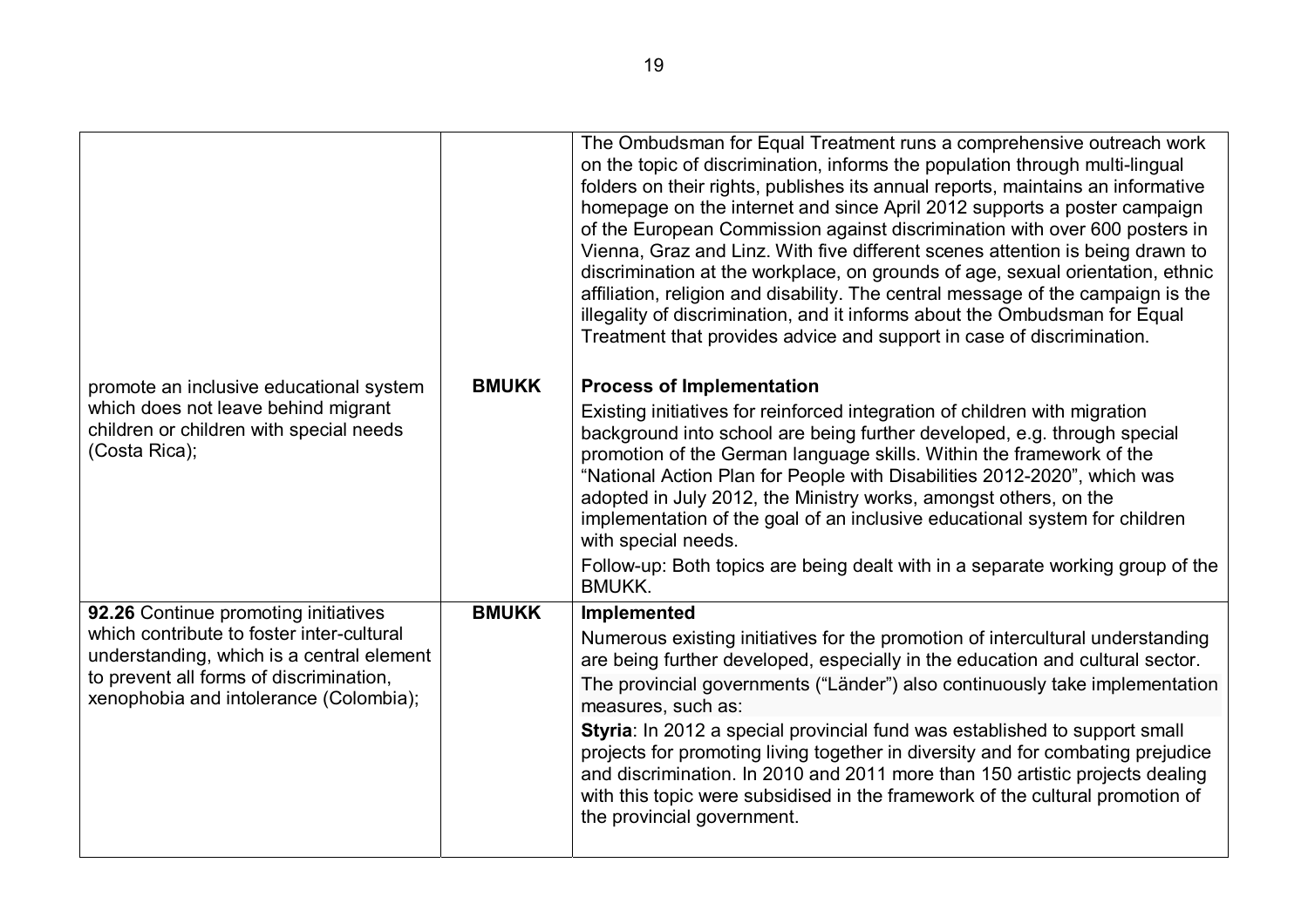| | | |
|---|---|---|
| | | The Ombudsman for Equal Treatment runs a comprehensive outreach work on the topic of discrimination, informs the population through multi-lingual folders on their rights, publishes its annual reports, maintains an informative homepage on the internet and since April 2012 supports a poster campaign of the European Commission against discrimination with over 600 posters in Vienna, Graz and Linz. With five different scenes attention is being drawn to discrimination at the workplace, on grounds of age, sexual orientation, ethnic affiliation, religion and disability. The central message of the campaign is the illegality of discrimination, and it informs about the Ombudsman for Equal Treatment that provides advice and support in case of discrimination. |
| promote an inclusive educational system which does not leave behind migrant children or children with special needs (Costa Rica); | **BMUKK** | **Process of Implementation**<br>Existing initiatives for reinforced integration of children with migration background into school are being further developed, e.g. through special promotion of the German language skills. Within the framework of the "National Action Plan for People with Disabilities 2012-2020", which was adopted in July 2012, the Ministry works, amongst others, on the implementation of the goal of an inclusive educational system for children with special needs.<br>Follow-up: Both topics are being dealt with in a separate working group of the BMUKK. |
| **92.26** Continue promoting initiatives which contribute to foster inter-cultural understanding, which is a central element to prevent all forms of discrimination, xenophobia and intolerance (Colombia); | **BMUKK** | **Implemented**<br>Numerous existing initiatives for the promotion of intercultural understanding are being further developed, especially in the education and cultural sector.<br>The provincial governments ("Länder") also continuously take implementation measures, such as:<br>**Styria**: In 2012 a special provincial fund was established to support small projects for promoting living together in diversity and for combating prejudice and discrimination. In 2010 and 2011 more than 150 artistic projects dealing with this topic were subsidised in the framework of the cultural promotion of the provincial government. |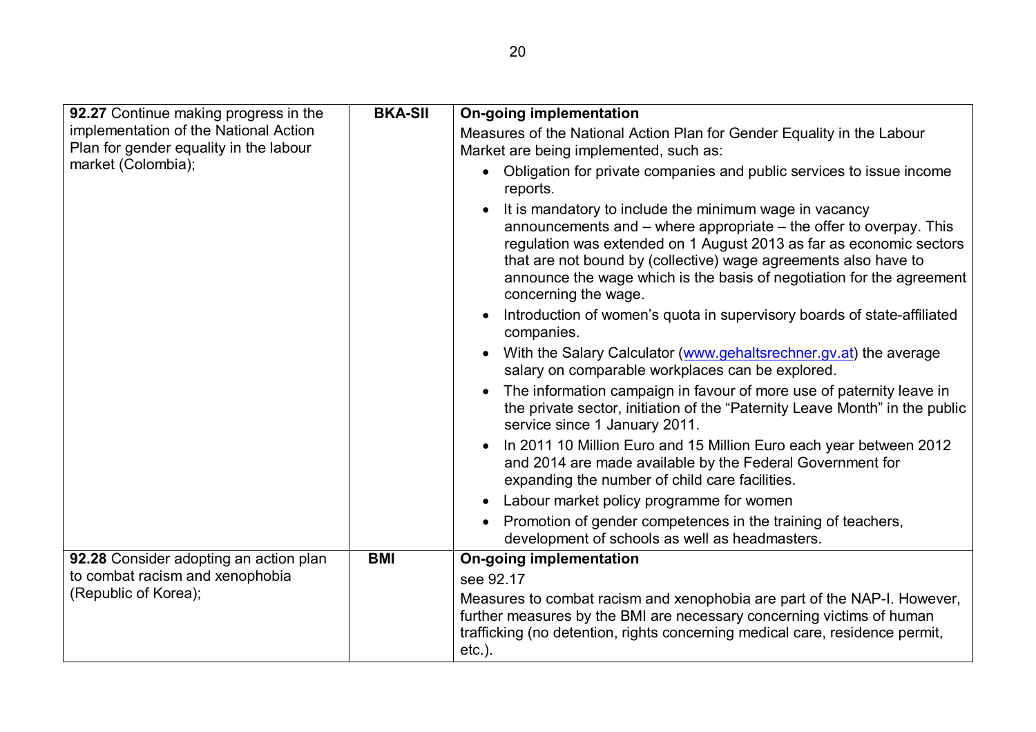| | | |
|---|---|---|
| **92.27** Continue making progress in the implementation of the National Action Plan for gender equality in the labour market (Colombia); | **BKA-SII** | **On-going implementation**<br>Measures of the National Action Plan for Gender Equality in the Labour Market are being implemented, such as:<br>• Obligation for private companies and public services to issue income reports.<br>• It is mandatory to include the minimum wage in vacancy announcements and – where appropriate – the offer to overpay. This regulation was extended on 1 August 2013 as far as economic sectors that are not bound by (collective) wage agreements also have to announce the wage which is the basis of negotiation for the agreement concerning the wage.<br>• Introduction of women's quota in supervisory boards of state-affiliated companies.<br>• With the Salary Calculator ([www.gehaltsrechner.gv.at](http://www.gehaltsrechner.gv.at)) the average salary on comparable workplaces can be explored.<br>• The information campaign in favour of more use of paternity leave in the private sector, initiation of the "Paternity Leave Month" in the public service since 1 January 2011.<br>• In 2011 10 Million Euro and 15 Million Euro each year between 2012 and 2014 are made available by the Federal Government for expanding the number of child care facilities.<br>• Labour market policy programme for women<br>• Promotion of gender competences in the training of teachers, development of schools as well as headmasters. |
| **92.28** Consider adopting an action plan to combat racism and xenophobia (Republic of Korea); | **BMI** | **On-going implementation**<br>see 92.17<br>Measures to combat racism and xenophobia are part of the NAP-I. However, further measures by the BMI are necessary concerning victims of human trafficking (no detention, rights concerning medical care, residence permit, etc.). |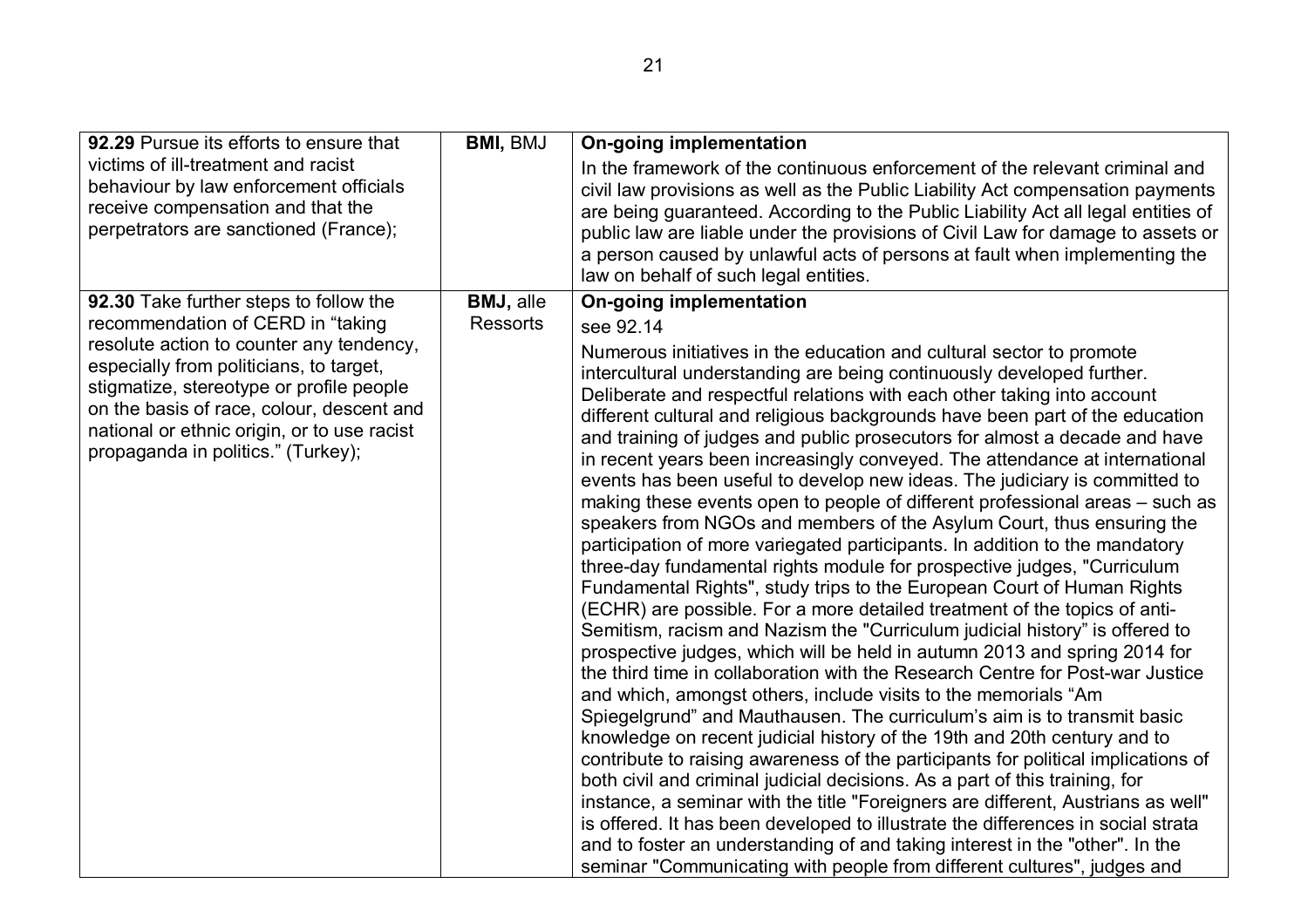| | | |
|---|---|---|
| **92.29** Pursue its efforts to ensure that victims of ill-treatment and racist behaviour by law enforcement officials receive compensation and that the perpetrators are sanctioned (France); | **BMI,** BMJ | **On-going implementation**<br>In the framework of the continuous enforcement of the relevant criminal and civil law provisions as well as the Public Liability Act compensation payments are being guaranteed. According to the Public Liability Act all legal entities of public law are liable under the provisions of Civil Law for damage to assets or a person caused by unlawful acts of persons at fault when implementing the law on behalf of such legal entities. |
| **92.30** Take further steps to follow the recommendation of CERD in "taking resolute action to counter any tendency, especially from politicians, to target, stigmatize, stereotype or profile people on the basis of race, colour, descent and national or ethnic origin, or to use racist propaganda in politics." (Turkey); | **BMJ,** alle Ressorts | **On-going implementation**<br>see 92.14<br>Numerous initiatives in the education and cultural sector to promote intercultural understanding are being continuously developed further. Deliberate and respectful relations with each other taking into account different cultural and religious backgrounds have been part of the education and training of judges and public prosecutors for almost a decade and have in recent years been increasingly conveyed. The attendance at international events has been useful to develop new ideas. The judiciary is committed to making these events open to people of different professional areas – such as speakers from NGOs and members of the Asylum Court, thus ensuring the participation of more variegated participants. In addition to the mandatory three-day fundamental rights module for prospective judges, "Curriculum Fundamental Rights", study trips to the European Court of Human Rights (ECHR) are possible. For a more detailed treatment of the topics of anti-Semitism, racism and Nazism the "Curriculum judicial history" is offered to prospective judges, which will be held in autumn 2013 and spring 2014 for the third time in collaboration with the Research Centre for Post-war Justice and which, amongst others, include visits to the memorials "Am Spiegelgrund" and Mauthausen. The curriculum's aim is to transmit basic knowledge on recent judicial history of the 19th and 20th century and to contribute to raising awareness of the participants for political implications of both civil and criminal judicial decisions. As a part of this training, for instance, a seminar with the title "Foreigners are different, Austrians as well" is offered. It has been developed to illustrate the differences in social strata and to foster an understanding of and taking interest in the "other". In the seminar "Communicating with people from different cultures", judges and |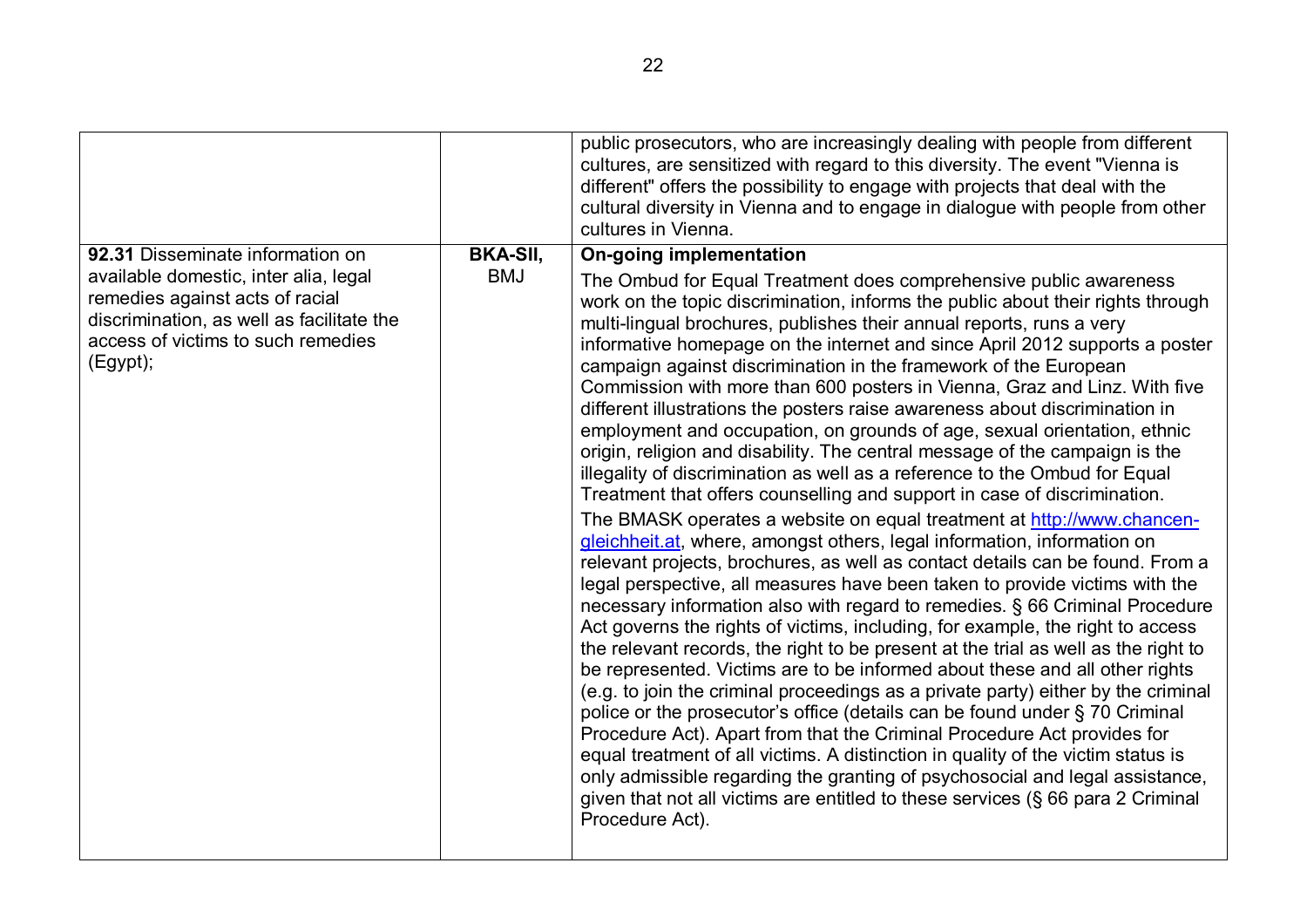| | | |
|---|---|---|
| | | public prosecutors, who are increasingly dealing with people from different cultures, are sensitized with regard to this diversity. The event "Vienna is different" offers the possibility to engage with projects that deal with the cultural diversity in Vienna and to engage in dialogue with people from other cultures in Vienna. |
| **92.31** Disseminate information on available domestic, inter alia, legal remedies against acts of racial discrimination, as well as facilitate the access of victims to such remedies (Egypt); | **BKA-SII,** BMJ | **On-going implementation**<br><br>The Ombud for Equal Treatment does comprehensive public awareness work on the topic discrimination, informs the public about their rights through multi-lingual brochures, publishes their annual reports, runs a very informative homepage on the internet and since April 2012 supports a poster campaign against discrimination in the framework of the European Commission with more than 600 posters in Vienna, Graz and Linz. With five different illustrations the posters raise awareness about discrimination in employment and occupation, on grounds of age, sexual orientation, ethnic origin, religion and disability. The central message of the campaign is the illegality of discrimination as well as a reference to the Ombud for Equal Treatment that offers counselling and support in case of discrimination.<br><br>The BMASK operates a website on equal treatment at http://www.chancen-gleichheit.at, where, amongst others, legal information, information on relevant projects, brochures, as well as contact details can be found. From a legal perspective, all measures have been taken to provide victims with the necessary information also with regard to remedies. § 66 Criminal Procedure Act governs the rights of victims, including, for example, the right to access the relevant records, the right to be present at the trial as well as the right to be represented. Victims are to be informed about these and all other rights (e.g. to join the criminal proceedings as a private party) either by the criminal police or the prosecutor's office (details can be found under § 70 Criminal Procedure Act). Apart from that the Criminal Procedure Act provides for equal treatment of all victims. A distinction in quality of the victim status is only admissible regarding the granting of psychosocial and legal assistance, given that not all victims are entitled to these services (§ 66 para 2 Criminal Procedure Act). |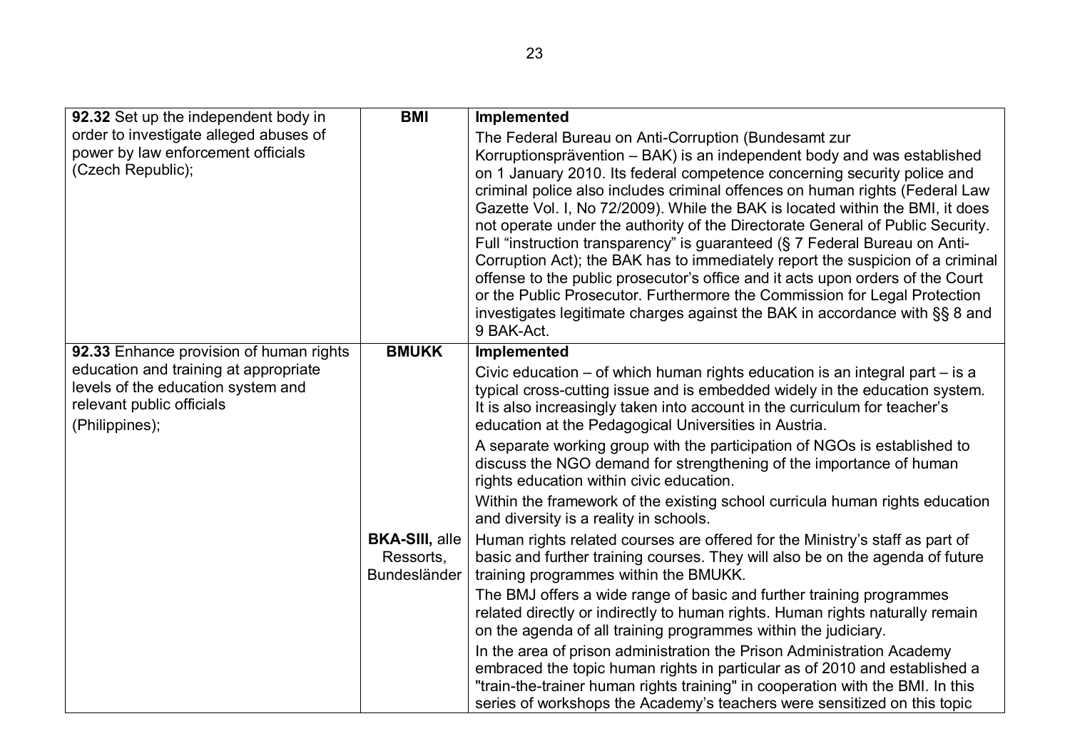| | | |
|---|---|---|
| **92.32** Set up the independent body in order to investigate alleged abuses of power by law enforcement officials (Czech Republic); | **BMI** | **Implemented**<br>The Federal Bureau on Anti-Corruption (Bundesamt zur Korruptionsprävention – BAK) is an independent body and was established on 1 January 2010. Its federal competence concerning security police and criminal police also includes criminal offences on human rights (Federal Law Gazette Vol. I, No 72/2009). While the BAK is located within the BMI, it does not operate under the authority of the Directorate General of Public Security. Full "instruction transparency" is guaranteed (§ 7 Federal Bureau on Anti-Corruption Act); the BAK has to immediately report the suspicion of a criminal offense to the public prosecutor's office and it acts upon orders of the Court or the Public Prosecutor. Furthermore the Commission for Legal Protection investigates legitimate charges against the BAK in accordance with §§ 8 and 9 BAK-Act. |
| **92.33** Enhance provision of human rights education and training at appropriate levels of the education system and relevant public officials<br>(Philippines); | **BMUKK** | **Implemented**<br>Civic education – of which human rights education is an integral part – is a typical cross-cutting issue and is embedded widely in the education system. It is also increasingly taken into account in the curriculum for teacher's education at the Pedagogical Universities in Austria.<br>A separate working group with the participation of NGOs is established to discuss the NGO demand for strengthening of the importance of human rights education within civic education.<br>Within the framework of the existing school curricula human rights education and diversity is a reality in schools. |
| | **BKA-SIII,** alle Ressorts, Bundesländer | Human rights related courses are offered for the Ministry's staff as part of basic and further training courses. They will also be on the agenda of future training programmes within the BMUKK.<br>The BMJ offers a wide range of basic and further training programmes related directly or indirectly to human rights. Human rights naturally remain on the agenda of all training programmes within the judiciary.<br>In the area of prison administration the Prison Administration Academy embraced the topic human rights in particular as of 2010 and established a "train-the-trainer human rights training" in cooperation with the BMI. In this series of workshops the Academy's teachers were sensitized on this topic |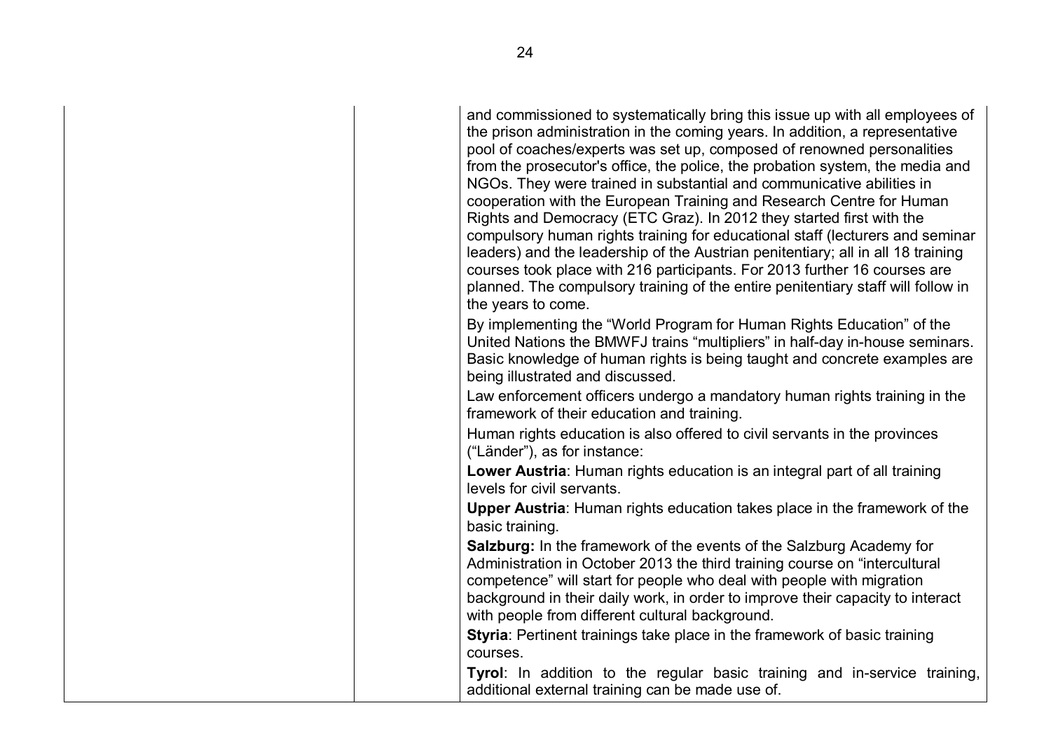|  |  | and commissioned to systematically bring this issue up with all employees of the prison administration in the coming years. In addition, a representative pool of coaches/experts was set up, composed of renowned personalities from the prosecutor's office, the police, the probation system, the media and NGOs. They were trained in substantial and communicative abilities in cooperation with the European Training and Research Centre for Human Rights and Democracy (ETC Graz). In 2012 they started first with the compulsory human rights training for educational staff (lecturers and seminar leaders) and the leadership of the Austrian penitentiary; all in all 18 training courses took place with 216 participants. For 2013 further 16 courses are planned. The compulsory training of the entire penitentiary staff will follow in the years to come.<br>By implementing the "World Program for Human Rights Education" of the United Nations the BMWFJ trains "multipliers" in half-day in-house seminars. Basic knowledge of human rights is being taught and concrete examples are being illustrated and discussed.<br>Law enforcement officers undergo a mandatory human rights training in the framework of their education and training.<br>Human rights education is also offered to civil servants in the provinces ("Länder"), as for instance:<br>**Lower Austria**: Human rights education is an integral part of all training levels for civil servants.<br>**Upper Austria**: Human rights education takes place in the framework of the basic training.<br>**Salzburg:** In the framework of the events of the Salzburg Academy for Administration in October 2013 the third training course on "intercultural competence" will start for people who deal with people with migration background in their daily work, in order to improve their capacity to interact with people from different cultural background.<br>**Styria**: Pertinent trainings take place in the framework of basic training courses.<br>**Tyrol**: In addition to the regular basic training and in-service training, additional external training can be made use of. |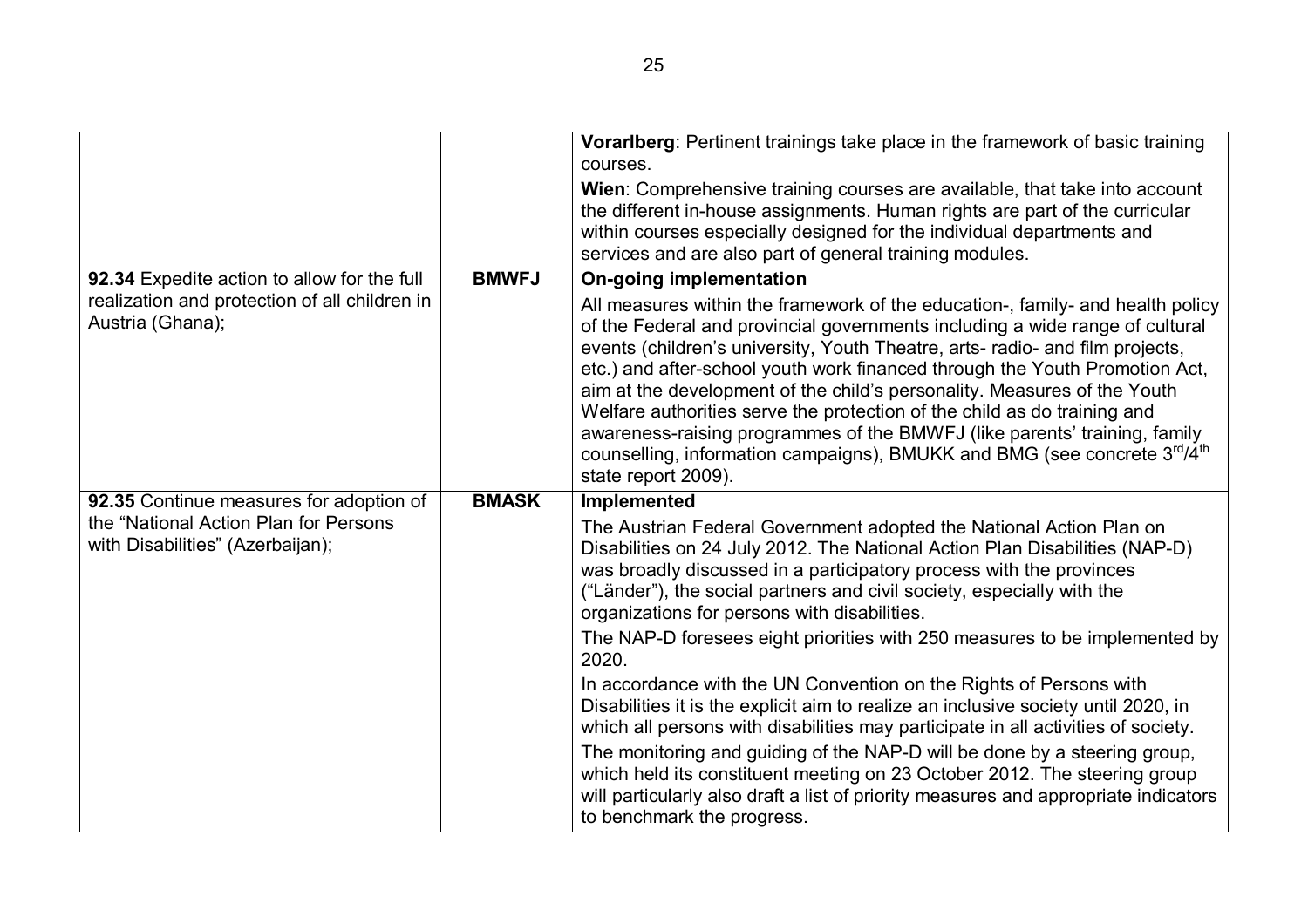| | | |
|---|---|---|
| | | **Vorarlberg**: Pertinent trainings take place in the framework of basic training courses.<br>**Wien**: Comprehensive training courses are available, that take into account the different in-house assignments. Human rights are part of the curricular within courses especially designed for the individual departments and services and are also part of general training modules. |
| **92.34** Expedite action to allow for the full realization and protection of all children in Austria (Ghana); | **BMWFJ** | **On-going implementation**<br>All measures within the framework of the education-, family- and health policy of the Federal and provincial governments including a wide range of cultural events (children's university, Youth Theatre, arts- radio- and film projects, etc.) and after-school youth work financed through the Youth Promotion Act, aim at the development of the child's personality. Measures of the Youth Welfare authorities serve the protection of the child as do training and awareness-raising programmes of the BMWFJ (like parents' training, family counselling, information campaigns), BMUKK and BMG (see concrete 3rd/4th state report 2009). |
| **92.35** Continue measures for adoption of the "National Action Plan for Persons with Disabilities" (Azerbaijan); | **BMASK** | **Implemented**<br>The Austrian Federal Government adopted the National Action Plan on Disabilities on 24 July 2012. The National Action Plan Disabilities (NAP-D) was broadly discussed in a participatory process with the provinces ("Länder"), the social partners and civil society, especially with the organizations for persons with disabilities.<br>The NAP-D foresees eight priorities with 250 measures to be implemented by 2020.<br>In accordance with the UN Convention on the Rights of Persons with Disabilities it is the explicit aim to realize an inclusive society until 2020, in which all persons with disabilities may participate in all activities of society.<br>The monitoring and guiding of the NAP-D will be done by a steering group, which held its constituent meeting on 23 October 2012. The steering group will particularly also draft a list of priority measures and appropriate indicators to benchmark the progress. |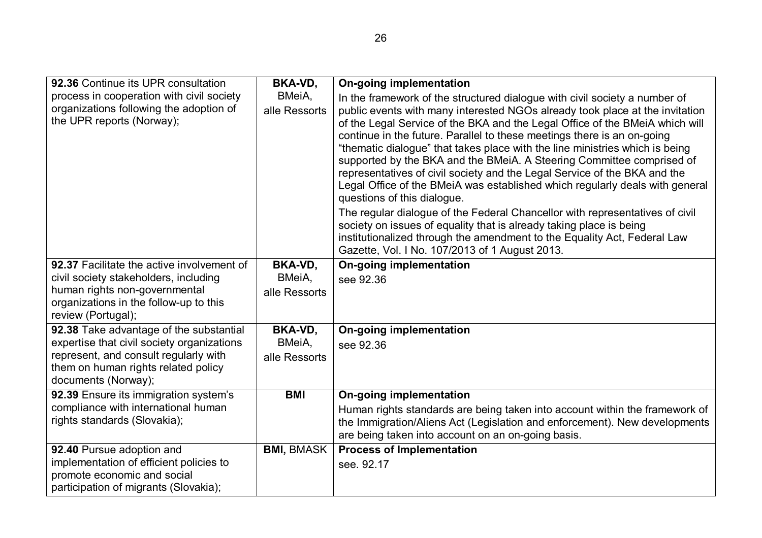| | | |
|---|---|---|
| **92.36** Continue its UPR consultation process in cooperation with civil society organizations following the adoption of the UPR reports (Norway); | **BKA-VD,** BMeiA, alle Ressorts | **On-going implementation**<br>In the framework of the structured dialogue with civil society a number of public events with many interested NGOs already took place at the invitation of the Legal Service of the BKA and the Legal Office of the BMeiA which will continue in the future. Parallel to these meetings there is an on-going "thematic dialogue" that takes place with the line ministries which is being supported by the BKA and the BMeiA. A Steering Committee comprised of representatives of civil society and the Legal Service of the BKA and the Legal Office of the BMeiA was established which regularly deals with general questions of this dialogue.<br>The regular dialogue of the Federal Chancellor with representatives of civil society on issues of equality that is already taking place is being institutionalized through the amendment to the Equality Act, Federal Law Gazette, Vol. I No. 107/2013 of 1 August 2013. |
| **92.37** Facilitate the active involvement of civil society stakeholders, including human rights non-governmental organizations in the follow-up to this review (Portugal); | **BKA-VD,** BMeiA, alle Ressorts | **On-going implementation**<br>see 92.36 |
| **92.38** Take advantage of the substantial expertise that civil society organizations represent, and consult regularly with them on human rights related policy documents (Norway); | **BKA-VD,** BMeiA, alle Ressorts | **On-going implementation**<br>see 92.36 |
| **92.39** Ensure its immigration system's compliance with international human rights standards (Slovakia); | **BMI** | **On-going implementation**<br>Human rights standards are being taken into account within the framework of the Immigration/Aliens Act (Legislation and enforcement). New developments are being taken into account on an on-going basis. |
| **92.40** Pursue adoption and implementation of efficient policies to promote economic and social participation of migrants (Slovakia); | **BMI,** BMASK | **Process of Implementation**<br>see. 92.17 |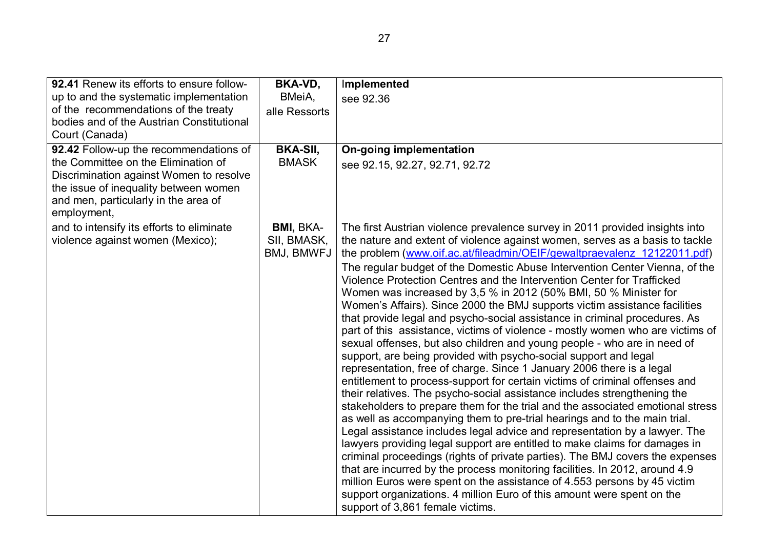| | | |
|---|---|---|
| **92.41** Renew its efforts to ensure follow-up to and the systematic implementation of the recommendations of the treaty bodies and of the Austrian Constitutional Court (Canada) | **BKA-VD,** BMeiA, alle Ressorts | **Implemented**<br>see 92.36 |
| **92.42** Follow-up the recommendations of the Committee on the Elimination of Discrimination against Women to resolve the issue of inequality between women and men, particularly in the area of employment, | **BKA-SII,** **BMASK** | **On-going implementation**<br>see 92.15, 92.27, 92.71, 92.72 |
| and to intensify its efforts to eliminate violence against women (Mexico); | **BMI,** BKA-SII, BMASK, BMJ, BMWFJ | The first Austrian violence prevalence survey in 2011 provided insights into the nature and extent of violence against women, serves as a basis to tackle the problem (www.oif.ac.at/fileadmin/OEIF/gewaltpraevalenz_12122011.pdf)<br>The regular budget of the Domestic Abuse Intervention Center Vienna, of the Violence Protection Centres and the Intervention Center for Trafficked Women was increased by 3,5 % in 2012 (50% BMI, 50 % Minister for Women's Affairs). Since 2000 the BMJ supports victim assistance facilities that provide legal and psycho-social assistance in criminal procedures. As part of this assistance, victims of violence - mostly women who are victims of sexual offenses, but also children and young people - who are in need of support, are being provided with psycho-social support and legal representation, free of charge. Since 1 January 2006 there is a legal entitlement to process-support for certain victims of criminal offenses and their relatives. The psycho-social assistance includes strengthening the stakeholders to prepare them for the trial and the associated emotional stress as well as accompanying them to pre-trial hearings and to the main trial. Legal assistance includes legal advice and representation by a lawyer. The lawyers providing legal support are entitled to make claims for damages in criminal proceedings (rights of private parties). The BMJ covers the expenses that are incurred by the process monitoring facilities. In 2012, around 4.9 million Euros were spent on the assistance of 4.553 persons by 45 victim support organizations. 4 million Euro of this amount were spent on the support of 3,861 female victims. |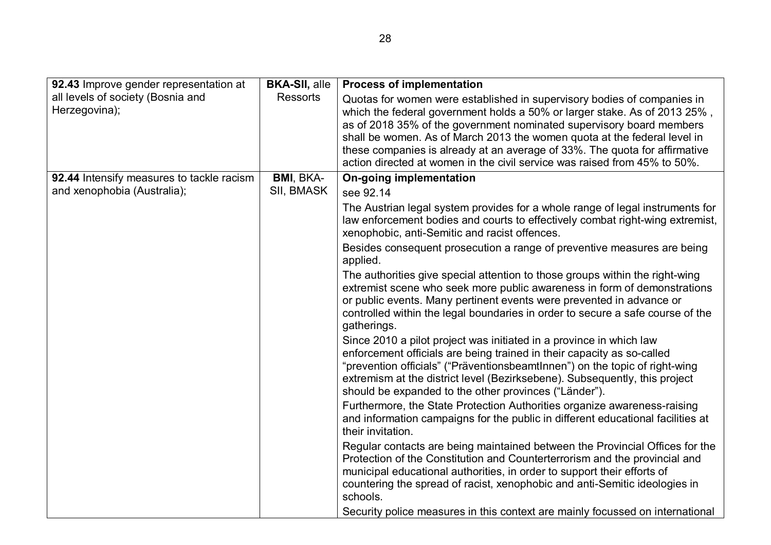| | | |
|---|---|---|
| **92.43** Improve gender representation at all levels of society (Bosnia and Herzegovina); | **BKA-SII,** alle Ressorts | **Process of implementation**<br>Quotas for women were established in supervisory bodies of companies in which the federal government holds a 50% or larger stake. As of 2013 25% , as of 2018 35% of the government nominated supervisory board members shall be women. As of March 2013 the women quota at the federal level in these companies is already at an average of 33%. The quota for affirmative action directed at women in the civil service was raised from 45% to 50%. |
| **92.44** Intensify measures to tackle racism and xenophobia (Australia); | **BMI**, BKA-SII, BMASK | **On-going implementation**<br>see 92.14<br>The Austrian legal system provides for a whole range of legal instruments for law enforcement bodies and courts to effectively combat right-wing extremist, xenophobic, anti-Semitic and racist offences.<br>Besides consequent prosecution a range of preventive measures are being applied.<br>The authorities give special attention to those groups within the right-wing extremist scene who seek more public awareness in form of demonstrations or public events. Many pertinent events were prevented in advance or controlled within the legal boundaries in order to secure a safe course of the gatherings.<br>Since 2010 a pilot project was initiated in a province in which law enforcement officials are being trained in their capacity as so-called "prevention officials" ("PräventionsbeamtInnen") on the topic of right-wing extremism at the district level (Bezirksebene). Subsequently, this project should be expanded to the other provinces ("Länder").<br>Furthermore, the State Protection Authorities organize awareness-raising and information campaigns for the public in different educational facilities at their invitation.<br>Regular contacts are being maintained between the Provincial Offices for the Protection of the Constitution and Counterterrorism and the provincial and municipal educational authorities, in order to support their efforts of countering the spread of racist, xenophobic and anti-Semitic ideologies in schools.<br>Security police measures in this context are mainly focussed on international |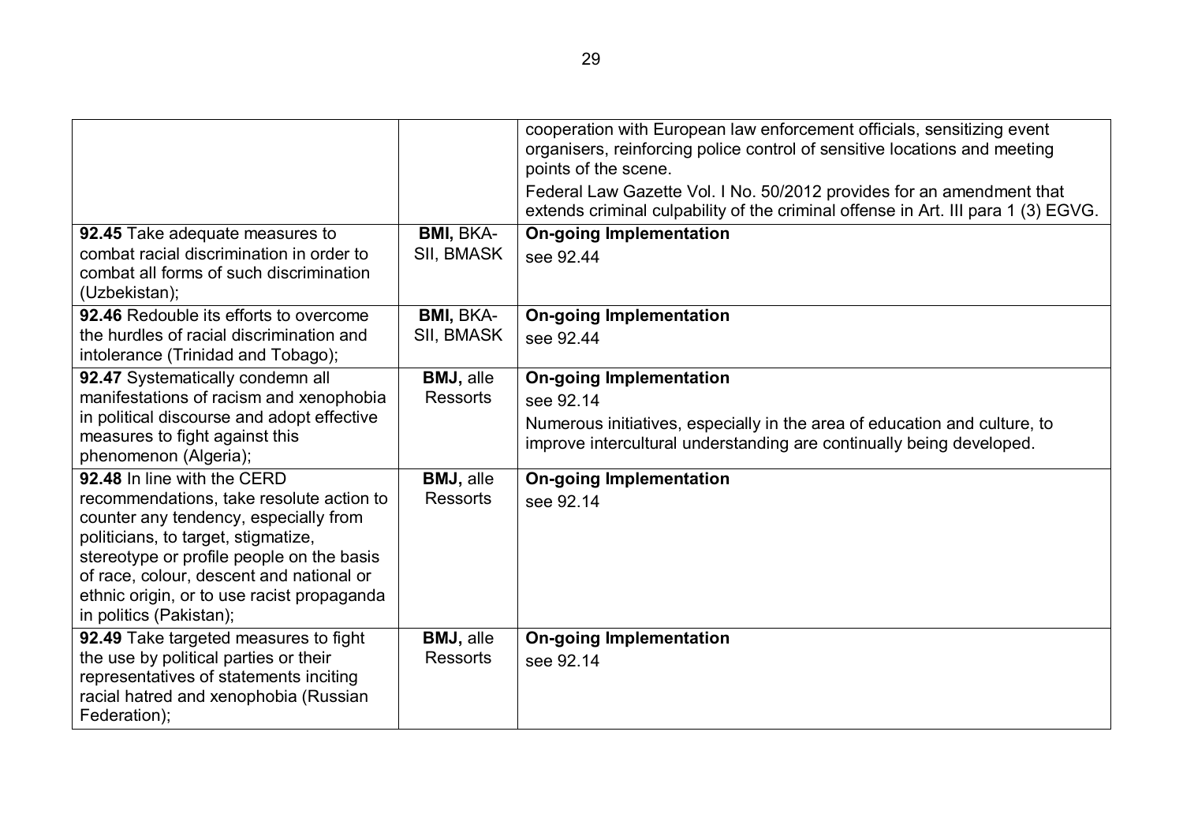| | | |
|---|---|---|
| | | cooperation with European law enforcement officials, sensitizing event organisers, reinforcing police control of sensitive locations and meeting points of the scene.<br>Federal Law Gazette Vol. I No. 50/2012 provides for an amendment that extends criminal culpability of the criminal offense in Art. III para 1 (3) EGVG. |
| **92.45** Take adequate measures to combat racial discrimination in order to combat all forms of such discrimination (Uzbekistan); | **BMI,** BKA-SII, BMASK | **On-going Implementation**<br>see 92.44 |
| **92.46** Redouble its efforts to overcome the hurdles of racial discrimination and intolerance (Trinidad and Tobago); | **BMI,** BKA-SII, BMASK | **On-going Implementation**<br>see 92.44 |
| **92.47** Systematically condemn all manifestations of racism and xenophobia in political discourse and adopt effective measures to fight against this phenomenon (Algeria); | **BMJ,** alle Ressorts | **On-going Implementation**<br>see 92.14<br>Numerous initiatives, especially in the area of education and culture, to improve intercultural understanding are continually being developed. |
| **92.48** In line with the CERD recommendations, take resolute action to counter any tendency, especially from politicians, to target, stigmatize, stereotype or profile people on the basis of race, colour, descent and national or ethnic origin, or to use racist propaganda in politics (Pakistan); | **BMJ,** alle Ressorts | **On-going Implementation**<br>see 92.14 |
| **92.49** Take targeted measures to fight the use by political parties or their representatives of statements inciting racial hatred and xenophobia (Russian Federation); | **BMJ,** alle Ressorts | **On-going Implementation**<br>see 92.14 |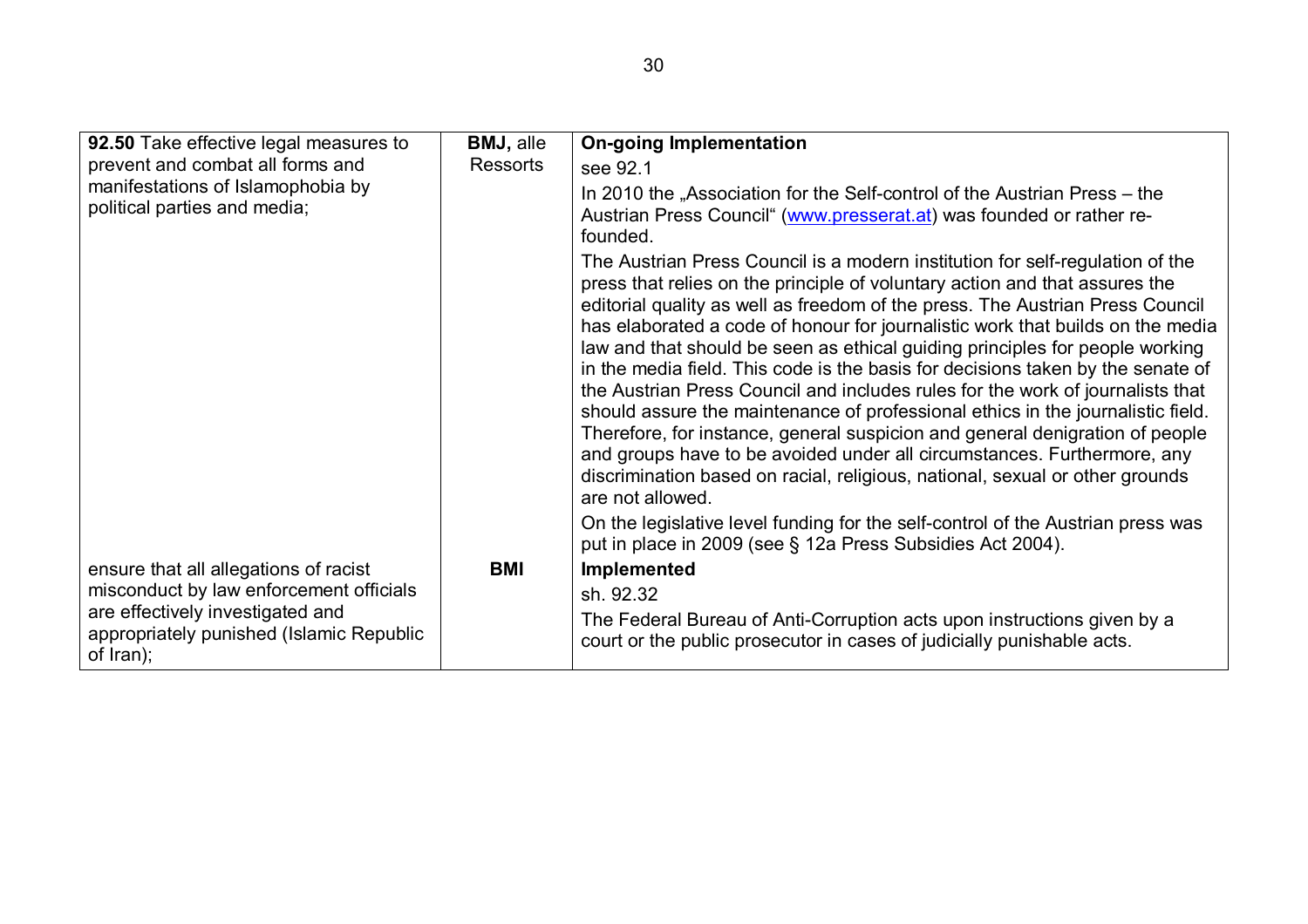| | | |
|---|---|---|
| **92.50** Take effective legal measures to prevent and combat all forms and manifestations of Islamophobia by political parties and media; | **BMJ**, alle Ressorts | **On-going Implementation**<br>see 92.1<br>In 2010 the „Association for the Self-control of the Austrian Press – the Austrian Press Council“ ([www.presserat.at](http://www.presserat.at)) was founded or rather re-founded.<br>The Austrian Press Council is a modern institution for self-regulation of the press that relies on the principle of voluntary action and that assures the editorial quality as well as freedom of the press. The Austrian Press Council has elaborated a code of honour for journalistic work that builds on the media law and that should be seen as ethical guiding principles for people working in the media field. This code is the basis for decisions taken by the senate of the Austrian Press Council and includes rules for the work of journalists that should assure the maintenance of professional ethics in the journalistic field. Therefore, for instance, general suspicion and general denigration of people and groups have to be avoided under all circumstances. Furthermore, any discrimination based on racial, religious, national, sexual or other grounds are not allowed.<br>On the legislative level funding for the self-control of the Austrian press was put in place in 2009 (see § 12a Press Subsidies Act 2004). |
| ensure that all allegations of racist misconduct by law enforcement officials are effectively investigated and appropriately punished (Islamic Republic of Iran); | **BMI** | **Implemented**<br>sh. 92.32<br>The Federal Bureau of Anti-Corruption acts upon instructions given by a court or the public prosecutor in cases of judicially punishable acts. |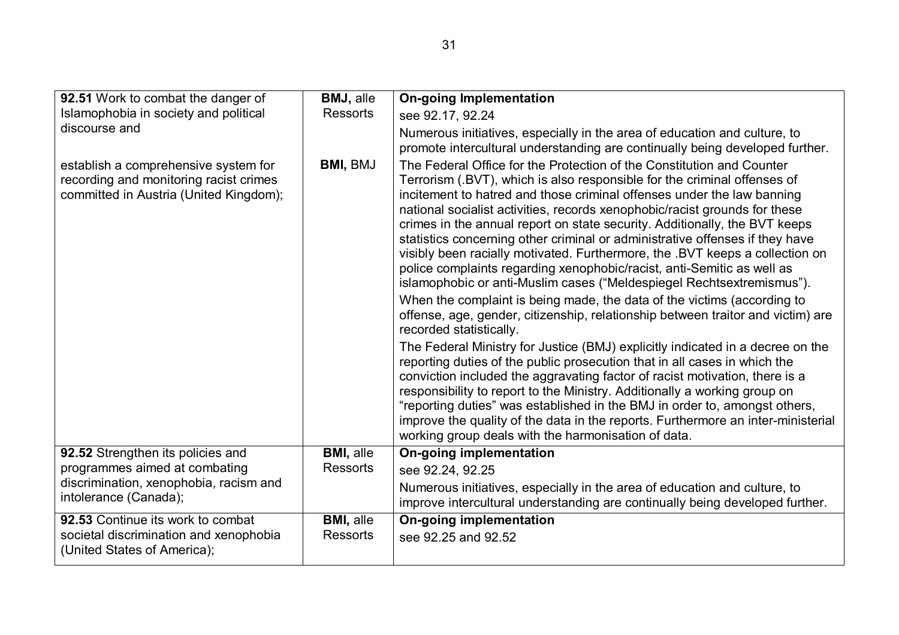| | | |
|---|---|---|
| **92.51** Work to combat the danger of Islamophobia in society and political discourse and | **BMJ,** alle Ressorts | **On-going Implementation**<br>see 92.17, 92.24<br>Numerous initiatives, especially in the area of education and culture, to promote intercultural understanding are continually being developed further. |
| establish a comprehensive system for recording and monitoring racist crimes committed in Austria (United Kingdom); | **BMI,** BMJ | The Federal Office for the Protection of the Constitution and Counter Terrorism (.BVT), which is also responsible for the criminal offenses of incitement to hatred and those criminal offenses under the law banning national socialist activities, records xenophobic/racist grounds for these crimes in the annual report on state security. Additionally, the BVT keeps statistics concerning other criminal or administrative offenses if they have visibly been racially motivated. Furthermore, the .BVT keeps a collection on police complaints regarding xenophobic/racist, anti-Semitic as well as islamophobic or anti-Muslim cases ("Meldespiegel Rechtsextremismus").<br>When the complaint is being made, the data of the victims (according to offense, age, gender, citizenship, relationship between traitor and victim) are recorded statistically.<br>The Federal Ministry for Justice (BMJ) explicitly indicated in a decree on the reporting duties of the public prosecution that in all cases in which the conviction included the aggravating factor of racist motivation, there is a responsibility to report to the Ministry. Additionally a working group on "reporting duties" was established in the BMJ in order to, amongst others, improve the quality of the data in the reports. Furthermore an inter-ministerial working group deals with the harmonisation of data. |
| **92.52** Strengthen its policies and programmes aimed at combating discrimination, xenophobia, racism and intolerance (Canada); | **BMI,** alle Ressorts | **On-going implementation**<br>see 92.24, 92.25<br>Numerous initiatives, especially in the area of education and culture, to improve intercultural understanding are continually being developed further. |
| **92.53** Continue its work to combat societal discrimination and xenophobia (United States of America); | **BMI,** alle Ressorts | **On-going implementation**<br>see 92.25 and 92.52 |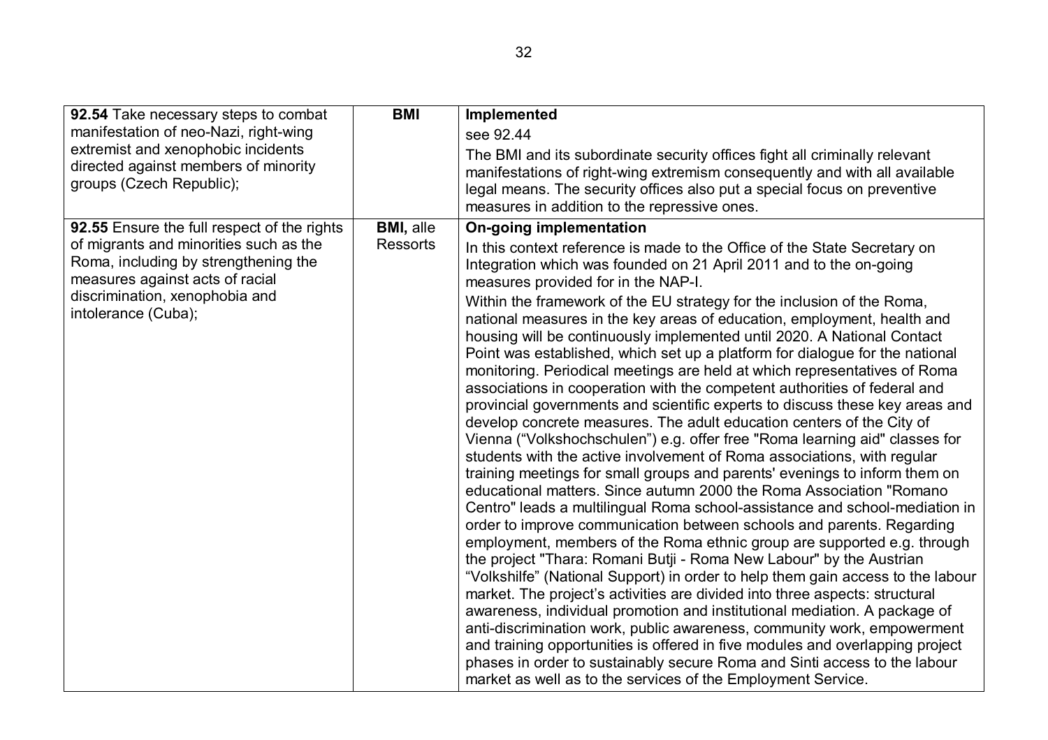| | | |
|---|---|---|
| **92.54** Take necessary steps to combat manifestation of neo-Nazi, right-wing extremist and xenophobic incidents directed against members of minority groups (Czech Republic); | **BMI** | **Implemented**<br>see 92.44<br>The BMI and its subordinate security offices fight all criminally relevant manifestations of right-wing extremism consequently and with all available legal means. The security offices also put a special focus on preventive measures in addition to the repressive ones. |
| **92.55** Ensure the full respect of the rights of migrants and minorities such as the Roma, including by strengthening the measures against acts of racial discrimination, xenophobia and intolerance (Cuba); | **BMI,** alle Ressorts | **On-going implementation**<br>In this context reference is made to the Office of the State Secretary on Integration which was founded on 21 April 2011 and to the on-going measures provided for in the NAP-I.<br>Within the framework of the EU strategy for the inclusion of the Roma, national measures in the key areas of education, employment, health and housing will be continuously implemented until 2020. A National Contact Point was established, which set up a platform for dialogue for the national monitoring. Periodical meetings are held at which representatives of Roma associations in cooperation with the competent authorities of federal and provincial governments and scientific experts to discuss these key areas and develop concrete measures. The adult education centers of the City of Vienna ("Volkshochschulen") e.g. offer free "Roma learning aid" classes for students with the active involvement of Roma associations, with regular training meetings for small groups and parents' evenings to inform them on educational matters. Since autumn 2000 the Roma Association "Romano Centro" leads a multilingual Roma school-assistance and school-mediation in order to improve communication between schools and parents. Regarding employment, members of the Roma ethnic group are supported e.g. through the project "Thara: Romani Butji - Roma New Labour" by the Austrian "Volkshilfe" (National Support) in order to help them gain access to the labour market. The project's activities are divided into three aspects: structural awareness, individual promotion and institutional mediation. A package of anti-discrimination work, public awareness, community work, empowerment and training opportunities is offered in five modules and overlapping project phases in order to sustainably secure Roma and Sinti access to the labour market as well as to the services of the Employment Service. |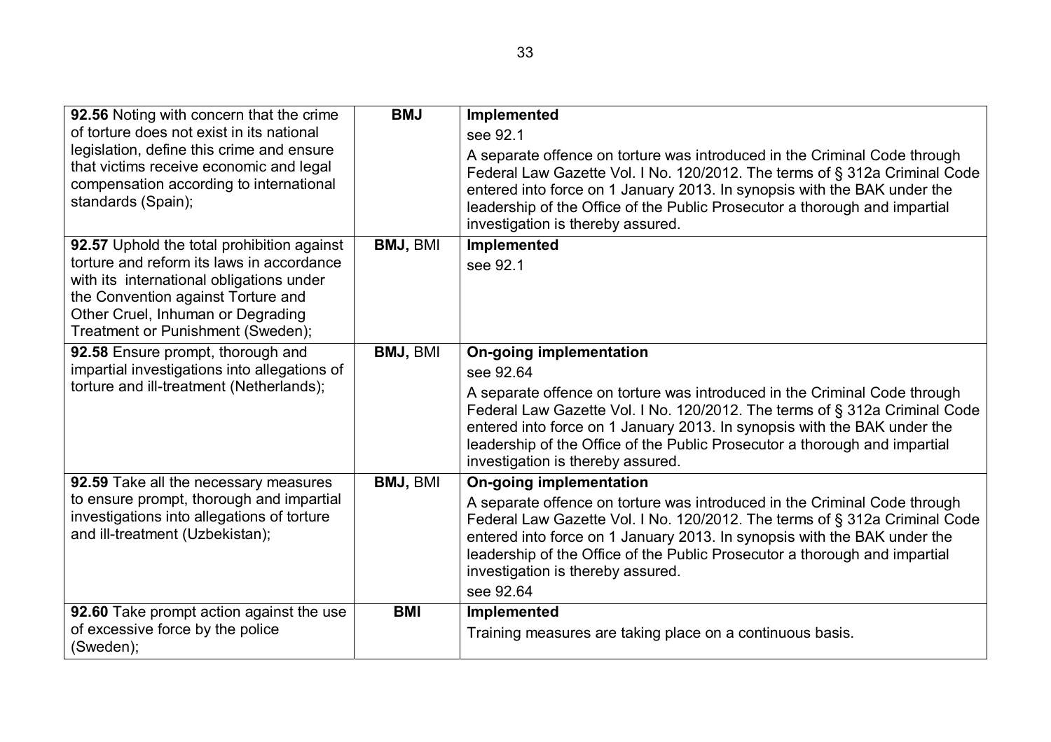| | | |
|---|---|---|
| **92.56** Noting with concern that the crime of torture does not exist in its national legislation, define this crime and ensure that victims receive economic and legal compensation according to international standards (Spain); | **BMJ** | **Implemented**<br>see 92.1<br>A separate offence on torture was introduced in the Criminal Code through Federal Law Gazette Vol. I No. 120/2012. The terms of § 312a Criminal Code entered into force on 1 January 2013. In synopsis with the BAK under the leadership of the Office of the Public Prosecutor a thorough and impartial investigation is thereby assured. |
| **92.57** Uphold the total prohibition against torture and reform its laws in accordance with its international obligations under the Convention against Torture and Other Cruel, Inhuman or Degrading Treatment or Punishment (Sweden); | **BMJ,** BMI | **Implemented**<br>see 92.1 |
| **92.58** Ensure prompt, thorough and impartial investigations into allegations of torture and ill-treatment (Netherlands); | **BMJ,** BMI | **On-going implementation**<br>see 92.64<br>A separate offence on torture was introduced in the Criminal Code through Federal Law Gazette Vol. I No. 120/2012. The terms of § 312a Criminal Code entered into force on 1 January 2013. In synopsis with the BAK under the leadership of the Office of the Public Prosecutor a thorough and impartial investigation is thereby assured. |
| **92.59** Take all the necessary measures to ensure prompt, thorough and impartial investigations into allegations of torture and ill-treatment (Uzbekistan); | **BMJ,** BMI | **On-going implementation**<br>A separate offence on torture was introduced in the Criminal Code through Federal Law Gazette Vol. I No. 120/2012. The terms of § 312a Criminal Code entered into force on 1 January 2013. In synopsis with the BAK under the leadership of the Office of the Public Prosecutor a thorough and impartial investigation is thereby assured.<br>see 92.64 |
| **92.60** Take prompt action against the use of excessive force by the police (Sweden); | **BMI** | **Implemented**<br>Training measures are taking place on a continuous basis. |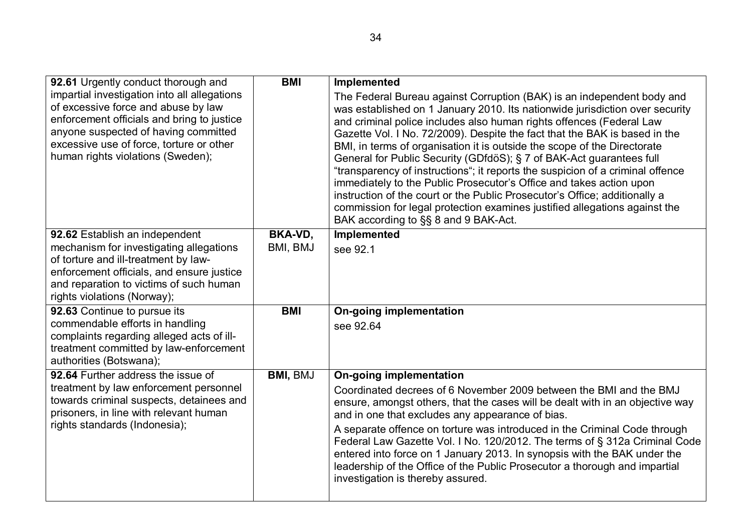| | | |
|---|---|---|
| **92.61** Urgently conduct thorough and impartial investigation into all allegations of excessive force and abuse by law enforcement officials and bring to justice anyone suspected of having committed excessive use of force, torture or other human rights violations (Sweden); | **BMI** | **Implemented**<br>The Federal Bureau against Corruption (BAK) is an independent body and was established on 1 January 2010. Its nationwide jurisdiction over security and criminal police includes also human rights offences (Federal Law Gazette Vol. I No. 72/2009). Despite the fact that the BAK is based in the BMI, in terms of organisation it is outside the scope of the Directorate General for Public Security (GDfdöS); § 7 of BAK-Act guarantees full "transparency of instructions"; it reports the suspicion of a criminal offence immediately to the Public Prosecutor's Office and takes action upon instruction of the court or the Public Prosecutor's Office; additionally a commission for legal protection examines justified allegations against the BAK according to §§ 8 and 9 BAK-Act. |
| **92.62** Establish an independent mechanism for investigating allegations of torture and ill-treatment by law-enforcement officials, and ensure justice and reparation to victims of such human rights violations (Norway); | **BKA-VD,** BMI, BMJ | **Implemented**<br>see 92.1 |
| **92.63** Continue to pursue its commendable efforts in handling complaints regarding alleged acts of ill-treatment committed by law-enforcement authorities (Botswana); | **BMI** | **On-going implementation**<br>see 92.64 |
| **92.64** Further address the issue of treatment by law enforcement personnel towards criminal suspects, detainees and prisoners, in line with relevant human rights standards (Indonesia); | **BMI,** BMJ | **On-going implementation**<br>Coordinated decrees of 6 November 2009 between the BMI and the BMJ ensure, amongst others, that the cases will be dealt with in an objective way and in one that excludes any appearance of bias.<br>A separate offence on torture was introduced in the Criminal Code through Federal Law Gazette Vol. I No. 120/2012. The terms of § 312a Criminal Code entered into force on 1 January 2013. In synopsis with the BAK under the leadership of the Office of the Public Prosecutor a thorough and impartial investigation is thereby assured. |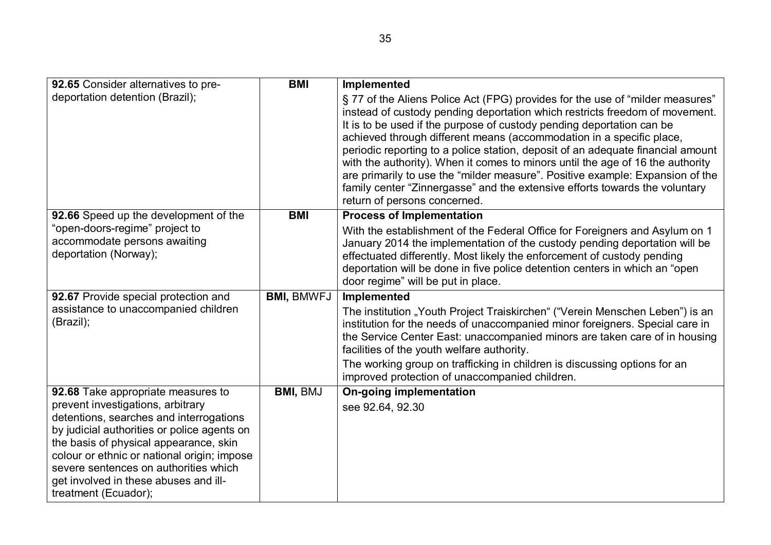| | | |
|---|---|---|
| **92.65** Consider alternatives to pre-deportation detention (Brazil); | **BMI** | **Implemented**<br>§ 77 of the Aliens Police Act (FPG) provides for the use of "milder measures" instead of custody pending deportation which restricts freedom of movement. It is to be used if the purpose of custody pending deportation can be achieved through different means (accommodation in a specific place, periodic reporting to a police station, deposit of an adequate financial amount with the authority). When it comes to minors until the age of 16 the authority are primarily to use the "milder measure". Positive example: Expansion of the family center "Zinnergasse" and the extensive efforts towards the voluntary return of persons concerned. |
| **92.66** Speed up the development of the "open-doors-regime" project to accommodate persons awaiting deportation (Norway); | **BMI** | **Process of Implementation**<br>With the establishment of the Federal Office for Foreigners and Asylum on 1 January 2014 the implementation of the custody pending deportation will be effectuated differently. Most likely the enforcement of custody pending deportation will be done in five police detention centers in which an "open door regime" will be put in place. |
| **92.67** Provide special protection and assistance to unaccompanied children (Brazil); | **BMI,** BMWFJ | **Implemented**<br>The institution „Youth Project Traiskirchen" ("Verein Menschen Leben") is an institution for the needs of unaccompanied minor foreigners. Special care in the Service Center East: unaccompanied minors are taken care of in housing facilities of the youth welfare authority.<br>The working group on trafficking in children is discussing options for an improved protection of unaccompanied children. |
| **92.68** Take appropriate measures to prevent investigations, arbitrary detentions, searches and interrogations by judicial authorities or police agents on the basis of physical appearance, skin colour or ethnic or national origin; impose severe sentences on authorities which get involved in these abuses and ill-treatment (Ecuador); | **BMI,** BMJ | **On-going implementation**<br>see 92.64, 92.30 |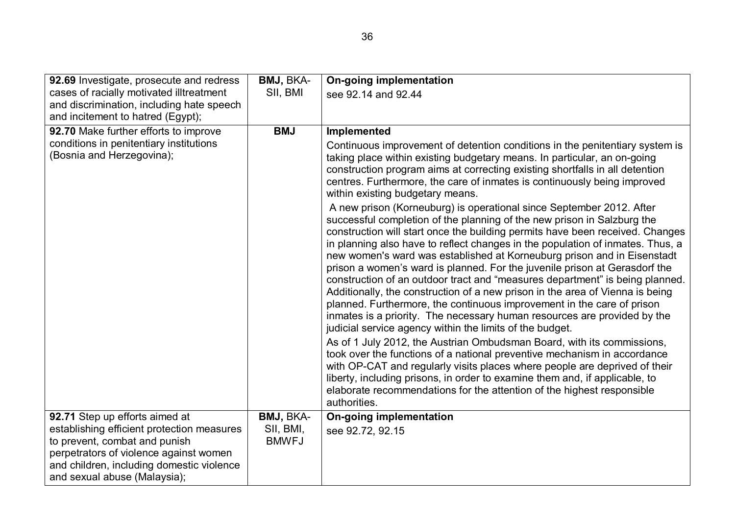| | | |
|---|---|---|
| **92.69** Investigate, prosecute and redress cases of racially motivated illtreatment and discrimination, including hate speech and incitement to hatred (Egypt); | **BMJ,** BKA-SII, BMI | **On-going implementation**<br>see 92.14 and 92.44 |
| **92.70** Make further efforts to improve conditions in penitentiary institutions (Bosnia and Herzegovina); | **BMJ** | **Implemented**<br>Continuous improvement of detention conditions in the penitentiary system is taking place within existing budgetary means. In particular, an on-going construction program aims at correcting existing shortfalls in all detention centres. Furthermore, the care of inmates is continuously being improved within existing budgetary means.<br>A new prison (Korneuburg) is operational since September 2012. After successful completion of the planning of the new prison in Salzburg the construction will start once the building permits have been received. Changes in planning also have to reflect changes in the population of inmates. Thus, a new women's ward was established at Korneuburg prison and in Eisenstadt prison a women's ward is planned. For the juvenile prison at Gerasdorf the construction of an outdoor tract and "measures department" is being planned. Additionally, the construction of a new prison in the area of Vienna is being planned. Furthermore, the continuous improvement in the care of prison inmates is a priority. The necessary human resources are provided by the judicial service agency within the limits of the budget.<br>As of 1 July 2012, the Austrian Ombudsman Board, with its commissions, took over the functions of a national preventive mechanism in accordance with OP-CAT and regularly visits places where people are deprived of their liberty, including prisons, in order to examine them and, if applicable, to elaborate recommendations for the attention of the highest responsible authorities. |
| **92.71** Step up efforts aimed at establishing efficient protection measures to prevent, combat and punish perpetrators of violence against women and children, including domestic violence and sexual abuse (Malaysia); | **BMJ,** BKA-SII, BMI, BMWFJ | **On-going implementation**<br>see 92.72, 92.15 |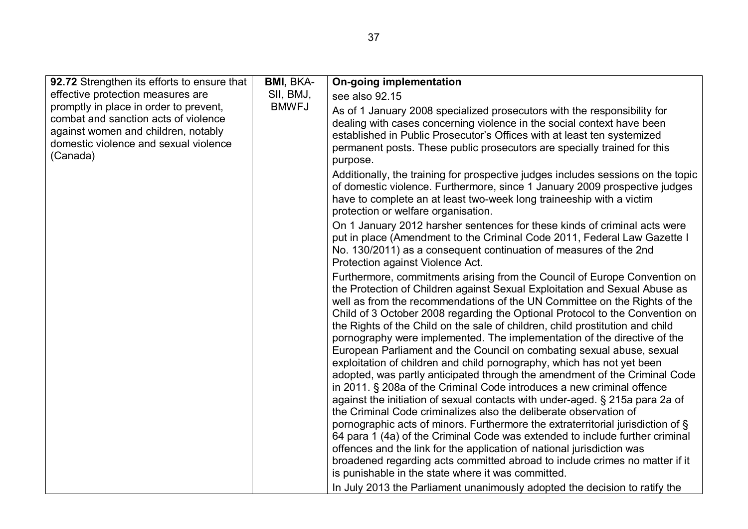| | | |
|---|---|---|
| **92.72** Strengthen its efforts to ensure that effective protection measures are promptly in place in order to prevent, combat and sanction acts of violence against women and children, notably domestic violence and sexual violence (Canada) | **BMI,** BKA-SII, BMJ, BMWFJ | **On-going implementation**<br>see also 92.15<br>As of 1 January 2008 specialized prosecutors with the responsibility for dealing with cases concerning violence in the social context have been established in Public Prosecutor's Offices with at least ten systemized permanent posts. These public prosecutors are specially trained for this purpose.<br>Additionally, the training for prospective judges includes sessions on the topic of domestic violence. Furthermore, since 1 January 2009 prospective judges have to complete an at least two-week long traineeship with a victim protection or welfare organisation.<br>On 1 January 2012 harsher sentences for these kinds of criminal acts were put in place (Amendment to the Criminal Code 2011, Federal Law Gazette I No. 130/2011) as a consequent continuation of measures of the 2nd Protection against Violence Act.<br>Furthermore, commitments arising from the Council of Europe Convention on the Protection of Children against Sexual Exploitation and Sexual Abuse as well as from the recommendations of the UN Committee on the Rights of the Child of 3 October 2008 regarding the Optional Protocol to the Convention on the Rights of the Child on the sale of children, child prostitution and child pornography were implemented. The implementation of the directive of the European Parliament and the Council on combating sexual abuse, sexual exploitation of children and child pornography, which has not yet been adopted, was partly anticipated through the amendment of the Criminal Code in 2011. § 208a of the Criminal Code introduces a new criminal offence against the initiation of sexual contacts with under-aged. § 215a para 2a of the Criminal Code criminalizes also the deliberate observation of pornographic acts of minors. Furthermore the extraterritorial jurisdiction of § 64 para 1 (4a) of the Criminal Code was extended to include further criminal offences and the link for the application of national jurisdiction was broadened regarding acts committed abroad to include crimes no matter if it is punishable in the state where it was committed.<br>In July 2013 the Parliament unanimously adopted the decision to ratify the |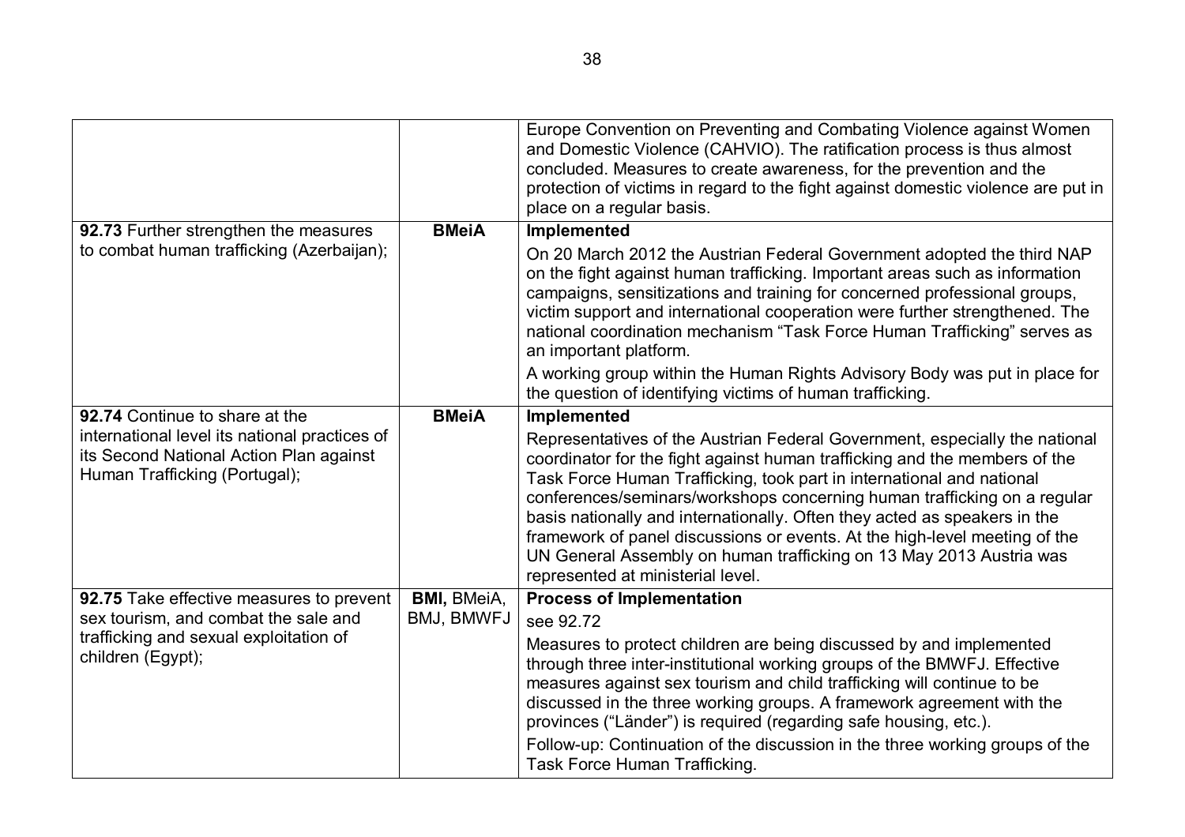| | | |
|---|---|---|
| | | Europe Convention on Preventing and Combating Violence against Women and Domestic Violence (CAHVIO). The ratification process is thus almost concluded. Measures to create awareness, for the prevention and the protection of victims in regard to the fight against domestic violence are put in place on a regular basis. |
| **92.73** Further strengthen the measures to combat human trafficking (Azerbaijan); | **BMeiA** | **Implemented**<br><br>On 20 March 2012 the Austrian Federal Government adopted the third NAP on the fight against human trafficking. Important areas such as information campaigns, sensitizations and training for concerned professional groups, victim support and international cooperation were further strengthened. The national coordination mechanism "Task Force Human Trafficking" serves as an important platform.<br><br>A working group within the Human Rights Advisory Body was put in place for the question of identifying victims of human trafficking. |
| **92.74** Continue to share at the international level its national practices of its Second National Action Plan against Human Trafficking (Portugal); | **BMeiA** | **Implemented**<br><br>Representatives of the Austrian Federal Government, especially the national coordinator for the fight against human trafficking and the members of the Task Force Human Trafficking, took part in international and national conferences/seminars/workshops concerning human trafficking on a regular basis nationally and internationally. Often they acted as speakers in the framework of panel discussions or events. At the high-level meeting of the UN General Assembly on human trafficking on 13 May 2013 Austria was represented at ministerial level. |
| **92.75** Take effective measures to prevent sex tourism, and combat the sale and trafficking and sexual exploitation of children (Egypt); | **BMI,** BMeiA, BMJ, BMWFJ | **Process of Implementation**<br><br>see 92.72<br><br>Measures to protect children are being discussed by and implemented through three inter-institutional working groups of the BMWFJ. Effective measures against sex tourism and child trafficking will continue to be discussed in the three working groups. A framework agreement with the provinces ("Länder") is required (regarding safe housing, etc.).<br><br>Follow-up: Continuation of the discussion in the three working groups of the Task Force Human Trafficking. |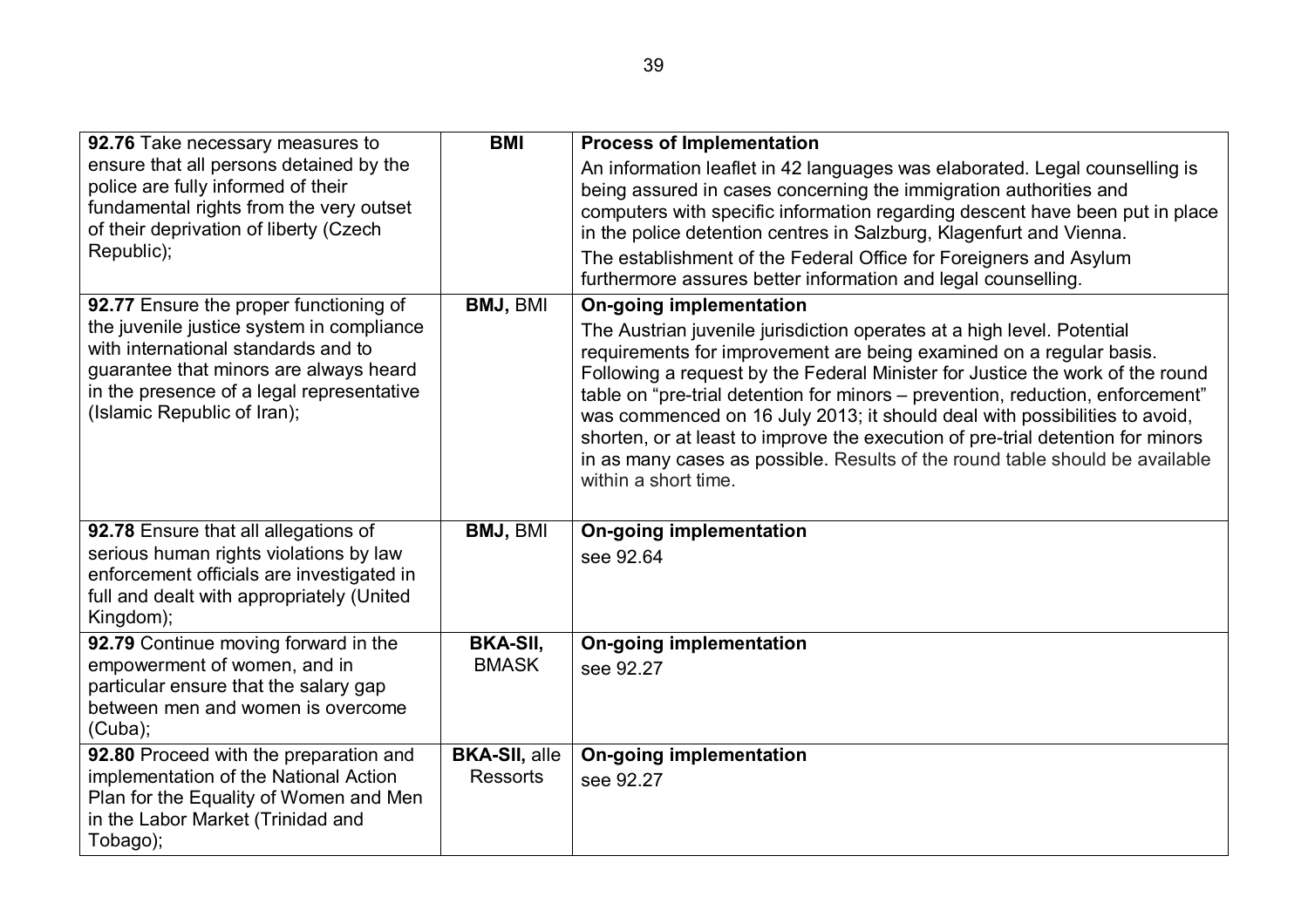| | | |
|---|---|---|
| **92.76** Take necessary measures to ensure that all persons detained by the police are fully informed of their fundamental rights from the very outset of their deprivation of liberty (Czech Republic); | **BMI** | **Process of Implementation**<br>An information leaflet in 42 languages was elaborated. Legal counselling is being assured in cases concerning the immigration authorities and computers with specific information regarding descent have been put in place in the police detention centres in Salzburg, Klagenfurt and Vienna.<br>The establishment of the Federal Office for Foreigners and Asylum furthermore assures better information and legal counselling. |
| **92.77** Ensure the proper functioning of the juvenile justice system in compliance with international standards and to guarantee that minors are always heard in the presence of a legal representative (Islamic Republic of Iran); | **BMJ,** BMI | **On-going implementation**<br>The Austrian juvenile jurisdiction operates at a high level. Potential requirements for improvement are being examined on a regular basis. Following a request by the Federal Minister for Justice the work of the round table on "pre-trial detention for minors – prevention, reduction, enforcement" was commenced on 16 July 2013; it should deal with possibilities to avoid, shorten, or at least to improve the execution of pre-trial detention for minors in as many cases as possible. Results of the round table should be available within a short time. |
| **92.78** Ensure that all allegations of serious human rights violations by law enforcement officials are investigated in full and dealt with appropriately (United Kingdom); | **BMJ,** BMI | **On-going implementation**<br>see 92.64 |
| **92.79** Continue moving forward in the empowerment of women, and in particular ensure that the salary gap between men and women is overcome (Cuba); | **BKA-SII,** BMASK | **On-going implementation**<br>see 92.27 |
| **92.80** Proceed with the preparation and implementation of the National Action Plan for the Equality of Women and Men in the Labor Market (Trinidad and Tobago); | **BKA-SII,** alle Ressorts | **On-going implementation**<br>see 92.27 |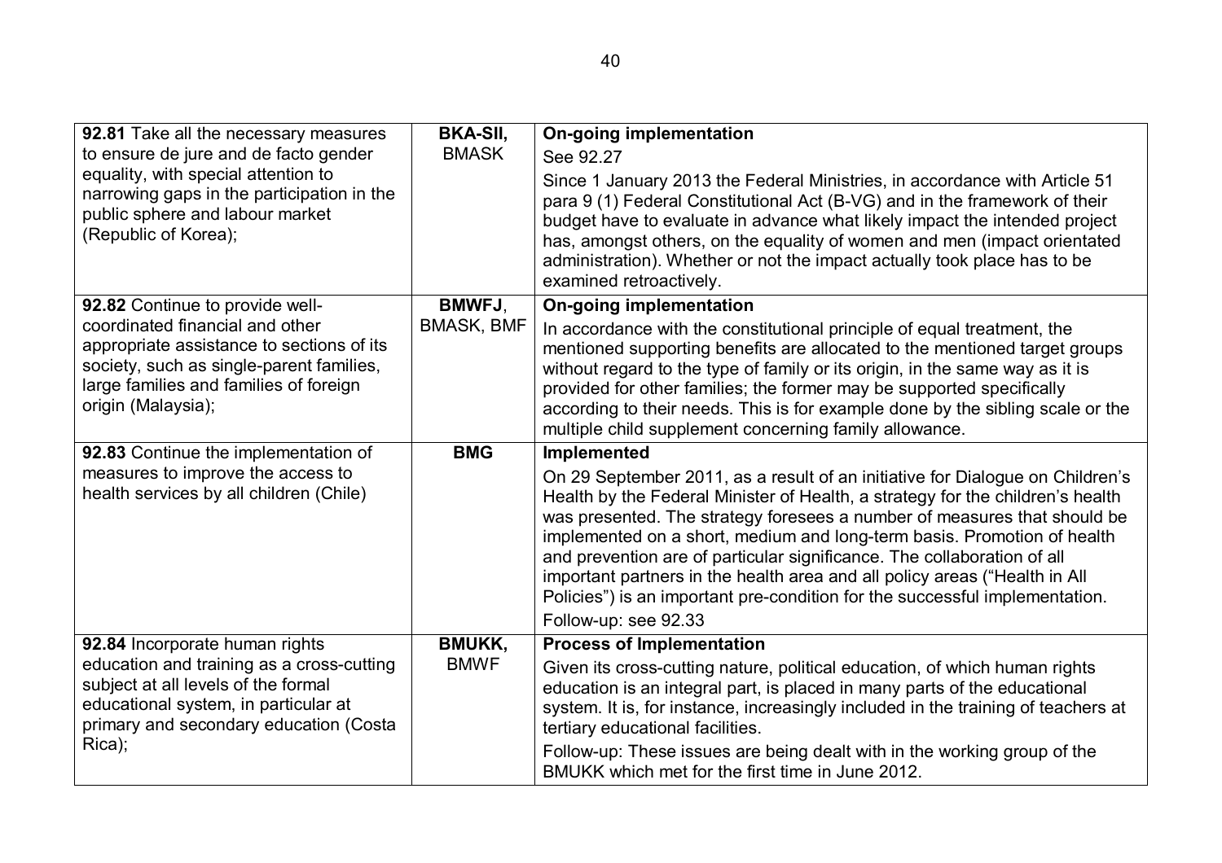| | | |
|---|---|---|
| **92.81** Take all the necessary measures to ensure de jure and de facto gender equality, with special attention to narrowing gaps in the participation in the public sphere and labour market (Republic of Korea); | **BKA-SII,** BMASK | **On-going implementation**<br>See 92.27<br>Since 1 January 2013 the Federal Ministries, in accordance with Article 51 para 9 (1) Federal Constitutional Act (B-VG) and in the framework of their budget have to evaluate in advance what likely impact the intended project has, amongst others, on the equality of women and men (impact orientated administration). Whether or not the impact actually took place has to be examined retroactively. |
| **92.82** Continue to provide well-coordinated financial and other appropriate assistance to sections of its society, such as single-parent families, large families and families of foreign origin (Malaysia); | **BMWFJ**, BMASK, BMF | **On-going implementation**<br>In accordance with the constitutional principle of equal treatment, the mentioned supporting benefits are allocated to the mentioned target groups without regard to the type of family or its origin, in the same way as it is provided for other families; the former may be supported specifically according to their needs. This is for example done by the sibling scale or the multiple child supplement concerning family allowance. |
| **92.83** Continue the implementation of measures to improve the access to health services by all children (Chile) | **BMG** | **Implemented**<br>On 29 September 2011, as a result of an initiative for Dialogue on Children's Health by the Federal Minister of Health, a strategy for the children's health was presented. The strategy foresees a number of measures that should be implemented on a short, medium and long-term basis. Promotion of health and prevention are of particular significance. The collaboration of all important partners in the health area and all policy areas ("Health in All Policies") is an important pre-condition for the successful implementation.<br>Follow-up: see 92.33 |
| **92.84** Incorporate human rights education and training as a cross-cutting subject at all levels of the formal educational system, in particular at primary and secondary education (Costa Rica); | **BMUKK,** BMWF | **Process of Implementation**<br>Given its cross-cutting nature, political education, of which human rights education is an integral part, is placed in many parts of the educational system. It is, for instance, increasingly included in the training of teachers at tertiary educational facilities.<br>Follow-up: These issues are being dealt with in the working group of the BMUKK which met for the first time in June 2012. |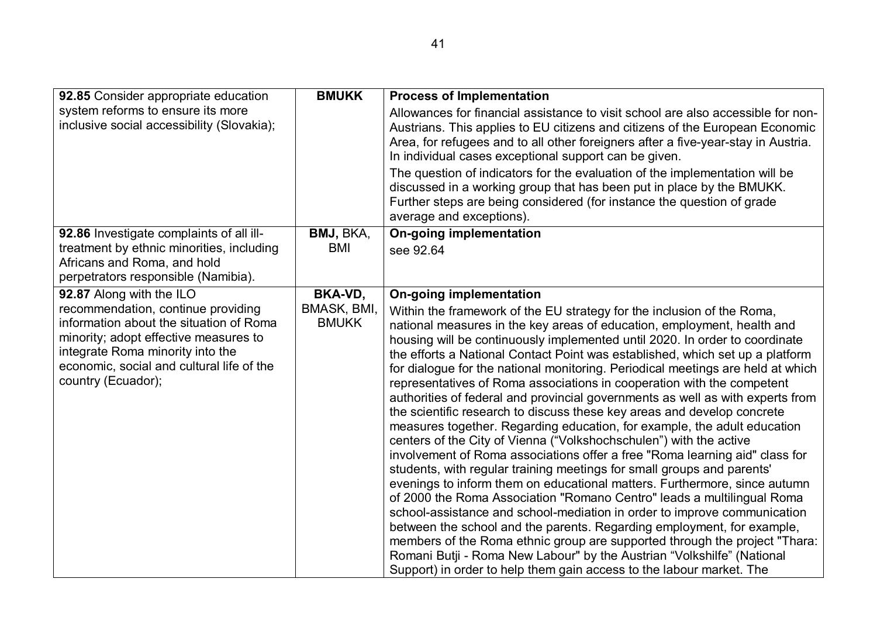| | | |
|---|---|---|
| **92.85** Consider appropriate education system reforms to ensure its more inclusive social accessibility (Slovakia); | **BMUKK** | **Process of Implementation**<br>Allowances for financial assistance to visit school are also accessible for non-Austrians. This applies to EU citizens and citizens of the European Economic Area, for refugees and to all other foreigners after a five-year-stay in Austria. In individual cases exceptional support can be given.<br>The question of indicators for the evaluation of the implementation will be discussed in a working group that has been put in place by the BMUKK. Further steps are being considered (for instance the question of grade average and exceptions). |
| **92.86** Investigate complaints of all ill-treatment by ethnic minorities, including Africans and Roma, and hold perpetrators responsible (Namibia). | **BMJ,** BKA, BMI | **On-going implementation**<br>see 92.64 |
| **92.87** Along with the ILO recommendation, continue providing information about the situation of Roma minority; adopt effective measures to integrate Roma minority into the economic, social and cultural life of the country (Ecuador); | **BKA-VD,** BMASK, BMI, BMUKK | **On-going implementation**<br>Within the framework of the EU strategy for the inclusion of the Roma, national measures in the key areas of education, employment, health and housing will be continuously implemented until 2020. In order to coordinate the efforts a National Contact Point was established, which set up a platform for dialogue for the national monitoring. Periodical meetings are held at which representatives of Roma associations in cooperation with the competent authorities of federal and provincial governments as well as with experts from the scientific research to discuss these key areas and develop concrete measures together. Regarding education, for example, the adult education centers of the City of Vienna ("Volkshochschulen") with the active involvement of Roma associations offer a free "Roma learning aid" class for students, with regular training meetings for small groups and parents' evenings to inform them on educational matters. Furthermore, since autumn of 2000 the Roma Association "Romano Centro" leads a multilingual Roma school-assistance and school-mediation in order to improve communication between the school and the parents. Regarding employment, for example, members of the Roma ethnic group are supported through the project "Thara: Romani Butji - Roma New Labour" by the Austrian "Volkshilfe" (National Support) in order to help them gain access to the labour market. The |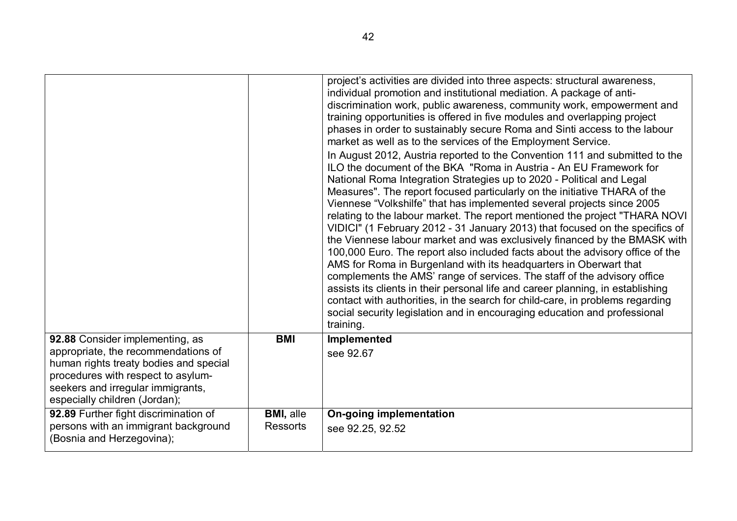| | | |
|---|---|---|
| | | project's activities are divided into three aspects: structural awareness, individual promotion and institutional mediation. A package of anti-discrimination work, public awareness, community work, empowerment and training opportunities is offered in five modules and overlapping project phases in order to sustainably secure Roma and Sinti access to the labour market as well as to the services of the Employment Service.<br>In August 2012, Austria reported to the Convention 111 and submitted to the ILO the document of the BKA "Roma in Austria - An EU Framework for National Roma Integration Strategies up to 2020 - Political and Legal Measures". The report focused particularly on the initiative THARA of the Viennese "Volkshilfe" that has implemented several projects since 2005 relating to the labour market. The report mentioned the project "THARA NOVI VIDICI" (1 February 2012 - 31 January 2013) that focused on the specifics of the Viennese labour market and was exclusively financed by the BMASK with 100,000 Euro. The report also included facts about the advisory office of the AMS for Roma in Burgenland with its headquarters in Oberwart that complements the AMS' range of services. The staff of the advisory office assists its clients in their personal life and career planning, in establishing contact with authorities, in the search for child-care, in problems regarding social security legislation and in encouraging education and professional training. |
| **92.88** Consider implementing, as appropriate, the recommendations of human rights treaty bodies and special procedures with respect to asylum-seekers and irregular immigrants, especially children (Jordan); | **BMI** | **Implemented**<br>see 92.67 |
| **92.89** Further fight discrimination of persons with an immigrant background (Bosnia and Herzegovina); | **BMI,** alle Ressorts | **On-going implementation**<br>see 92.25, 92.52 |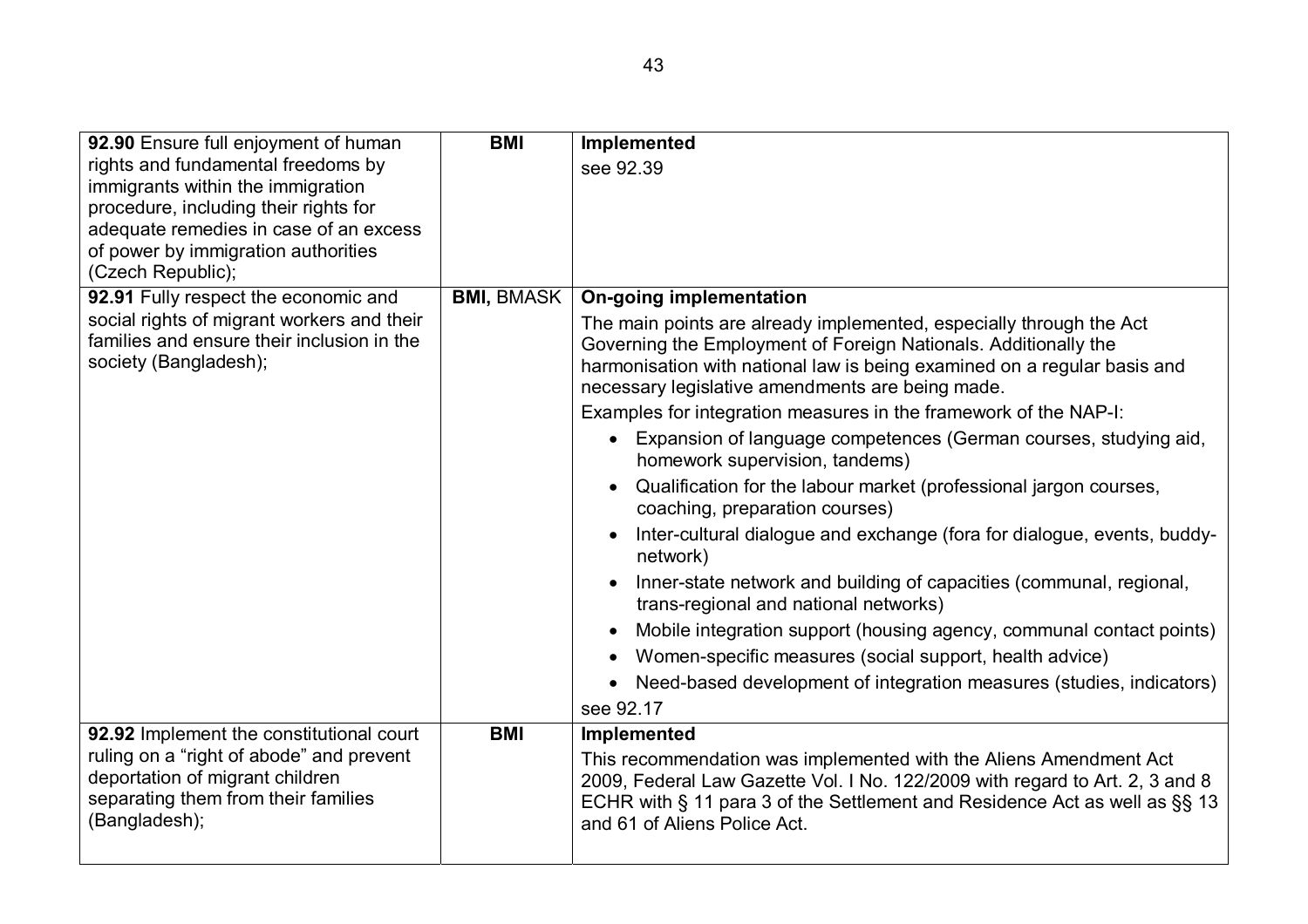| | | |
|---|---|---|
| **92.90** Ensure full enjoyment of human rights and fundamental freedoms by immigrants within the immigration procedure, including their rights for adequate remedies in case of an excess of power by immigration authorities (Czech Republic); | **BMI** | **Implemented**<br><br>see 92.39 |
| **92.91** Fully respect the economic and social rights of migrant workers and their families and ensure their inclusion in the society (Bangladesh); | **BMI,** BMASK | **On-going implementation**<br><br>The main points are already implemented, especially through the Act Governing the Employment of Foreign Nationals. Additionally the harmonisation with national law is being examined on a regular basis and necessary legislative amendments are being made.<br><br>Examples for integration measures in the framework of the NAP-I:<br>• Expansion of language competences (German courses, studying aid, homework supervision, tandems)<br>• Qualification for the labour market (professional jargon courses, coaching, preparation courses)<br>• Inter-cultural dialogue and exchange (fora for dialogue, events, buddy-network)<br>• Inner-state network and building of capacities (communal, regional, trans-regional and national networks)<br>• Mobile integration support (housing agency, communal contact points)<br>• Women-specific measures (social support, health advice)<br>• Need-based development of integration measures (studies, indicators)<br><br>see 92.17 |
| **92.92** Implement the constitutional court ruling on a "right of abode" and prevent deportation of migrant children separating them from their families (Bangladesh); | **BMI** | **Implemented**<br><br>This recommendation was implemented with the Aliens Amendment Act 2009, Federal Law Gazette Vol. I No. 122/2009 with regard to Art. 2, 3 and 8 ECHR with § 11 para 3 of the Settlement and Residence Act as well as §§ 13 and 61 of Aliens Police Act. |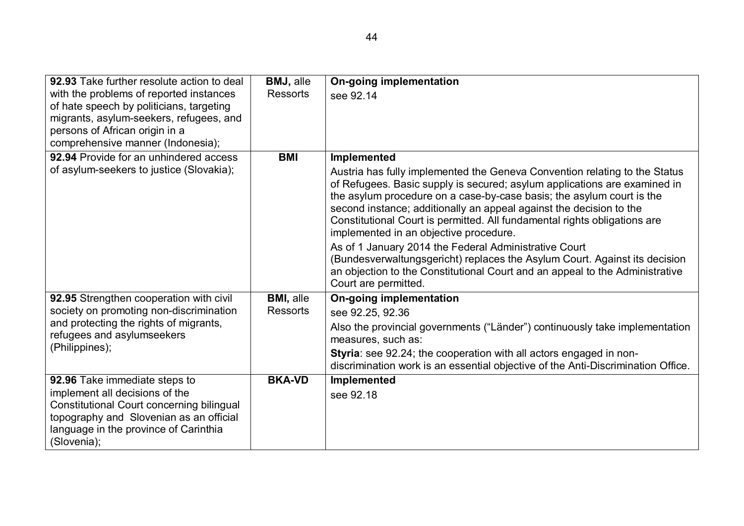| | | |
|---|---|---|
| **92.93** Take further resolute action to deal with the problems of reported instances of hate speech by politicians, targeting migrants, asylum-seekers, refugees, and persons of African origin in a comprehensive manner (Indonesia); | **BMJ,** alle Ressorts | **On-going implementation**<br>see 92.14 |
| **92.94** Provide for an unhindered access of asylum-seekers to justice (Slovakia); | **BMI** | **Implemented**<br>Austria has fully implemented the Geneva Convention relating to the Status of Refugees. Basic supply is secured; asylum applications are examined in the asylum procedure on a case-by-case basis; the asylum court is the second instance; additionally an appeal against the decision to the Constitutional Court is permitted. All fundamental rights obligations are implemented in an objective procedure.<br>As of 1 January 2014 the Federal Administrative Court (Bundesverwaltungsgericht) replaces the Asylum Court. Against its decision an objection to the Constitutional Court and an appeal to the Administrative Court are permitted. |
| **92.95** Strengthen cooperation with civil society on promoting non-discrimination and protecting the rights of migrants, refugees and asylumseekers (Philippines); | **BMI,** alle Ressorts | **On-going implementation**<br>see 92.25, 92.36<br>Also the provincial governments ("Länder") continuously take implementation measures, such as:<br>**Styria**: see 92.24; the cooperation with all actors engaged in non-discrimination work is an essential objective of the Anti-Discrimination Office. |
| **92.96** Take immediate steps to implement all decisions of the Constitutional Court concerning bilingual topography and Slovenian as an official language in the province of Carinthia (Slovenia); | **BKA-VD** | **Implemented**<br>see 92.18 |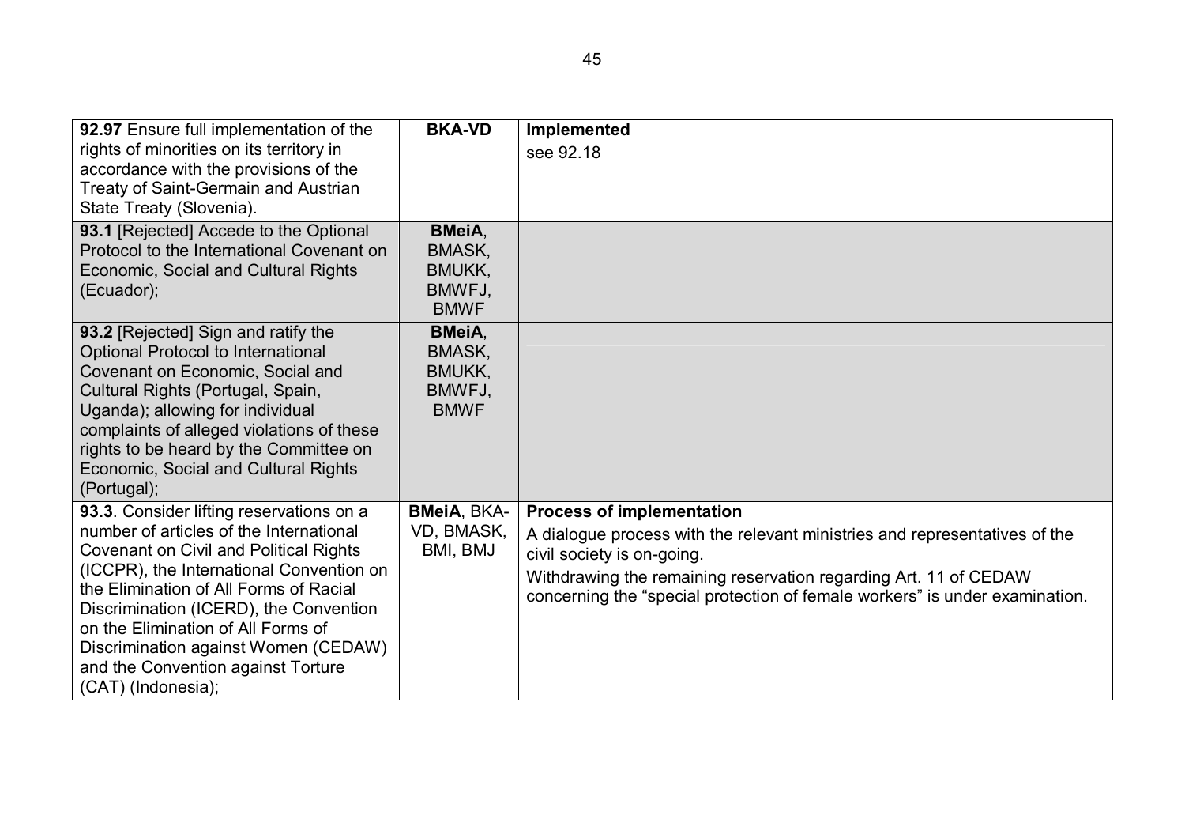| | | |
|---|---|---|
| **92.97** Ensure full implementation of the rights of minorities on its territory in accordance with the provisions of the Treaty of Saint-Germain and Austrian State Treaty (Slovenia). | **BKA-VD** | **Implemented**<br>see 92.18 |
| **93.1** [Rejected] Accede to the Optional Protocol to the International Covenant on Economic, Social and Cultural Rights (Ecuador); | **BMeiA**, BMASK, BMUKK, BMWFJ, BMWF | |
| **93.2** [Rejected] Sign and ratify the Optional Protocol to International Covenant on Economic, Social and Cultural Rights (Portugal, Spain, Uganda); allowing for individual complaints of alleged violations of these rights to be heard by the Committee on Economic, Social and Cultural Rights (Portugal); | **BMeiA**, BMASK, BMUKK, BMWFJ, BMWF | |
| **93.3**. Consider lifting reservations on a number of articles of the International Covenant on Civil and Political Rights (ICCPR), the International Convention on the Elimination of All Forms of Racial Discrimination (ICERD), the Convention on the Elimination of All Forms of Discrimination against Women (CEDAW) and the Convention against Torture (CAT) (Indonesia); | **BMeiA**, BKA-VD, BMASK, BMI, BMJ | **Process of implementation**<br>A dialogue process with the relevant ministries and representatives of the civil society is on-going.<br>Withdrawing the remaining reservation regarding Art. 11 of CEDAW concerning the "special protection of female workers" is under examination. |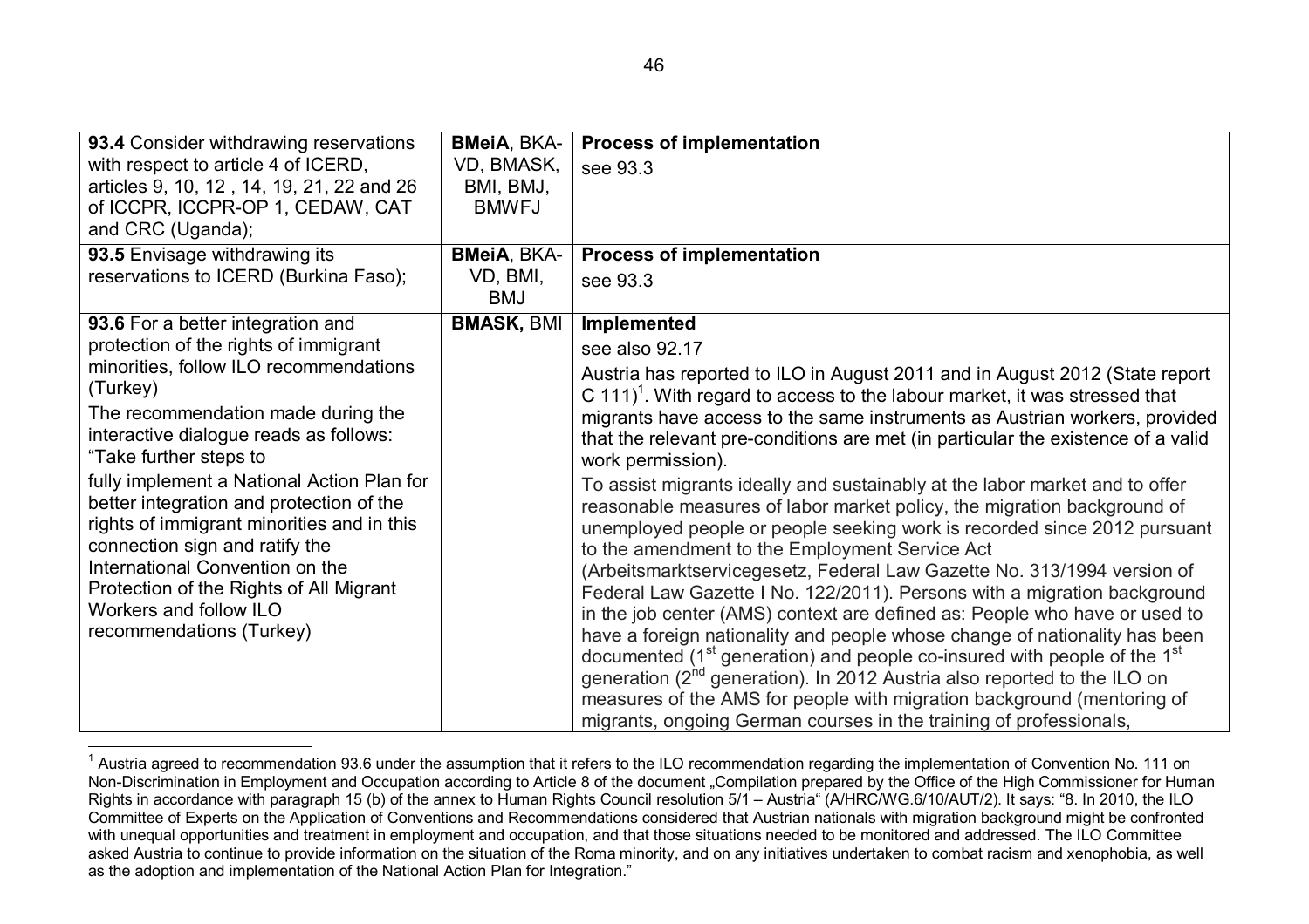| | | |
|---|---|---|
| **93.4** Consider withdrawing reservations with respect to article 4 of ICERD, articles 9, 10, 12 , 14, 19, 21, 22 and 26 of ICCPR, ICCPR-OP 1, CEDAW, CAT and CRC (Uganda); | **BMeiA**, BKA-VD, BMASK, BMI, BMJ, BMWFJ | **Process of implementation**<br>see 93.3 |
| **93.5** Envisage withdrawing its reservations to ICERD (Burkina Faso); | **BMeiA**, BKA-VD, BMI, BMJ | **Process of implementation**<br>see 93.3 |
| **93.6** For a better integration and protection of the rights of immigrant minorities, follow ILO recommendations (Turkey)<br>The recommendation made during the interactive dialogue reads as follows: "Take further steps to<br>fully implement a National Action Plan for better integration and protection of the rights of immigrant minorities and in this connection sign and ratify the International Convention on the Protection of the Rights of All Migrant Workers and follow ILO recommendations (Turkey) | **BMASK,** BMI | **Implemented**<br>see also 92.17<br>Austria has reported to ILO in August 2011 and in August 2012 (State report C 111)[1]. With regard to access to the labour market, it was stressed that migrants have access to the same instruments as Austrian workers, provided that the relevant pre-conditions are met (in particular the existence of a valid work permission).<br>To assist migrants ideally and sustainably at the labor market and to offer reasonable measures of labor market policy, the migration background of unemployed people or people seeking work is recorded since 2012 pursuant to the amendment to the Employment Service Act (Arbeitsmarktservicegesetz, Federal Law Gazette No. 313/1994 version of Federal Law Gazette I No. 122/2011). Persons with a migration background in the job center (AMS) context are defined as: People who have or used to have a foreign nationality and people whose change of nationality has been documented (1st generation) and people co-insured with people of the 1st generation (2nd generation). In 2012 Austria also reported to the ILO on measures of the AMS for people with migration background (mentoring of migrants, ongoing German courses in the training of professionals, |

[1] Austria agreed to recommendation 93.6 under the assumption that it refers to the ILO recommendation regarding the implementation of Convention No. 111 on Non-Discrimination in Employment and Occupation according to Article 8 of the document „Compilation prepared by the Office of the High Commissioner for Human Rights in accordance with paragraph 15 (b) of the annex to Human Rights Council resolution 5/1 – Austria" (A/HRC/WG.6/10/AUT/2). It says: "8. In 2010, the ILO Committee of Experts on the Application of Conventions and Recommendations considered that Austrian nationals with migration background might be confronted with unequal opportunities and treatment in employment and occupation, and that those situations needed to be monitored and addressed. The ILO Committee asked Austria to continue to provide information on the situation of the Roma minority, and on any initiatives undertaken to combat racism and xenophobia, as well as the adoption and implementation of the National Action Plan for Integration."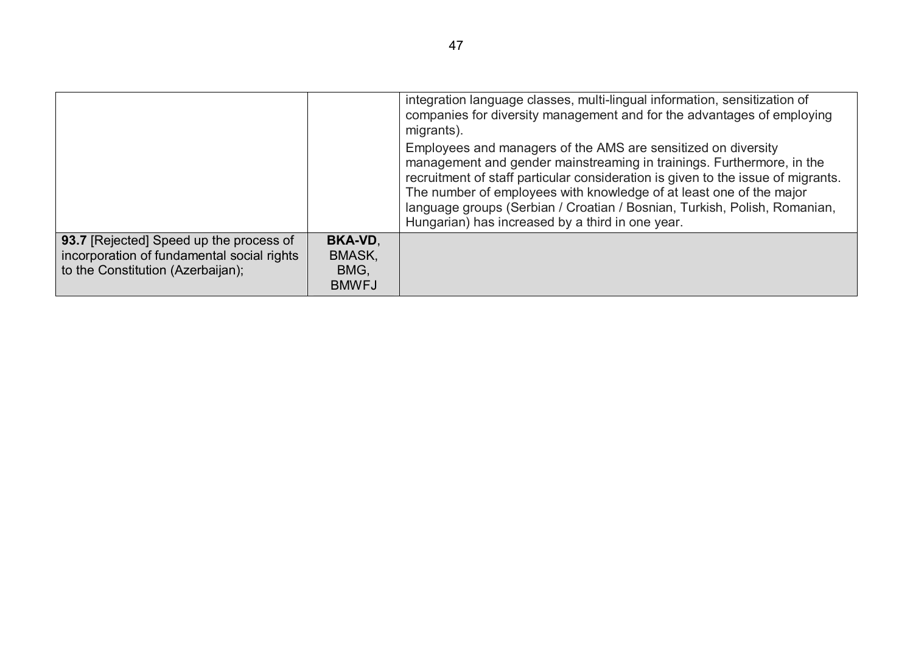| | | |
|---|---|---|
| | | integration language classes, multi-lingual information, sensitization of companies for diversity management and for the advantages of employing migrants).<br>Employees and managers of the AMS are sensitized on diversity management and gender mainstreaming in trainings. Furthermore, in the recruitment of staff particular consideration is given to the issue of migrants. The number of employees with knowledge of at least one of the major language groups (Serbian / Croatian / Bosnian, Turkish, Polish, Romanian, Hungarian) has increased by a third in one year. |
| **93.7** [Rejected] Speed up the process of incorporation of fundamental social rights to the Constitution (Azerbaijan); | **BKA-VD**, BMASK, BMG, BMWFJ | |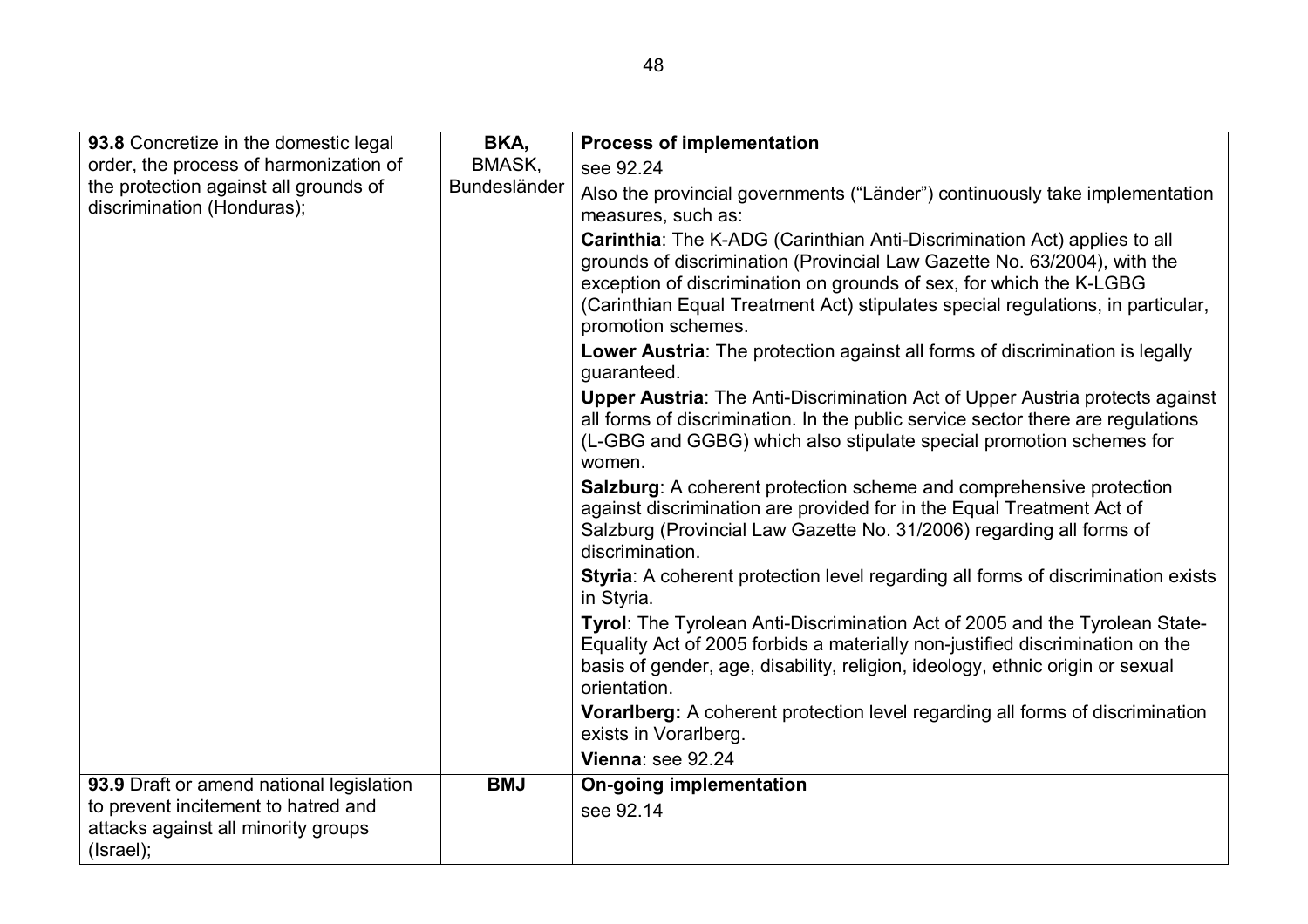| | | |
|---|---|---|
| **93.8** Concretize in the domestic legal order, the process of harmonization of the protection against all grounds of discrimination (Honduras); | **BKA,** BMASK, Bundesländer | **Process of implementation**<br>see 92.24<br>Also the provincial governments ("Länder") continuously take implementation measures, such as:<br>**Carinthia**: The K-ADG (Carinthian Anti-Discrimination Act) applies to all grounds of discrimination (Provincial Law Gazette No. 63/2004), with the exception of discrimination on grounds of sex, for which the K-LGBG (Carinthian Equal Treatment Act) stipulates special regulations, in particular, promotion schemes.<br>**Lower Austria**: The protection against all forms of discrimination is legally guaranteed.<br>**Upper Austria**: The Anti-Discrimination Act of Upper Austria protects against all forms of discrimination. In the public service sector there are regulations (L-GBG and GGBG) which also stipulate special promotion schemes for women.<br>**Salzburg**: A coherent protection scheme and comprehensive protection against discrimination are provided for in the Equal Treatment Act of Salzburg (Provincial Law Gazette No. 31/2006) regarding all forms of discrimination.<br>**Styria**: A coherent protection level regarding all forms of discrimination exists in Styria.<br>**Tyrol**: The Tyrolean Anti-Discrimination Act of 2005 and the Tyrolean State-Equality Act of 2005 forbids a materially non-justified discrimination on the basis of gender, age, disability, religion, ideology, ethnic origin or sexual orientation.<br>**Vorarlberg:** A coherent protection level regarding all forms of discrimination exists in Vorarlberg.<br>**Vienna**: see 92.24 |
| **93.9** Draft or amend national legislation to prevent incitement to hatred and attacks against all minority groups (Israel); | **BMJ** | **On-going implementation**<br>see 92.14 |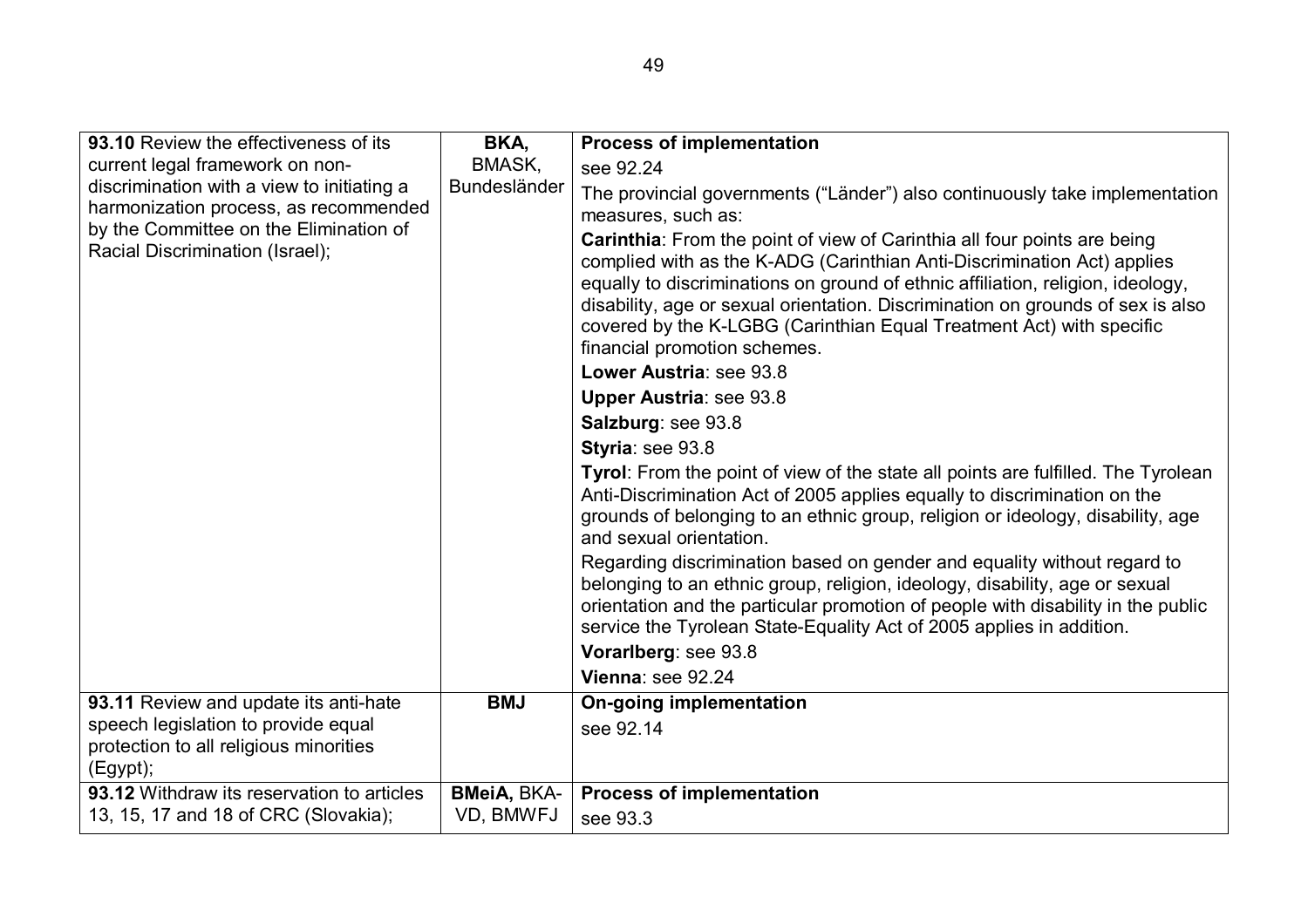| | | |
|---|---|---|
| **93.10** Review the effectiveness of its current legal framework on non-discrimination with a view to initiating a harmonization process, as recommended by the Committee on the Elimination of Racial Discrimination (Israel); | **BKA,** BMASK, Bundesländer | **Process of implementation**<br>see 92.24<br>The provincial governments ("Länder") also continuously take implementation measures, such as:<br>**Carinthia**: From the point of view of Carinthia all four points are being complied with as the K-ADG (Carinthian Anti-Discrimination Act) applies equally to discriminations on ground of ethnic affiliation, religion, ideology, disability, age or sexual orientation. Discrimination on grounds of sex is also covered by the K-LGBG (Carinthian Equal Treatment Act) with specific financial promotion schemes.<br>**Lower Austria**: see 93.8<br>**Upper Austria**: see 93.8<br>**Salzburg**: see 93.8<br>**Styria**: see 93.8<br>**Tyrol**: From the point of view of the state all points are fulfilled. The Tyrolean Anti-Discrimination Act of 2005 applies equally to discrimination on the grounds of belonging to an ethnic group, religion or ideology, disability, age and sexual orientation.<br>Regarding discrimination based on gender and equality without regard to belonging to an ethnic group, religion, ideology, disability, age or sexual orientation and the particular promotion of people with disability in the public service the Tyrolean State-Equality Act of 2005 applies in addition.<br>**Vorarlberg**: see 93.8<br>**Vienna**: see 92.24 |
| **93.11** Review and update its anti-hate speech legislation to provide equal protection to all religious minorities (Egypt); | **BMJ** | **On-going implementation**<br>see 92.14 |
| **93.12** Withdraw its reservation to articles 13, 15, 17 and 18 of CRC (Slovakia); | **BMeiA,** BKA-VD, BMWFJ | **Process of implementation**<br>see 93.3 |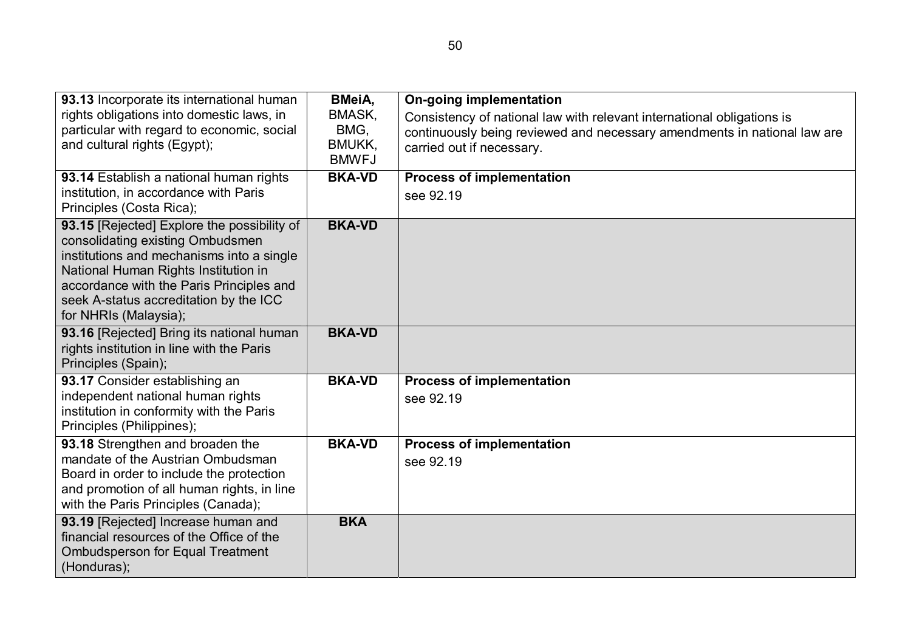| | | |
|---|---|---|
| **93.13** Incorporate its international human rights obligations into domestic laws, in particular with regard to economic, social and cultural rights (Egypt); | **BMeiA,** BMASK, BMG, BMUKK, BMWFJ | **On-going implementation**<br>Consistency of national law with relevant international obligations is continuously being reviewed and necessary amendments in national law are carried out if necessary. |
| **93.14** Establish a national human rights institution, in accordance with Paris Principles (Costa Rica); | **BKA-VD** | **Process of implementation**<br>see 92.19 |
| **93.15** [Rejected] Explore the possibility of consolidating existing Ombudsmen institutions and mechanisms into a single National Human Rights Institution in accordance with the Paris Principles and seek A-status accreditation by the ICC for NHRIs (Malaysia); | **BKA-VD** | |
| **93.16** [Rejected] Bring its national human rights institution in line with the Paris Principles (Spain); | **BKA-VD** | |
| **93.17** Consider establishing an independent national human rights institution in conformity with the Paris Principles (Philippines); | **BKA-VD** | **Process of implementation**<br>see 92.19 |
| **93.18** Strengthen and broaden the mandate of the Austrian Ombudsman Board in order to include the protection and promotion of all human rights, in line with the Paris Principles (Canada); | **BKA-VD** | **Process of implementation**<br>see 92.19 |
| **93.19** [Rejected] Increase human and financial resources of the Office of the Ombudsperson for Equal Treatment (Honduras); | **BKA** | |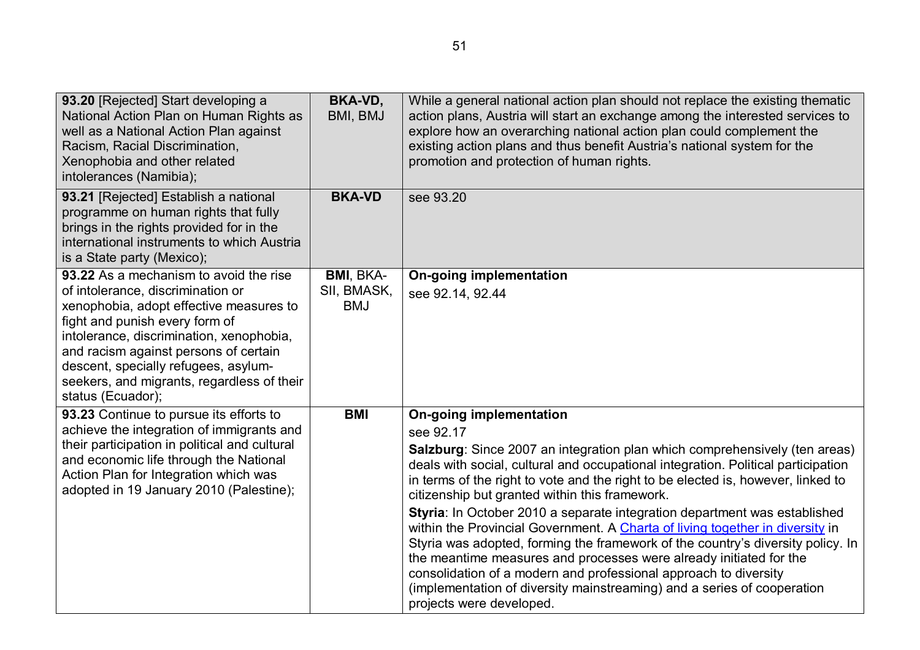| | | |
|---|---|---|
| **93.20** [Rejected] Start developing a National Action Plan on Human Rights as well as a National Action Plan against Racism, Racial Discrimination, Xenophobia and other related intolerances (Namibia); | **BKA-VD,** BMI, BMJ | While a general national action plan should not replace the existing thematic action plans, Austria will start an exchange among the interested services to explore how an overarching national action plan could complement the existing action plans and thus benefit Austria's national system for the promotion and protection of human rights. |
| **93.21** [Rejected] Establish a national programme on human rights that fully brings in the rights provided for in the international instruments to which Austria is a State party (Mexico); | **BKA-VD** | see 93.20 |
| **93.22** As a mechanism to avoid the rise of intolerance, discrimination or xenophobia, adopt effective measures to fight and punish every form of intolerance, discrimination, xenophobia, and racism against persons of certain descent, specially refugees, asylum-seekers, and migrants, regardless of their status (Ecuador); | **BMI**, BKA-SII, BMASK, BMJ | **On-going implementation**<br>see 92.14, 92.44 |
| **93.23** Continue to pursue its efforts to achieve the integration of immigrants and their participation in political and cultural and economic life through the National Action Plan for Integration which was adopted in 19 January 2010 (Palestine); | **BMI** | **On-going implementation**<br>see 92.17<br>**Salzburg**: Since 2007 an integration plan which comprehensively (ten areas) deals with social, cultural and occupational integration. Political participation in terms of the right to vote and the right to be elected is, however, linked to citizenship but granted within this framework.<br>**Styria**: In October 2010 a separate integration department was established within the Provincial Government. A Charta of living together in diversity in Styria was adopted, forming the framework of the country's diversity policy. In the meantime measures and processes were already initiated for the consolidation of a modern and professional approach to diversity (implementation of diversity mainstreaming) and a series of cooperation projects were developed. |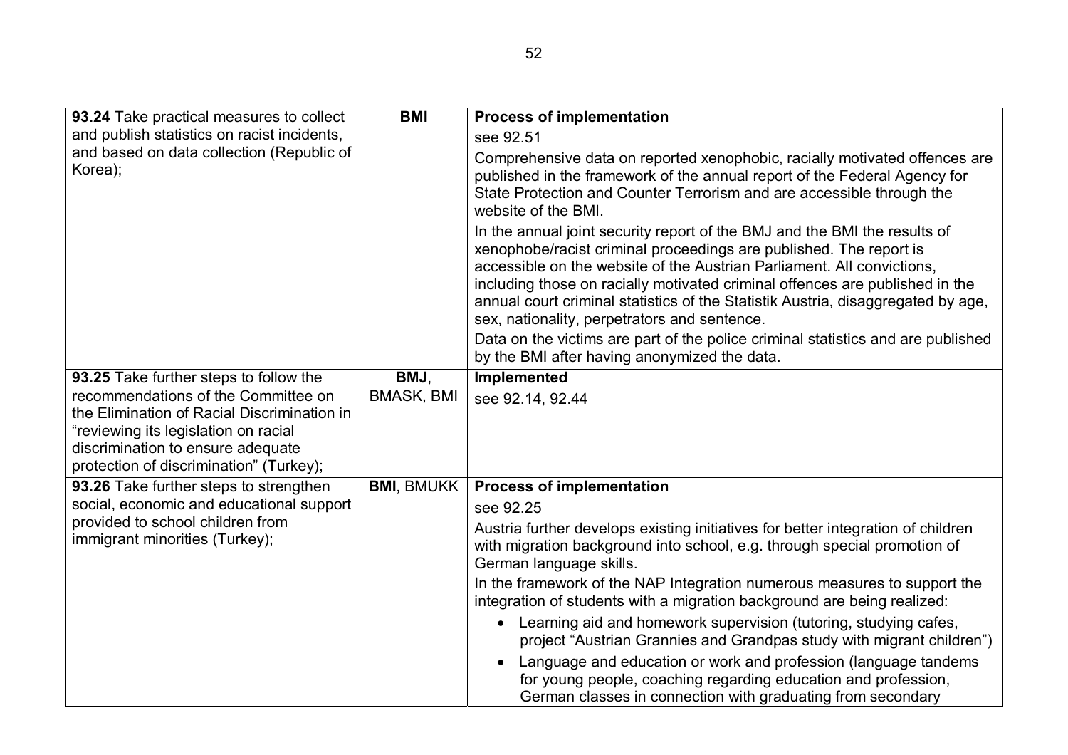| | | |
|---|---|---|
| **93.24** Take practical measures to collect and publish statistics on racist incidents, and based on data collection (Republic of Korea); | **BMI** | **Process of implementation**<br>see 92.51<br>Comprehensive data on reported xenophobic, racially motivated offences are published in the framework of the annual report of the Federal Agency for State Protection and Counter Terrorism and are accessible through the website of the BMI.<br>In the annual joint security report of the BMJ and the BMI the results of xenophobe/racist criminal proceedings are published. The report is accessible on the website of the Austrian Parliament. All convictions, including those on racially motivated criminal offences are published in the annual court criminal statistics of the Statistik Austria, disaggregated by age, sex, nationality, perpetrators and sentence.<br>Data on the victims are part of the police criminal statistics and are published by the BMI after having anonymized the data. |
| **93.25** Take further steps to follow the recommendations of the Committee on the Elimination of Racial Discrimination in "reviewing its legislation on racial discrimination to ensure adequate protection of discrimination" (Turkey); | **BMJ**, BMASK, BMI | **Implemented**<br>see 92.14, 92.44 |
| **93.26** Take further steps to strengthen social, economic and educational support provided to school children from immigrant minorities (Turkey); | **BMI**, BMUKK | **Process of implementation**<br>see 92.25<br>Austria further develops existing initiatives for better integration of children with migration background into school, e.g. through special promotion of German language skills.<br>In the framework of the NAP Integration numerous measures to support the integration of students with a migration background are being realized:<br>• Learning aid and homework supervision (tutoring, studying cafes, project "Austrian Grannies and Grandpas study with migrant children")<br>• Language and education or work and profession (language tandems for young people, coaching regarding education and profession, German classes in connection with graduating from secondary |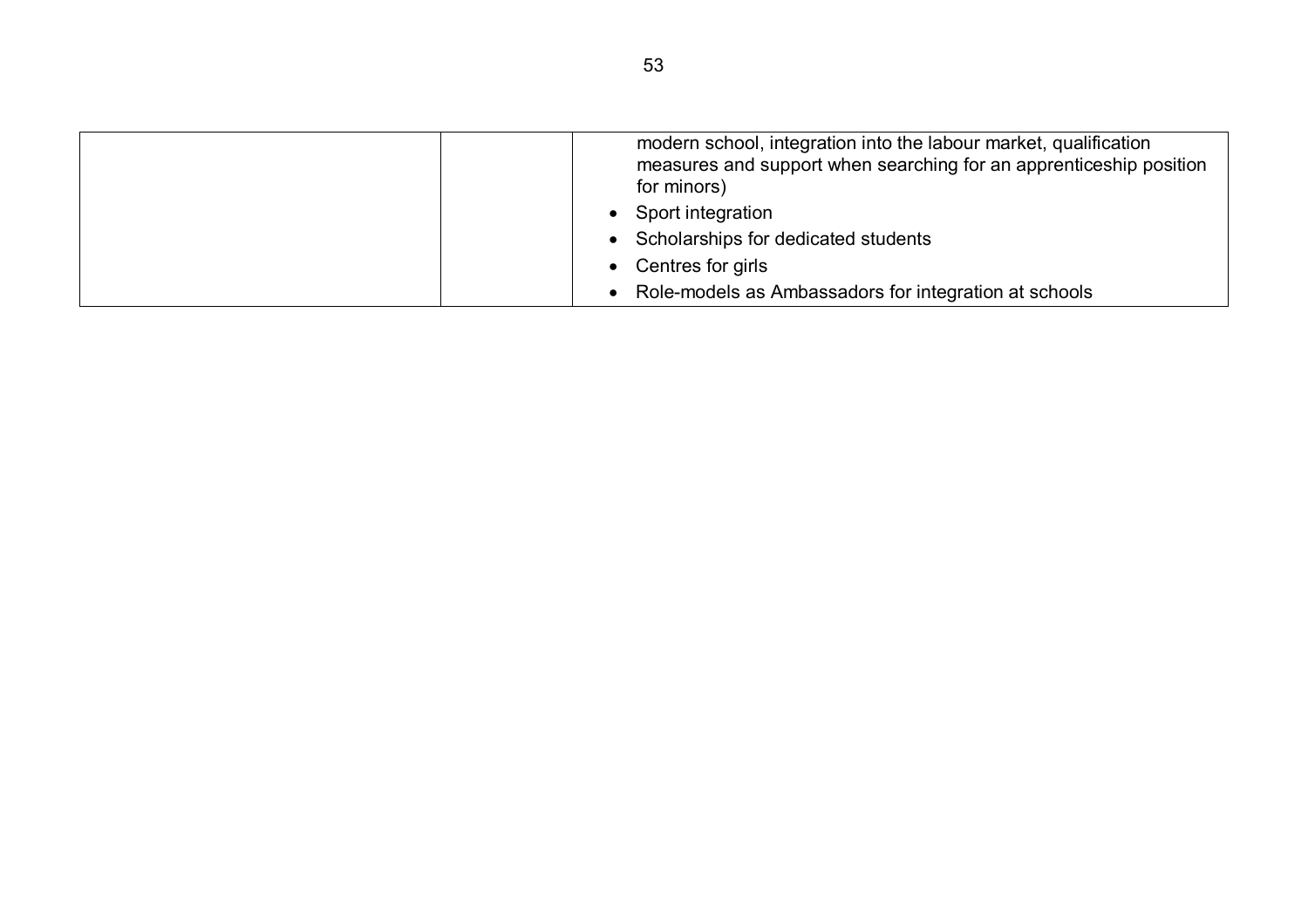| | | |
|---|---|---|
| | | modern school, integration into the labour market, qualification measures and support when searching for an apprenticeship position for minors)<br>• Sport integration<br>• Scholarships for dedicated students<br>• Centres for girls<br>• Role-models as Ambassadors for integration at schools |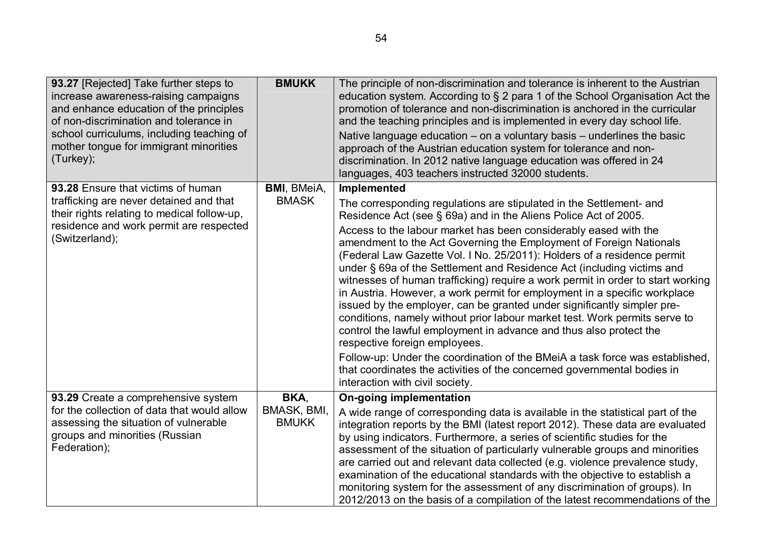| | | |
|---|---|---|
| **93.27** [Rejected] Take further steps to increase awareness-raising campaigns and enhance education of the principles of non-discrimination and tolerance in school curriculums, including teaching of mother tongue for immigrant minorities (Turkey); | **BMUKK** | The principle of non-discrimination and tolerance is inherent to the Austrian education system. According to § 2 para 1 of the School Organisation Act the promotion of tolerance and non-discrimination is anchored in the curricular and the teaching principles and is implemented in every day school life.<br>Native language education – on a voluntary basis – underlines the basic approach of the Austrian education system for tolerance and non-discrimination. In 2012 native language education was offered in 24 languages, 403 teachers instructed 32000 students. |
| **93.28** Ensure that victims of human trafficking are never detained and that their rights relating to medical follow-up, residence and work permit are respected (Switzerland); | **BMI**, BMeiA, BMASK | **Implemented**<br>The corresponding regulations are stipulated in the Settlement- and Residence Act (see § 69a) and in the Aliens Police Act of 2005.<br>Access to the labour market has been considerably eased with the amendment to the Act Governing the Employment of Foreign Nationals (Federal Law Gazette Vol. I No. 25/2011): Holders of a residence permit under § 69a of the Settlement and Residence Act (including victims and witnesses of human trafficking) require a work permit in order to start working in Austria. However, a work permit for employment in a specific workplace issued by the employer, can be granted under significantly simpler pre-conditions, namely without prior labour market test. Work permits serve to control the lawful employment in advance and thus also protect the respective foreign employees.<br>Follow-up: Under the coordination of the BMeiA a task force was established, that coordinates the activities of the concerned governmental bodies in interaction with civil society. |
| **93.29** Create a comprehensive system for the collection of data that would allow assessing the situation of vulnerable groups and minorities (Russian Federation); | **BKA**, BMASK, BMI, BMUKK | **On-going implementation**<br>A wide range of corresponding data is available in the statistical part of the integration reports by the BMI (latest report 2012). These data are evaluated by using indicators. Furthermore, a series of scientific studies for the assessment of the situation of particularly vulnerable groups and minorities are carried out and relevant data collected (e.g. violence prevalence study, examination of the educational standards with the objective to establish a monitoring system for the assessment of any discrimination of groups). In 2012/2013 on the basis of a compilation of the latest recommendations of the |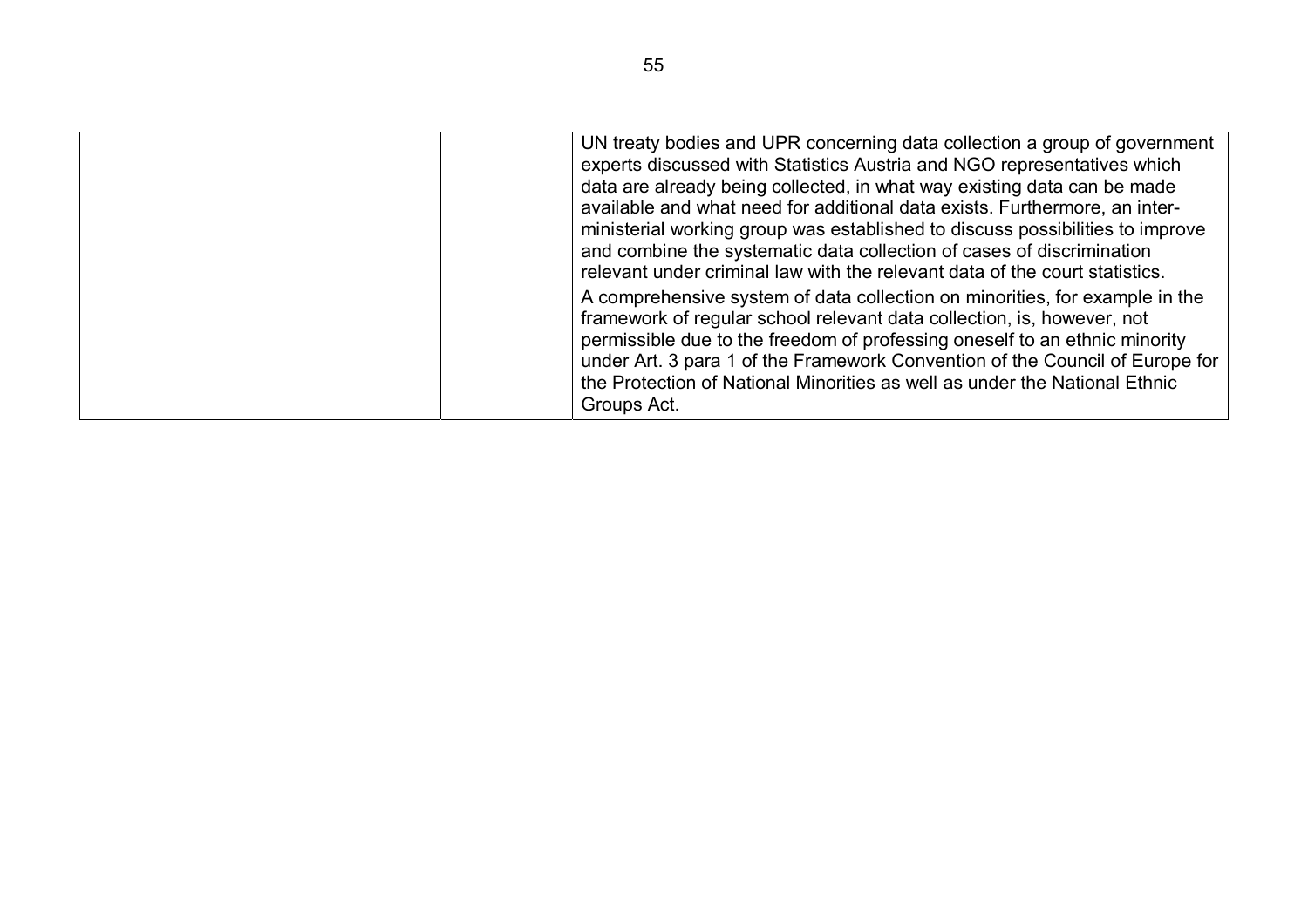| | | |
|---|---|---|
| | | UN treaty bodies and UPR concerning data collection a group of government experts discussed with Statistics Austria and NGO representatives which data are already being collected, in what way existing data can be made available and what need for additional data exists. Furthermore, an inter-ministerial working group was established to discuss possibilities to improve and combine the systematic data collection of cases of discrimination relevant under criminal law with the relevant data of the court statistics.<br>A comprehensive system of data collection on minorities, for example in the framework of regular school relevant data collection, is, however, not permissible due to the freedom of professing oneself to an ethnic minority under Art. 3 para 1 of the Framework Convention of the Council of Europe for the Protection of National Minorities as well as under the National Ethnic Groups Act. |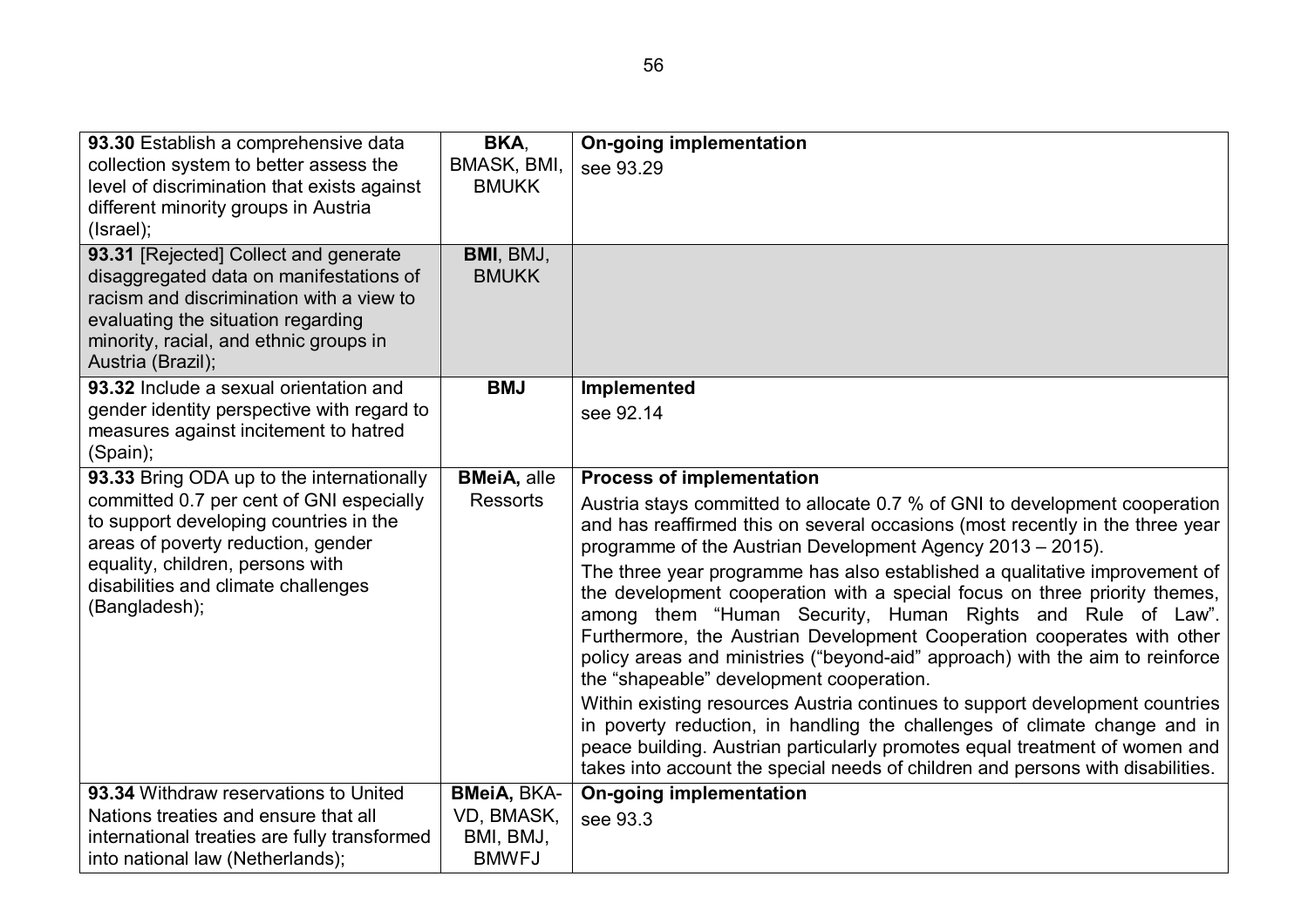| | | |
|---|---|---|
| **93.30** Establish a comprehensive data collection system to better assess the level of discrimination that exists against different minority groups in Austria (Israel); | **BKA**, BMASK, BMI, BMUKK | **On-going implementation**<br>see 93.29 |
| **93.31** [Rejected] Collect and generate disaggregated data on manifestations of racism and discrimination with a view to evaluating the situation regarding minority, racial, and ethnic groups in Austria (Brazil); | **BMI**, BMJ, BMUKK | |
| **93.32** Include a sexual orientation and gender identity perspective with regard to measures against incitement to hatred (Spain); | **BMJ** | **Implemented**<br>see 92.14 |
| **93.33** Bring ODA up to the internationally committed 0.7 per cent of GNI especially to support developing countries in the areas of poverty reduction, gender equality, children, persons with disabilities and climate challenges (Bangladesh); | **BMeiA,** alle Ressorts | **Process of implementation**<br>Austria stays committed to allocate 0.7 % of GNI to development cooperation and has reaffirmed this on several occasions (most recently in the three year programme of the Austrian Development Agency 2013 – 2015).<br>The three year programme has also established a qualitative improvement of the development cooperation with a special focus on three priority themes, among them "Human Security, Human Rights and Rule of Law". Furthermore, the Austrian Development Cooperation cooperates with other policy areas and ministries ("beyond-aid" approach) with the aim to reinforce the "shapeable" development cooperation.<br>Within existing resources Austria continues to support development countries in poverty reduction, in handling the challenges of climate change and in peace building. Austrian particularly promotes equal treatment of women and takes into account the special needs of children and persons with disabilities. |
| **93.34** Withdraw reservations to United Nations treaties and ensure that all international treaties are fully transformed into national law (Netherlands); | **BMeiA,** BKA-VD, BMASK, BMI, BMJ, BMWFJ | **On-going implementation**<br>see 93.3 |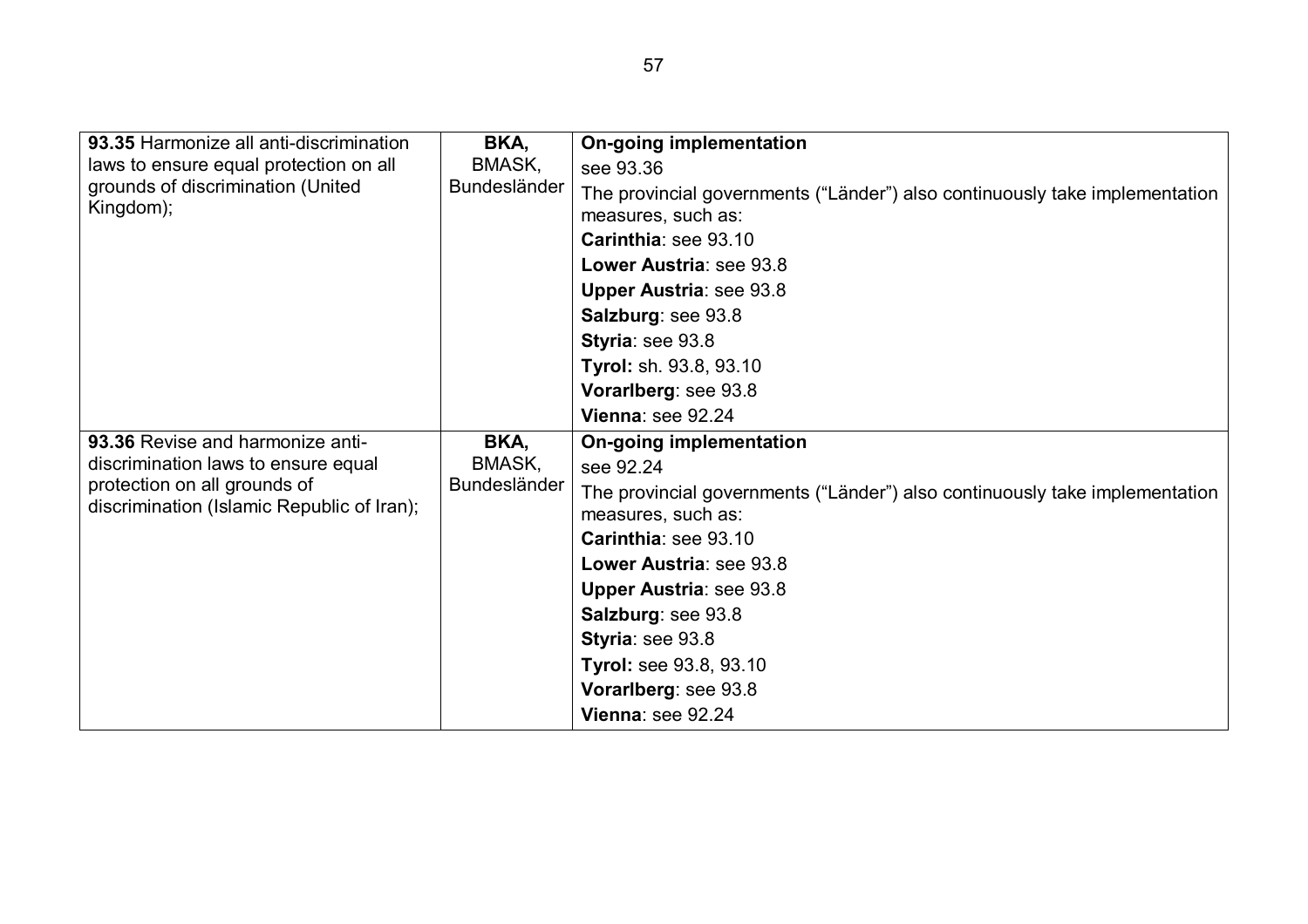| | | |
|---|---|---|
| **93.35** Harmonize all anti-discrimination laws to ensure equal protection on all grounds of discrimination (United Kingdom); | **BKA,** BMASK, Bundesländer | **On-going implementation**<br>see 93.36<br>The provincial governments ("Länder") also continuously take implementation measures, such as:<br>**Carinthia**: see 93.10<br>**Lower Austria**: see 93.8<br>**Upper Austria**: see 93.8<br>**Salzburg**: see 93.8<br>**Styria**: see 93.8<br>**Tyrol:** sh. 93.8, 93.10<br>**Vorarlberg**: see 93.8<br>**Vienna**: see 92.24 |
| **93.36** Revise and harmonize anti-discrimination laws to ensure equal protection on all grounds of discrimination (Islamic Republic of Iran); | **BKA,** BMASK, Bundesländer | **On-going implementation**<br>see 92.24<br>The provincial governments ("Länder") also continuously take implementation measures, such as:<br>**Carinthia**: see 93.10<br>**Lower Austria**: see 93.8<br>**Upper Austria**: see 93.8<br>**Salzburg**: see 93.8<br>**Styria**: see 93.8<br>**Tyrol:** see 93.8, 93.10<br>**Vorarlberg**: see 93.8<br>**Vienna**: see 92.24 |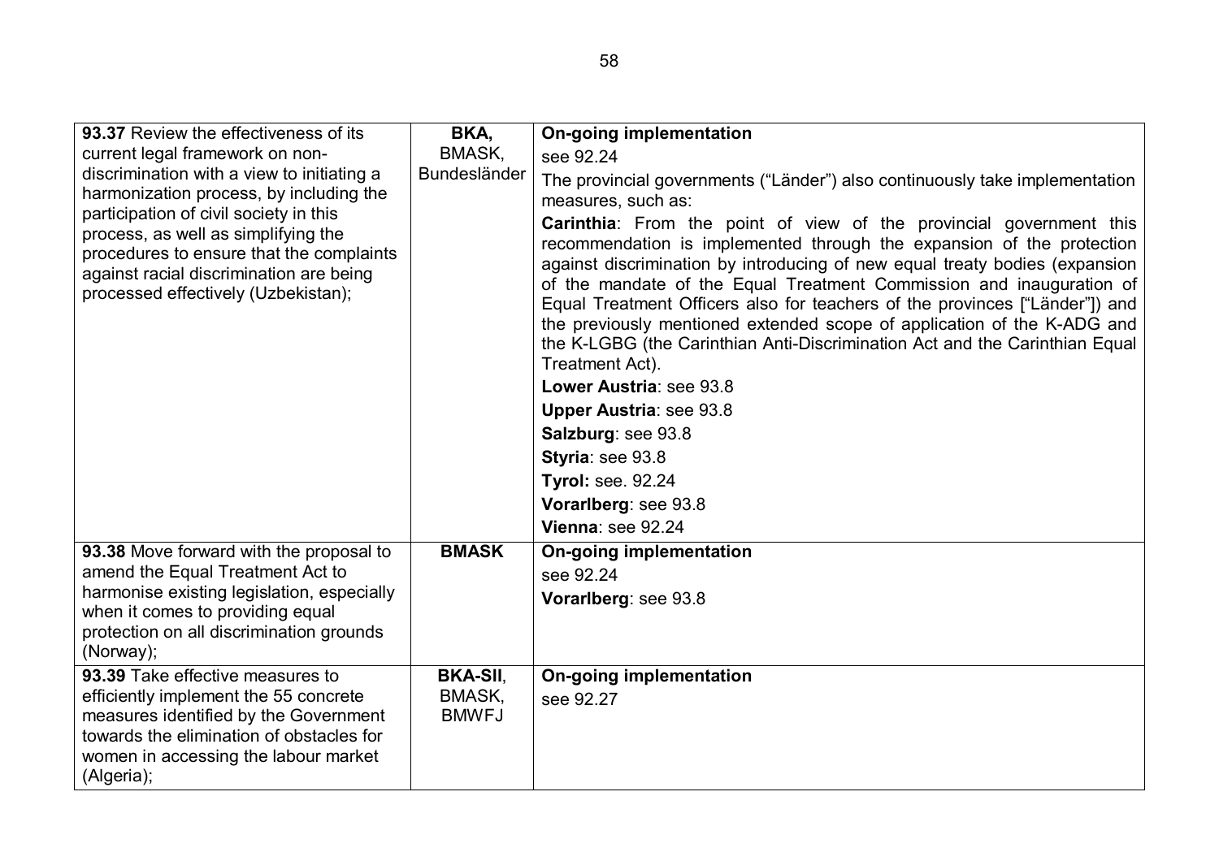| | | |
|---|---|---|
| **93.37** Review the effectiveness of its current legal framework on non-discrimination with a view to initiating a harmonization process, by including the participation of civil society in this process, as well as simplifying the procedures to ensure that the complaints against racial discrimination are being processed effectively (Uzbekistan); | **BKA,** BMASK, Bundesländer | **On-going implementation**<br>see 92.24<br>The provincial governments ("Länder") also continuously take implementation measures, such as:<br>**Carinthia**: From the point of view of the provincial government this recommendation is implemented through the expansion of the protection against discrimination by introducing of new equal treaty bodies (expansion of the mandate of the Equal Treatment Commission and inauguration of Equal Treatment Officers also for teachers of the provinces ["Länder"]) and the previously mentioned extended scope of application of the K-ADG and the K-LGBG (the Carinthian Anti-Discrimination Act and the Carinthian Equal Treatment Act).<br>**Lower Austria**: see 93.8<br>**Upper Austria**: see 93.8<br>**Salzburg**: see 93.8<br>**Styria**: see 93.8<br>**Tyrol:** see. 92.24<br>**Vorarlberg**: see 93.8<br>**Vienna**: see 92.24 |
| **93.38** Move forward with the proposal to amend the Equal Treatment Act to harmonise existing legislation, especially when it comes to providing equal protection on all discrimination grounds (Norway); | **BMASK** | **On-going implementation**<br>see 92.24<br>**Vorarlberg**: see 93.8 |
| **93.39** Take effective measures to efficiently implement the 55 concrete measures identified by the Government towards the elimination of obstacles for women in accessing the labour market (Algeria); | **BKA-SII**, BMASK, BMWFJ | **On-going implementation**<br>see 92.27 |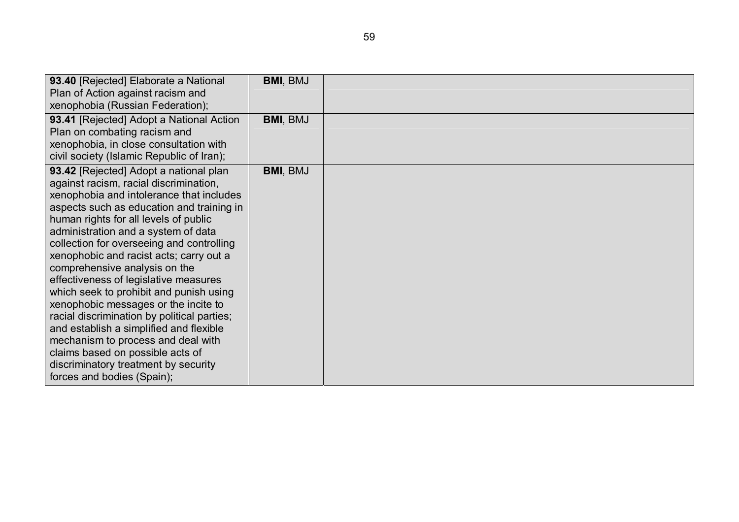| | | |
|---|---|---|
| **93.40** [Rejected] Elaborate a National Plan of Action against racism and xenophobia (Russian Federation); | **BMI**, BMJ | |
| **93.41** [Rejected] Adopt a National Action Plan on combating racism and xenophobia, in close consultation with civil society (Islamic Republic of Iran); | **BMI**, BMJ | |
| **93.42** [Rejected] Adopt a national plan against racism, racial discrimination, xenophobia and intolerance that includes aspects such as education and training in human rights for all levels of public administration and a system of data collection for overseeing and controlling xenophobic and racist acts; carry out a comprehensive analysis on the effectiveness of legislative measures which seek to prohibit and punish using xenophobic messages or the incite to racial discrimination by political parties; and establish a simplified and flexible mechanism to process and deal with claims based on possible acts of discriminatory treatment by security forces and bodies (Spain); | **BMI**, BMJ | |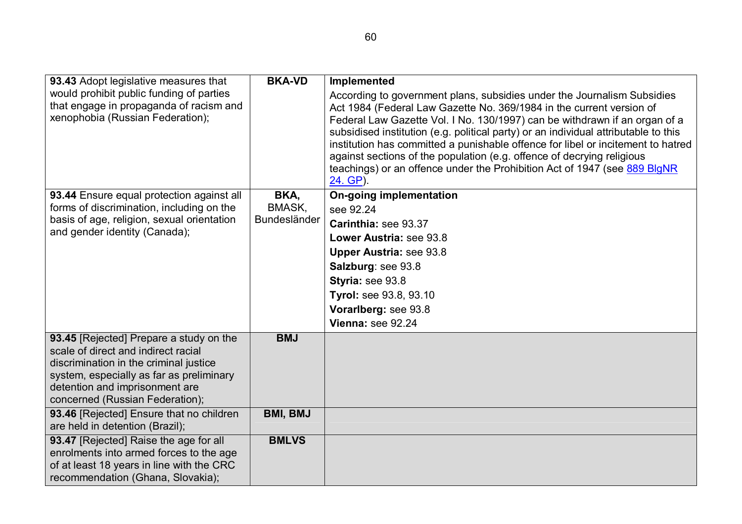| | | |
|---|---|---|
| **93.43** Adopt legislative measures that would prohibit public funding of parties that engage in propaganda of racism and xenophobia (Russian Federation); | **BKA-VD** | **Implemented**<br>According to government plans, subsidies under the Journalism Subsidies Act 1984 (Federal Law Gazette No. 369/1984 in the current version of Federal Law Gazette Vol. I No. 130/1997) can be withdrawn if an organ of a subsidised institution (e.g. political party) or an individual attributable to this institution has committed a punishable offence for libel or incitement to hatred against sections of the population (e.g. offence of decrying religious teachings) or an offence under the Prohibition Act of 1947 (see 889 BlgNR 24. GP). |
| **93.44** Ensure equal protection against all forms of discrimination, including on the basis of age, religion, sexual orientation and gender identity (Canada); | **BKA, BMASK, Bundesländer** | **On-going implementation**<br>see 92.24<br>**Carinthia:** see 93.37<br>**Lower Austria:** see 93.8<br>**Upper Austria:** see 93.8<br>**Salzburg**: see 93.8<br>**Styria:** see 93.8<br>**Tyrol:** see 93.8, 93.10<br>**Vorarlberg:** see 93.8<br>**Vienna:** see 92.24 |
| **93.45** [Rejected] Prepare a study on the scale of direct and indirect racial discrimination in the criminal justice system, especially as far as preliminary detention and imprisonment are concerned (Russian Federation); | **BMJ** | |
| **93.46** [Rejected] Ensure that no children are held in detention (Brazil); | **BMI, BMJ** | |
| **93.47** [Rejected] Raise the age for all enrolments into armed forces to the age of at least 18 years in line with the CRC recommendation (Ghana, Slovakia); | **BMLVS** | |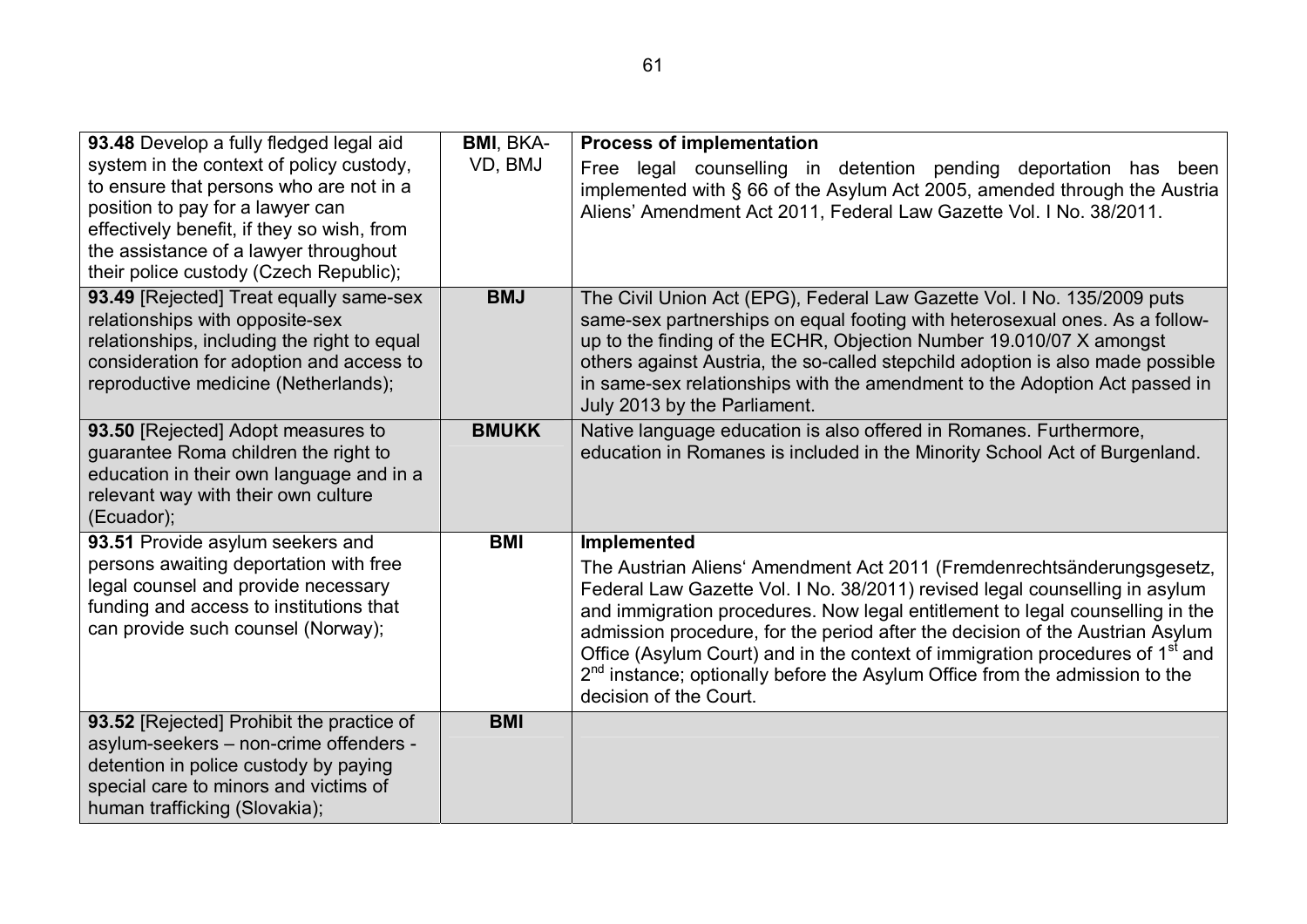| | | |
|---|---|---|
| **93.48** Develop a fully fledged legal aid system in the context of policy custody, to ensure that persons who are not in a position to pay for a lawyer can effectively benefit, if they so wish, from the assistance of a lawyer throughout their police custody (Czech Republic); | **BMI**, BKA-VD, BMJ | **Process of implementation**<br>Free legal counselling in detention pending deportation has been implemented with § 66 of the Asylum Act 2005, amended through the Austria Aliens' Amendment Act 2011, Federal Law Gazette Vol. I No. 38/2011. |
| **93.49** [Rejected] Treat equally same-sex relationships with opposite-sex relationships, including the right to equal consideration for adoption and access to reproductive medicine (Netherlands); | **BMJ** | The Civil Union Act (EPG), Federal Law Gazette Vol. I No. 135/2009 puts same-sex partnerships on equal footing with heterosexual ones. As a follow-up to the finding of the ECHR, Objection Number 19.010/07 X amongst others against Austria, the so-called stepchild adoption is also made possible in same-sex relationships with the amendment to the Adoption Act passed in July 2013 by the Parliament. |
| **93.50** [Rejected] Adopt measures to guarantee Roma children the right to education in their own language and in a relevant way with their own culture (Ecuador); | **BMUKK** | Native language education is also offered in Romanes. Furthermore, education in Romanes is included in the Minority School Act of Burgenland. |
| **93.51** Provide asylum seekers and persons awaiting deportation with free legal counsel and provide necessary funding and access to institutions that can provide such counsel (Norway); | **BMI** | **Implemented**<br>The Austrian Aliens' Amendment Act 2011 (Fremdenrechtsänderungsgesetz, Federal Law Gazette Vol. I No. 38/2011) revised legal counselling in asylum and immigration procedures. Now legal entitlement to legal counselling in the admission procedure, for the period after the decision of the Austrian Asylum Office (Asylum Court) and in the context of immigration procedures of 1st and 2nd instance; optionally before the Asylum Office from the admission to the decision of the Court. |
| **93.52** [Rejected] Prohibit the practice of asylum-seekers – non-crime offenders - detention in police custody by paying special care to minors and victims of human trafficking (Slovakia); | **BMI** | |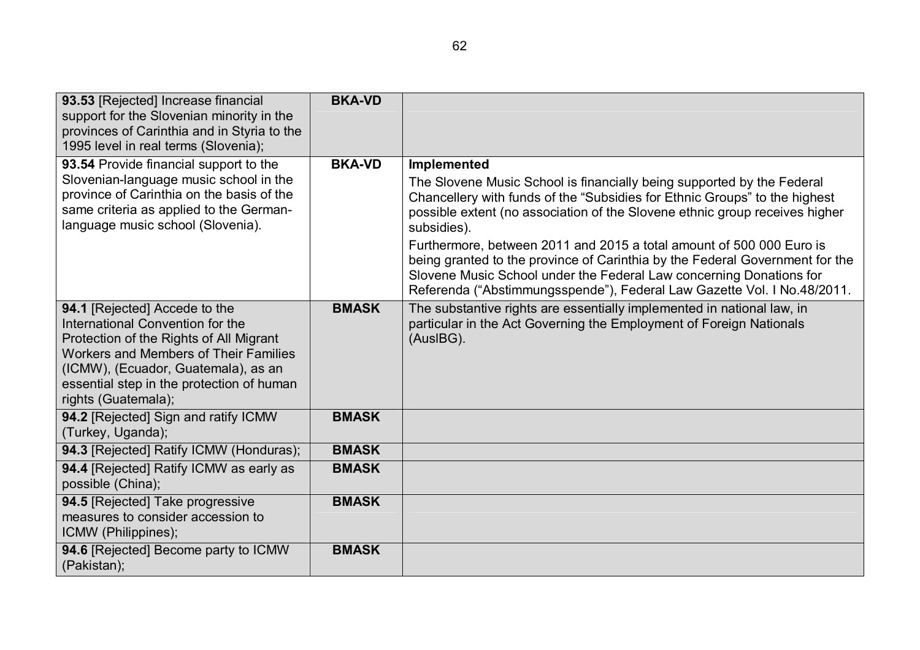| | | |
|---|---|---|
| **93.53** [Rejected] Increase financial support for the Slovenian minority in the provinces of Carinthia and in Styria to the 1995 level in real terms (Slovenia); | **BKA-VD** | |
| **93.54** Provide financial support to the Slovenian-language music school in the province of Carinthia on the basis of the same criteria as applied to the German-language music school (Slovenia). | **BKA-VD** | **Implemented**<br>The Slovene Music School is financially being supported by the Federal Chancellery with funds of the "Subsidies for Ethnic Groups" to the highest possible extent (no association of the Slovene ethnic group receives higher subsidies).<br>Furthermore, between 2011 and 2015 a total amount of 500 000 Euro is being granted to the province of Carinthia by the Federal Government for the Slovene Music School under the Federal Law concerning Donations for Referenda ("Abstimmungsspende"), Federal Law Gazette Vol. I No.48/2011. |
| **94.1** [Rejected] Accede to the International Convention for the Protection of the Rights of All Migrant Workers and Members of Their Families (ICMW), (Ecuador, Guatemala), as an essential step in the protection of human rights (Guatemala); | **BMASK** | The substantive rights are essentially implemented in national law, in particular in the Act Governing the Employment of Foreign Nationals (AuslBG). |
| **94.2** [Rejected] Sign and ratify ICMW (Turkey, Uganda); | **BMASK** | |
| **94.3** [Rejected] Ratify ICMW (Honduras); | **BMASK** | |
| **94.4** [Rejected] Ratify ICMW as early as possible (China); | **BMASK** | |
| **94.5** [Rejected] Take progressive measures to consider accession to ICMW (Philippines); | **BMASK** | |
| **94.6** [Rejected] Become party to ICMW (Pakistan); | **BMASK** | |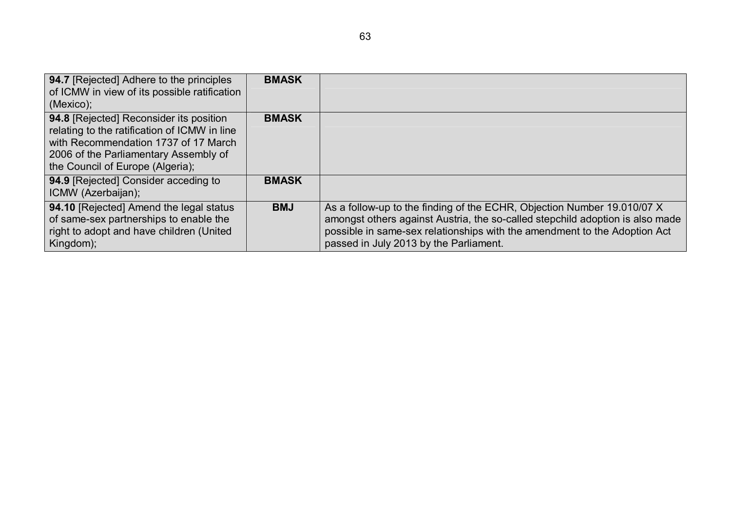| | | |
|---|---|---|
| **94.7** [Rejected] Adhere to the principles of ICMW in view of its possible ratification (Mexico); | **BMASK** | |
| **94.8** [Rejected] Reconsider its position relating to the ratification of ICMW in line with Recommendation 1737 of 17 March 2006 of the Parliamentary Assembly of the Council of Europe (Algeria); | **BMASK** | |
| **94.9** [Rejected] Consider acceding to ICMW (Azerbaijan); | **BMASK** | |
| **94.10** [Rejected] Amend the legal status of same-sex partnerships to enable the right to adopt and have children (United Kingdom); | **BMJ** | As a follow-up to the finding of the ECHR, Objection Number 19.010/07 X amongst others against Austria, the so-called stepchild adoption is also made possible in same-sex relationships with the amendment to the Adoption Act passed in July 2013 by the Parliament. |